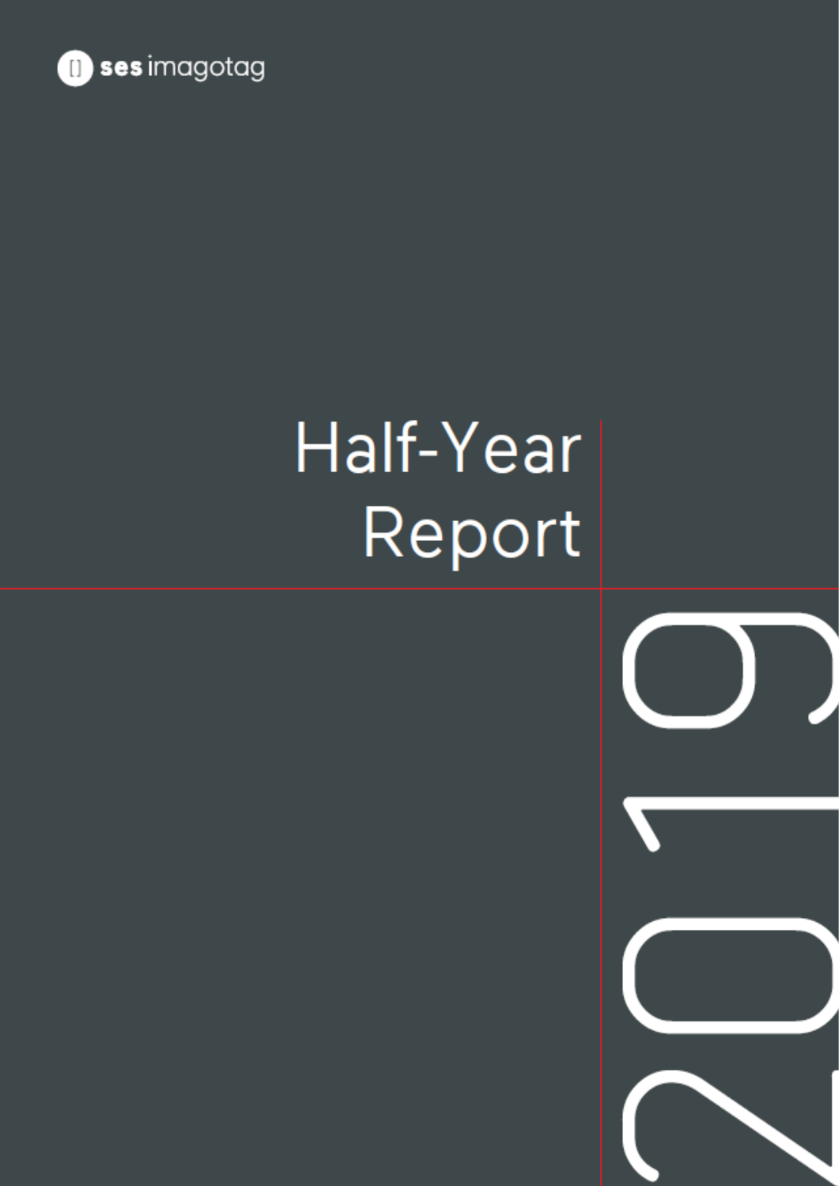ses imagotag

# Half-Year Report

2019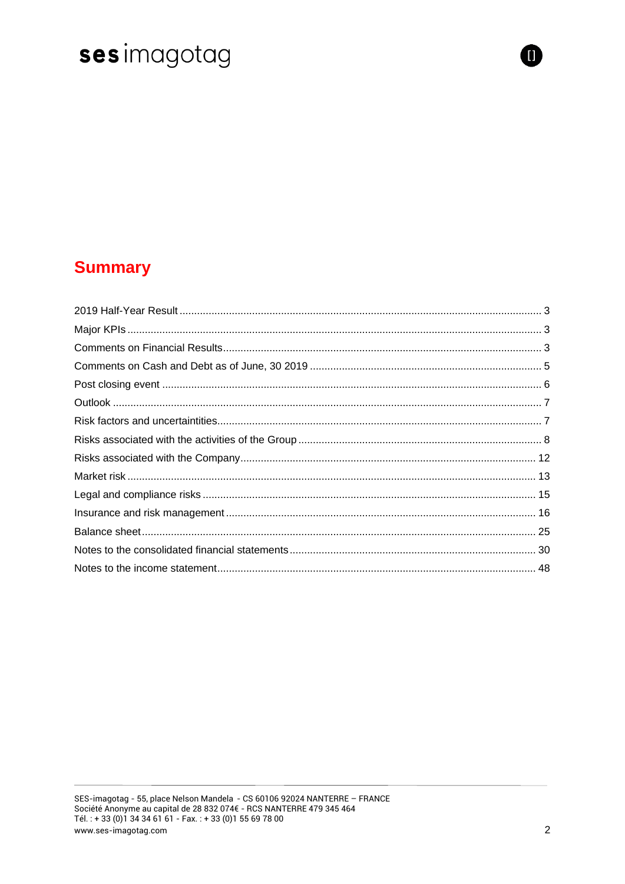## Summary

| | |
|---|---|
| 2019 Half-Year Result | 3 |
| Major KPIs | 3 |
| Comments on Financial Results | 3 |
| Comments on Cash and Debt as of June, 30 2019 | 5 |
| Post closing event | 6 |
| Outlook | 7 |
| Risk factors and uncertaintities | 7 |
| Risks associated with the activities of the Group | 8 |
| Risks associated with the Company | 12 |
| Market risk | 13 |
| Legal and compliance risks | 15 |
| Insurance and risk management | 16 |
| Balance sheet | 25 |
| Notes to the consolidated financial statements | 30 |
| Notes to the income statement | 48 |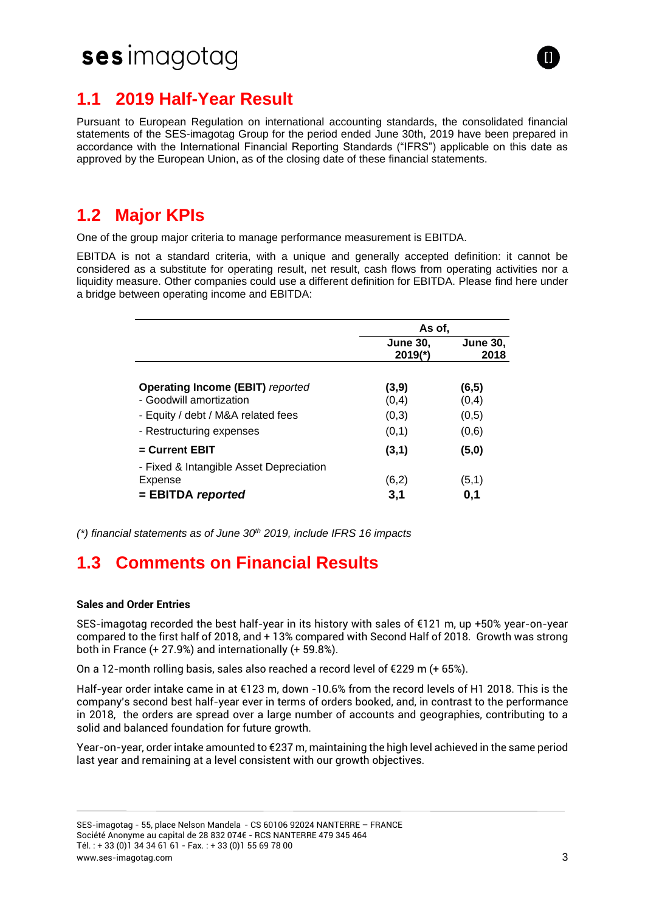## 1.1 2019 Half-Year Result

Pursuant to European Regulation on international accounting standards, the consolidated financial statements of the SES-imagotag Group for the period ended June 30th, 2019 have been prepared in accordance with the International Financial Reporting Standards ("IFRS") applicable on this date as approved by the European Union, as of the closing date of these financial statements.

## 1.2 Major KPIs

One of the group major criteria to manage performance measurement is EBITDA.

EBITDA is not a standard criteria, with a unique and generally accepted definition: it cannot be considered as a substitute for operating result, net result, cash flows from operating activities nor a liquidity measure. Other companies could use a different definition for EBITDA. Please find here under a bridge between operating income and EBITDA:

| | As of, | |
|---|---|---|
| | **June 30, 2019(\*)** | **June 30, 2018** |
| **Operating Income (EBIT)** *reported* | **(3,9)** | **(6,5)** |
| - Goodwill amortization | (0,4) | (0,4) |
| - Equity / debt / M&A related fees | (0,3) | (0,5) |
| - Restructuring expenses | (0,1) | (0,6) |
| **= Current EBIT** | **(3,1)** | **(5,0)** |
| - Fixed & Intangible Asset Depreciation Expense | (6,2) | (5,1) |
| **= EBITDA *reported*** | **3,1** | **0,1** |

*(\*) financial statements as of June 30th 2019, include IFRS 16 impacts*

## 1.3 Comments on Financial Results

**Sales and Order Entries**

SES-imagotag recorded the best half-year in its history with sales of €121 m, up +50% year-on-year compared to the first half of 2018, and + 13% compared with Second Half of 2018. Growth was strong both in France (+ 27.9%) and internationally (+ 59.8%).

On a 12-month rolling basis, sales also reached a record level of €229 m (+ 65%).

Half-year order intake came in at €123 m, down -10.6% from the record levels of H1 2018. This is the company's second best half-year ever in terms of orders booked, and, in contrast to the performance in 2018, the orders are spread over a large number of accounts and geographies, contributing to a solid and balanced foundation for future growth.

Year-on-year, order intake amounted to €237 m, maintaining the high level achieved in the same period last year and remaining at a level consistent with our growth objectives.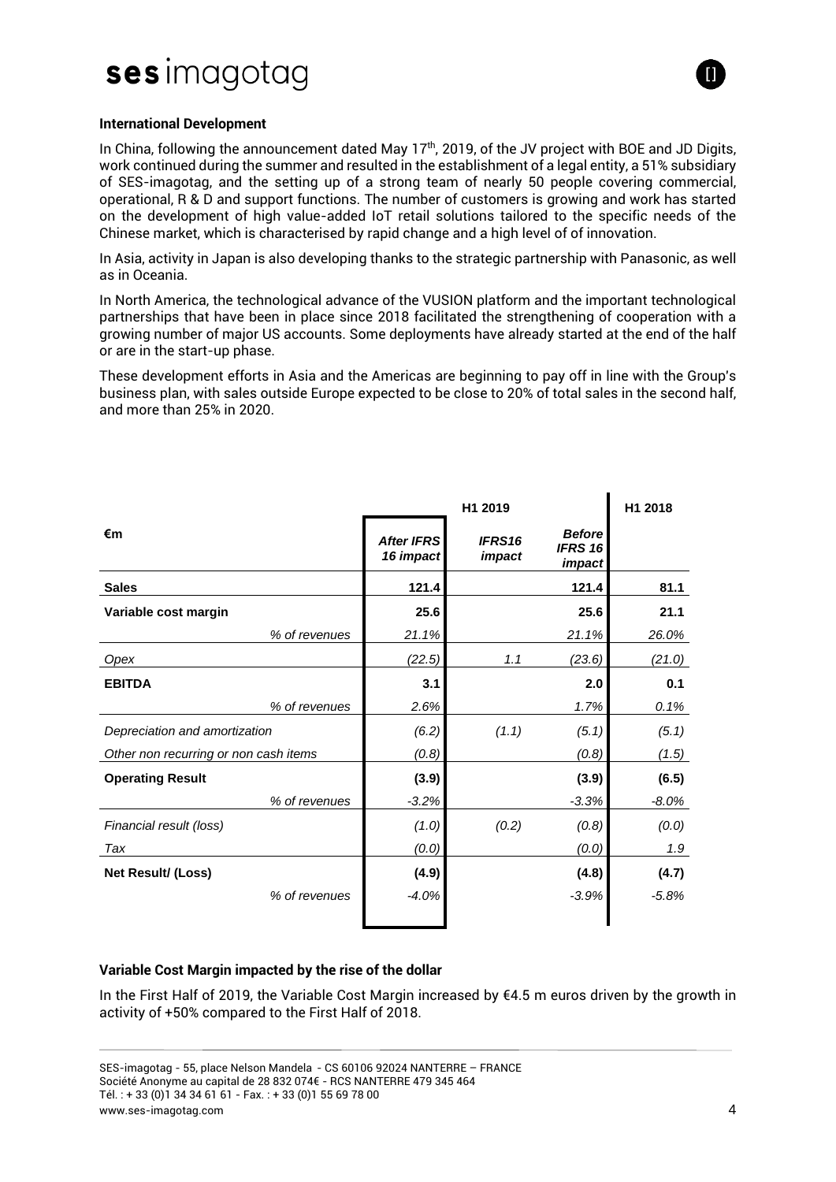**International Development**

In China, following the announcement dated May 17th, 2019, of the JV project with BOE and JD Digits, work continued during the summer and resulted in the establishment of a legal entity, a 51% subsidiary of SES-imagotag, and the setting up of a strong team of nearly 50 people covering commercial, operational, R & D and support functions. The number of customers is growing and work has started on the development of high value-added IoT retail solutions tailored to the specific needs of the Chinese market, which is characterised by rapid change and a high level of of innovation.

In Asia, activity in Japan is also developing thanks to the strategic partnership with Panasonic, as well as in Oceania.

In North America, the technological advance of the VUSION platform and the important technological partnerships that have been in place since 2018 facilitated the strengthening of cooperation with a growing number of major US accounts. Some deployments have already started at the end of the half or are in the start-up phase.

These development efforts in Asia and the Americas are beginning to pay off in line with the Group's business plan, with sales outside Europe expected to be close to 20% of total sales in the second half, and more than 25% in 2020.

| €m | H1 2019 | | | H1 2018 |
|---|---|---|---|---|
| | *After IFRS 16 impact* | *IFRS16 impact* | *Before IFRS 16 impact* | |
| **Sales** | **121.4** | | **121.4** | **81.1** |
| **Variable cost margin** | **25.6** | | **25.6** | **21.1** |
| *% of revenues* | *21.1%* | | *21.1%* | *26.0%* |
| *Opex* | *(22.5)* | *1.1* | *(23.6)* | *(21.0)* |
| **EBITDA** | **3.1** | | **2.0** | **0.1** |
| *% of revenues* | *2.6%* | | *1.7%* | *0.1%* |
| *Depreciation and amortization* | *(6.2)* | *(1.1)* | *(5.1)* | *(5.1)* |
| *Other non recurring or non cash items* | *(0.8)* | | *(0.8)* | *(1.5)* |
| **Operating Result** | **(3.9)** | | **(3.9)** | **(6.5)** |
| *% of revenues* | *-3.2%* | | *-3.3%* | *-8.0%* |
| *Financial result (loss)* | *(1.0)* | *(0.2)* | *(0.8)* | *(0.0)* |
| *Tax* | *(0.0)* | | *(0.0)* | *1.9* |
| **Net Result/ (Loss)** | **(4.9)** | | **(4.8)** | **(4.7)** |
| *% of revenues* | *-4.0%* | | *-3.9%* | *-5.8%* |

**Variable Cost Margin impacted by the rise of the dollar**

In the First Half of 2019, the Variable Cost Margin increased by €4.5 m euros driven by the growth in activity of +50% compared to the First Half of 2018.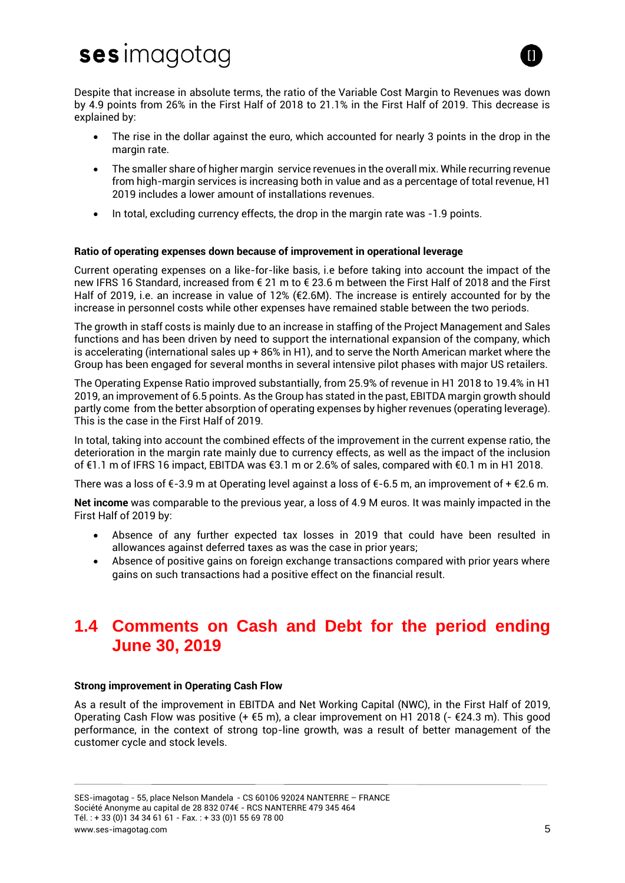Despite that increase in absolute terms, the ratio of the Variable Cost Margin to Revenues was down by 4.9 points from 26% in the First Half of 2018 to 21.1% in the First Half of 2019. This decrease is explained by:

- The rise in the dollar against the euro, which accounted for nearly 3 points in the drop in the margin rate.
- The smaller share of higher margin service revenues in the overall mix. While recurring revenue from high-margin services is increasing both in value and as a percentage of total revenue, H1 2019 includes a lower amount of installations revenues.
- In total, excluding currency effects, the drop in the margin rate was -1.9 points.

**Ratio of operating expenses down because of improvement in operational leverage**

Current operating expenses on a like-for-like basis, i.e before taking into account the impact of the new IFRS 16 Standard, increased from € 21 m to € 23.6 m between the First Half of 2018 and the First Half of 2019, i.e. an increase in value of 12% (€2.6M). The increase is entirely accounted for by the increase in personnel costs while other expenses have remained stable between the two periods.

The growth in staff costs is mainly due to an increase in staffing of the Project Management and Sales functions and has been driven by need to support the international expansion of the company, which is accelerating (international sales up + 86% in H1), and to serve the North American market where the Group has been engaged for several months in several intensive pilot phases with major US retailers.

The Operating Expense Ratio improved substantially, from 25.9% of revenue in H1 2018 to 19.4% in H1 2019, an improvement of 6.5 points. As the Group has stated in the past, EBITDA margin growth should partly come from the better absorption of operating expenses by higher revenues (operating leverage). This is the case in the First Half of 2019.

In total, taking into account the combined effects of the improvement in the current expense ratio, the deterioration in the margin rate mainly due to currency effects, as well as the impact of the inclusion of €1.1 m of IFRS 16 impact, EBITDA was €3.1 m or 2.6% of sales, compared with €0.1 m in H1 2018.

There was a loss of €-3.9 m at Operating level against a loss of €-6.5 m, an improvement of + €2.6 m.

**Net income** was comparable to the previous year, a loss of 4.9 M euros. It was mainly impacted in the First Half of 2019 by:

- Absence of any further expected tax losses in 2019 that could have been resulted in allowances against deferred taxes as was the case in prior years;
- Absence of positive gains on foreign exchange transactions compared with prior years where gains on such transactions had a positive effect on the financial result.

## 1.4 Comments on Cash and Debt for the period ending June 30, 2019

**Strong improvement in Operating Cash Flow**

As a result of the improvement in EBITDA and Net Working Capital (NWC), in the First Half of 2019, Operating Cash Flow was positive (+ €5 m), a clear improvement on H1 2018 (- €24.3 m). This good performance, in the context of strong top-line growth, was a result of better management of the customer cycle and stock levels.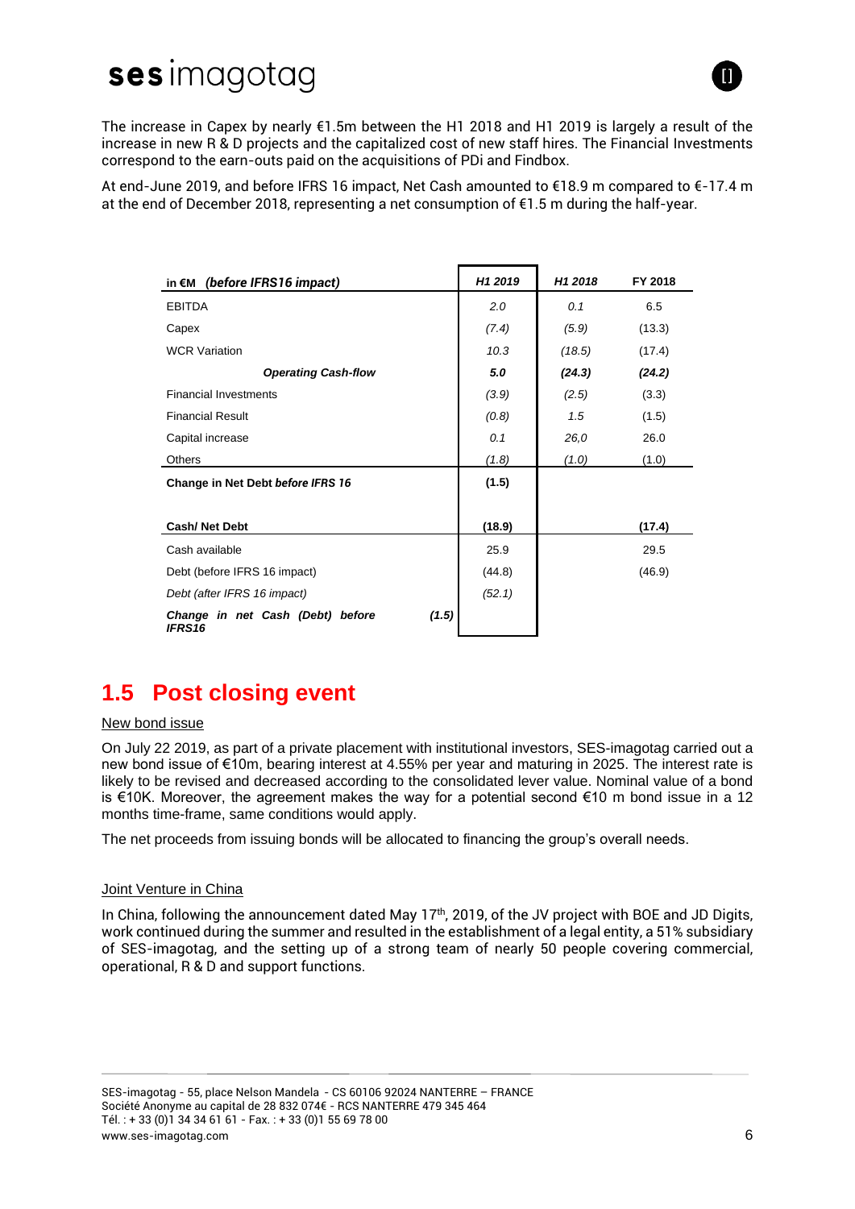The increase in Capex by nearly €1.5m between the H1 2018 and H1 2019 is largely a result of the increase in new R & D projects and the capitalized cost of new staff hires. The Financial Investments correspond to the earn-outs paid on the acquisitions of PDi and Findbox.

At end-June 2019, and before IFRS 16 impact, Net Cash amounted to €18.9 m compared to €-17.4 m at the end of December 2018, representing a net consumption of €1.5 m during the half-year.

| in €M *(before IFRS16 impact)* | *H1 2019* | *H1 2018* | **FY 2018** |
|---|---|---|---|
| EBITDA | *2.0* | *0.1* | 6.5 |
| Capex | *(7.4)* | *(5.9)* | (13.3) |
| WCR Variation | *10.3* | *(18.5)* | (17.4) |
| ***Operating Cash-flow*** | ***5.0*** | ***(24.3)*** | ***(24.2)*** |
| Financial Investments | *(3.9)* | *(2.5)* | (3.3) |
| Financial Result | *(0.8)* | *1.5* | (1.5) |
| Capital increase | *0.1* | *26,0* | 26.0 |
| Others | *(1.8)* | *(1.0)* | (1.0) |
| **Change in Net Debt *before IFRS 16*** | **(1.5)** | | |
| **Cash/ Net Debt** | **(18.9)** | | **(17.4)** |
| Cash available | 25.9 | | 29.5 |
| Debt (before IFRS 16 impact) | (44.8) | | (46.9) |
| *Debt (after IFRS 16 impact)* | *(52.1)* | | |
| ***Change in net Cash (Debt) before IFRS16*** *(1.5)* | | | |

## 1.5 Post closing event

New bond issue

On July 22 2019, as part of a private placement with institutional investors, SES-imagotag carried out a new bond issue of €10m, bearing interest at 4.55% per year and maturing in 2025. The interest rate is likely to be revised and decreased according to the consolidated lever value. Nominal value of a bond is €10K. Moreover, the agreement makes the way for a potential second €10 m bond issue in a 12 months time-frame, same conditions would apply.

The net proceeds from issuing bonds will be allocated to financing the group's overall needs.

Joint Venture in China

In China, following the announcement dated May 17th, 2019, of the JV project with BOE and JD Digits, work continued during the summer and resulted in the establishment of a legal entity, a 51% subsidiary of SES-imagotag, and the setting up of a strong team of nearly 50 people covering commercial, operational, R & D and support functions.

SES-imagotag - 55, place Nelson Mandela - CS 60106 92024 NANTERRE – FRANCE
Société Anonyme au capital de 28 832 074€ - RCS NANTERRE 479 345 464
Tél. : + 33 (0)1 34 34 61 61 - Fax. : + 33 (0)1 55 69 78 00
www.ses-imagotag.com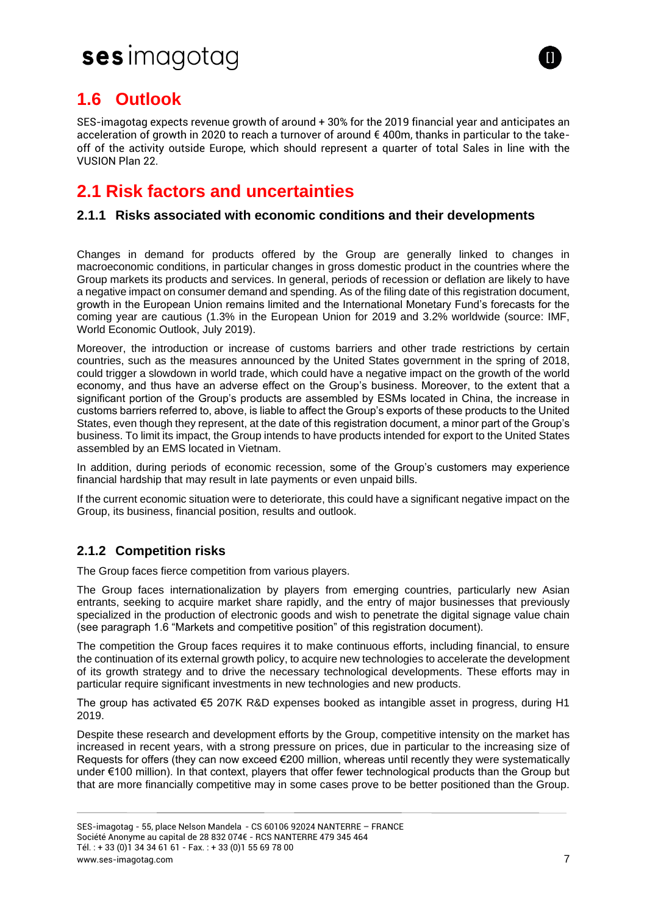## 1.6 Outlook

SES-imagotag expects revenue growth of around + 30% for the 2019 financial year and anticipates an acceleration of growth in 2020 to reach a turnover of around € 400m, thanks in particular to the take-off of the activity outside Europe, which should represent a quarter of total Sales in line with the VUSION Plan 22.

# 2.1 Risk factors and uncertainties

### 2.1.1 Risks associated with economic conditions and their developments

Changes in demand for products offered by the Group are generally linked to changes in macroeconomic conditions, in particular changes in gross domestic product in the countries where the Group markets its products and services. In general, periods of recession or deflation are likely to have a negative impact on consumer demand and spending. As of the filing date of this registration document, growth in the European Union remains limited and the International Monetary Fund's forecasts for the coming year are cautious (1.3% in the European Union for 2019 and 3.2% worldwide (source: IMF, World Economic Outlook, July 2019).

Moreover, the introduction or increase of customs barriers and other trade restrictions by certain countries, such as the measures announced by the United States government in the spring of 2018, could trigger a slowdown in world trade, which could have a negative impact on the growth of the world economy, and thus have an adverse effect on the Group's business. Moreover, to the extent that a significant portion of the Group's products are assembled by ESMs located in China, the increase in customs barriers referred to, above, is liable to affect the Group's exports of these products to the United States, even though they represent, at the date of this registration document, a minor part of the Group's business. To limit its impact, the Group intends to have products intended for export to the United States assembled by an EMS located in Vietnam.

In addition, during periods of economic recession, some of the Group's customers may experience financial hardship that may result in late payments or even unpaid bills.

If the current economic situation were to deteriorate, this could have a significant negative impact on the Group, its business, financial position, results and outlook.

### 2.1.2 Competition risks

The Group faces fierce competition from various players.

The Group faces internationalization by players from emerging countries, particularly new Asian entrants, seeking to acquire market share rapidly, and the entry of major businesses that previously specialized in the production of electronic goods and wish to penetrate the digital signage value chain (see paragraph 1.6 "Markets and competitive position" of this registration document).

The competition the Group faces requires it to make continuous efforts, including financial, to ensure the continuation of its external growth policy, to acquire new technologies to accelerate the development of its growth strategy and to drive the necessary technological developments. These efforts may in particular require significant investments in new technologies and new products.

The group has activated €5 207K R&D expenses booked as intangible asset in progress, during H1 2019.

Despite these research and development efforts by the Group, competitive intensity on the market has increased in recent years, with a strong pressure on prices, due in particular to the increasing size of Requests for offers (they can now exceed €200 million, whereas until recently they were systematically under €100 million). In that context, players that offer fewer technological products than the Group but that are more financially competitive may in some cases prove to be better positioned than the Group.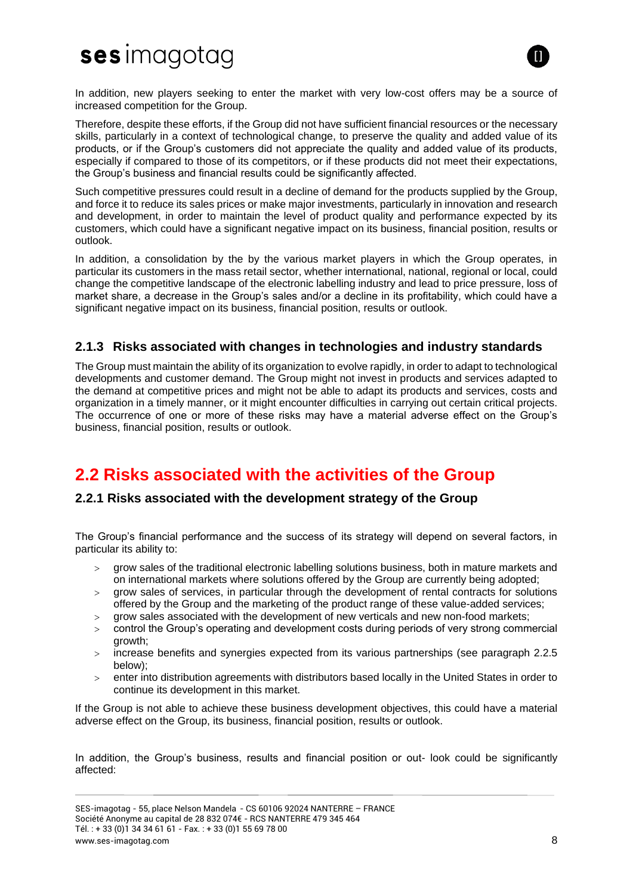In addition, new players seeking to enter the market with very low-cost offers may be a source of increased competition for the Group.

Therefore, despite these efforts, if the Group did not have sufficient financial resources or the necessary skills, particularly in a context of technological change, to preserve the quality and added value of its products, or if the Group's customers did not appreciate the quality and added value of its products, especially if compared to those of its competitors, or if these products did not meet their expectations, the Group's business and financial results could be significantly affected.

Such competitive pressures could result in a decline of demand for the products supplied by the Group, and force it to reduce its sales prices or make major investments, particularly in innovation and research and development, in order to maintain the level of product quality and performance expected by its customers, which could have a significant negative impact on its business, financial position, results or outlook.

In addition, a consolidation by the by the various market players in which the Group operates, in particular its customers in the mass retail sector, whether international, national, regional or local, could change the competitive landscape of the electronic labelling industry and lead to price pressure, loss of market share, a decrease in the Group's sales and/or a decline in its profitability, which could have a significant negative impact on its business, financial position, results or outlook.

### 2.1.3 Risks associated with changes in technologies and industry standards

The Group must maintain the ability of its organization to evolve rapidly, in order to adapt to technological developments and customer demand. The Group might not invest in products and services adapted to the demand at competitive prices and might not be able to adapt its products and services, costs and organization in a timely manner, or it might encounter difficulties in carrying out certain critical projects. The occurrence of one or more of these risks may have a material adverse effect on the Group's business, financial position, results or outlook.

## 2.2 Risks associated with the activities of the Group

### 2.2.1 Risks associated with the development strategy of the Group

The Group's financial performance and the success of its strategy will depend on several factors, in particular its ability to:

- grow sales of the traditional electronic labelling solutions business, both in mature markets and on international markets where solutions offered by the Group are currently being adopted;
- grow sales of services, in particular through the development of rental contracts for solutions offered by the Group and the marketing of the product range of these value-added services;
- grow sales associated with the development of new verticals and new non-food markets;
- control the Group's operating and development costs during periods of very strong commercial growth;
- increase benefits and synergies expected from its various partnerships (see paragraph 2.2.5 below);
- enter into distribution agreements with distributors based locally in the United States in order to continue its development in this market.

If the Group is not able to achieve these business development objectives, this could have a material adverse effect on the Group, its business, financial position, results or outlook.

In addition, the Group's business, results and financial position or out- look could be significantly affected: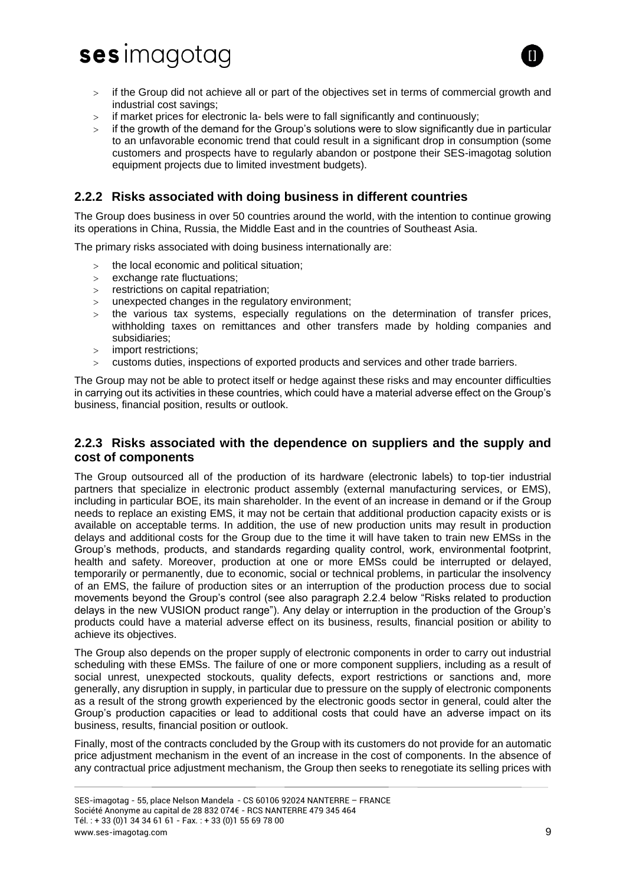- if the Group did not achieve all or part of the objectives set in terms of commercial growth and industrial cost savings;
- if market prices for electronic la- bels were to fall significantly and continuously;
- if the growth of the demand for the Group's solutions were to slow significantly due in particular to an unfavorable economic trend that could result in a significant drop in consumption (some customers and prospects have to regularly abandon or postpone their SES-imagotag solution equipment projects due to limited investment budgets).

## 2.2.2 Risks associated with doing business in different countries

The Group does business in over 50 countries around the world, with the intention to continue growing its operations in China, Russia, the Middle East and in the countries of Southeast Asia.

The primary risks associated with doing business internationally are:

- the local economic and political situation;
- exchange rate fluctuations;
- restrictions on capital repatriation;
- unexpected changes in the regulatory environment;
- the various tax systems, especially regulations on the determination of transfer prices, withholding taxes on remittances and other transfers made by holding companies and subsidiaries;
- import restrictions;
- customs duties, inspections of exported products and services and other trade barriers.

The Group may not be able to protect itself or hedge against these risks and may encounter difficulties in carrying out its activities in these countries, which could have a material adverse effect on the Group's business, financial position, results or outlook.

## 2.2.3 Risks associated with the dependence on suppliers and the supply and cost of components

The Group outsourced all of the production of its hardware (electronic labels) to top-tier industrial partners that specialize in electronic product assembly (external manufacturing services, or EMS), including in particular BOE, its main shareholder. In the event of an increase in demand or if the Group needs to replace an existing EMS, it may not be certain that additional production capacity exists or is available on acceptable terms. In addition, the use of new production units may result in production delays and additional costs for the Group due to the time it will have taken to train new EMSs in the Group's methods, products, and standards regarding quality control, work, environmental footprint, health and safety. Moreover, production at one or more EMSs could be interrupted or delayed, temporarily or permanently, due to economic, social or technical problems, in particular the insolvency of an EMS, the failure of production sites or an interruption of the production process due to social movements beyond the Group's control (see also paragraph 2.2.4 below "Risks related to production delays in the new VUSION product range"). Any delay or interruption in the production of the Group's products could have a material adverse effect on its business, results, financial position or ability to achieve its objectives.

The Group also depends on the proper supply of electronic components in order to carry out industrial scheduling with these EMSs. The failure of one or more component suppliers, including as a result of social unrest, unexpected stockouts, quality defects, export restrictions or sanctions and, more generally, any disruption in supply, in particular due to pressure on the supply of electronic components as a result of the strong growth experienced by the electronic goods sector in general, could alter the Group's production capacities or lead to additional costs that could have an adverse impact on its business, results, financial position or outlook.

Finally, most of the contracts concluded by the Group with its customers do not provide for an automatic price adjustment mechanism in the event of an increase in the cost of components. In the absence of any contractual price adjustment mechanism, the Group then seeks to renegotiate its selling prices with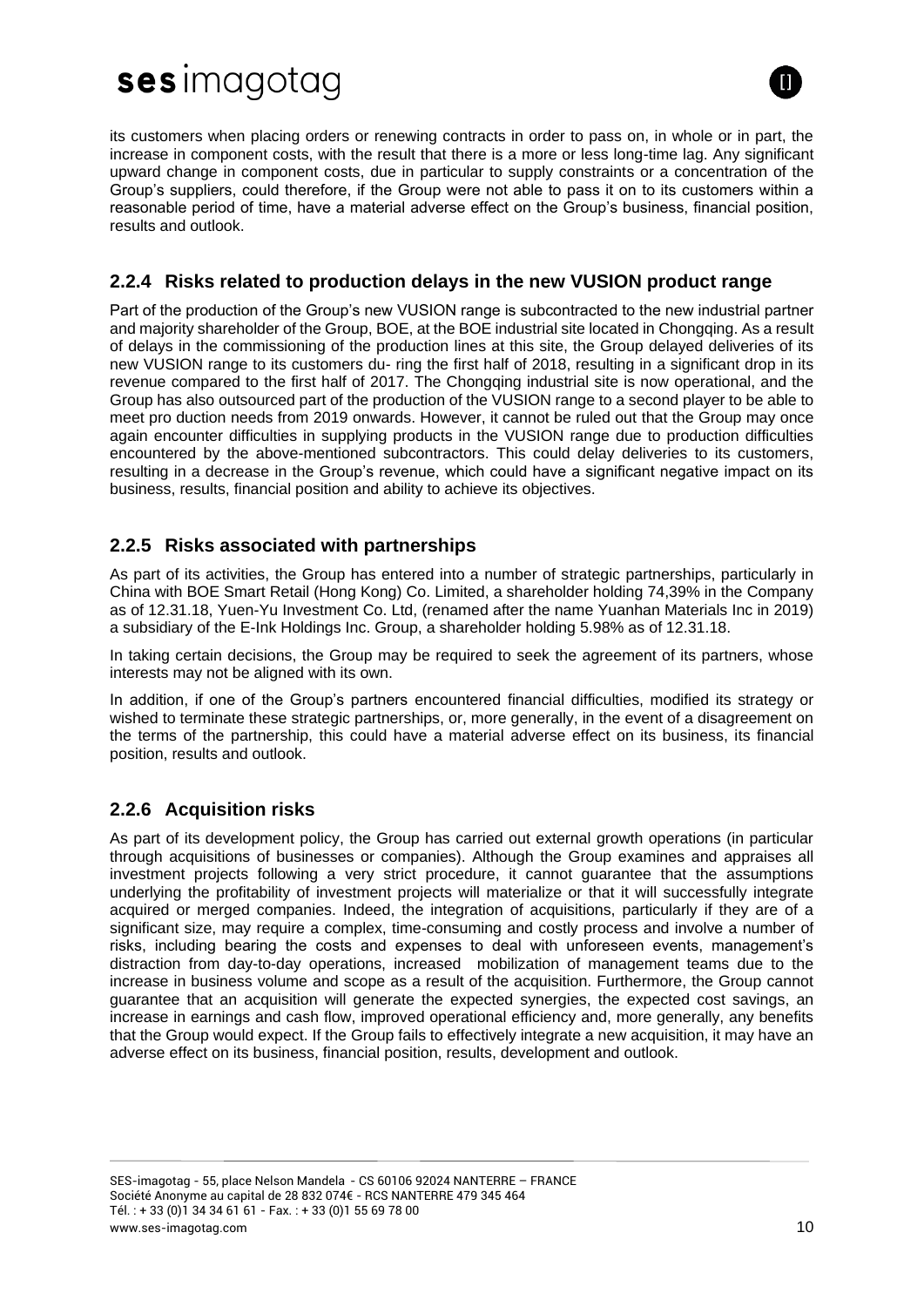its customers when placing orders or renewing contracts in order to pass on, in whole or in part, the increase in component costs, with the result that there is a more or less long-time lag. Any significant upward change in component costs, due in particular to supply constraints or a concentration of the Group's suppliers, could therefore, if the Group were not able to pass it on to its customers within a reasonable period of time, have a material adverse effect on the Group's business, financial position, results and outlook.

### 2.2.4 Risks related to production delays in the new VUSION product range

Part of the production of the Group's new VUSION range is subcontracted to the new industrial partner and majority shareholder of the Group, BOE, at the BOE industrial site located in Chongqing. As a result of delays in the commissioning of the production lines at this site, the Group delayed deliveries of its new VUSION range to its customers du- ring the first half of 2018, resulting in a significant drop in its revenue compared to the first half of 2017. The Chongqing industrial site is now operational, and the Group has also outsourced part of the production of the VUSION range to a second player to be able to meet pro duction needs from 2019 onwards. However, it cannot be ruled out that the Group may once again encounter difficulties in supplying products in the VUSION range due to production difficulties encountered by the above-mentioned subcontractors. This could delay deliveries to its customers, resulting in a decrease in the Group's revenue, which could have a significant negative impact on its business, results, financial position and ability to achieve its objectives.

### 2.2.5 Risks associated with partnerships

As part of its activities, the Group has entered into a number of strategic partnerships, particularly in China with BOE Smart Retail (Hong Kong) Co. Limited, a shareholder holding 74,39% in the Company as of 12.31.18, Yuen-Yu Investment Co. Ltd, (renamed after the name Yuanhan Materials Inc in 2019) a subsidiary of the E-Ink Holdings Inc. Group, a shareholder holding 5.98% as of 12.31.18.

In taking certain decisions, the Group may be required to seek the agreement of its partners, whose interests may not be aligned with its own.

In addition, if one of the Group's partners encountered financial difficulties, modified its strategy or wished to terminate these strategic partnerships, or, more generally, in the event of a disagreement on the terms of the partnership, this could have a material adverse effect on its business, its financial position, results and outlook.

### 2.2.6 Acquisition risks

As part of its development policy, the Group has carried out external growth operations (in particular through acquisitions of businesses or companies). Although the Group examines and appraises all investment projects following a very strict procedure, it cannot guarantee that the assumptions underlying the profitability of investment projects will materialize or that it will successfully integrate acquired or merged companies. Indeed, the integration of acquisitions, particularly if they are of a significant size, may require a complex, time-consuming and costly process and involve a number of risks, including bearing the costs and expenses to deal with unforeseen events, management's distraction from day-to-day operations, increased mobilization of management teams due to the increase in business volume and scope as a result of the acquisition. Furthermore, the Group cannot guarantee that an acquisition will generate the expected synergies, the expected cost savings, an increase in earnings and cash flow, improved operational efficiency and, more generally, any benefits that the Group would expect. If the Group fails to effectively integrate a new acquisition, it may have an adverse effect on its business, financial position, results, development and outlook.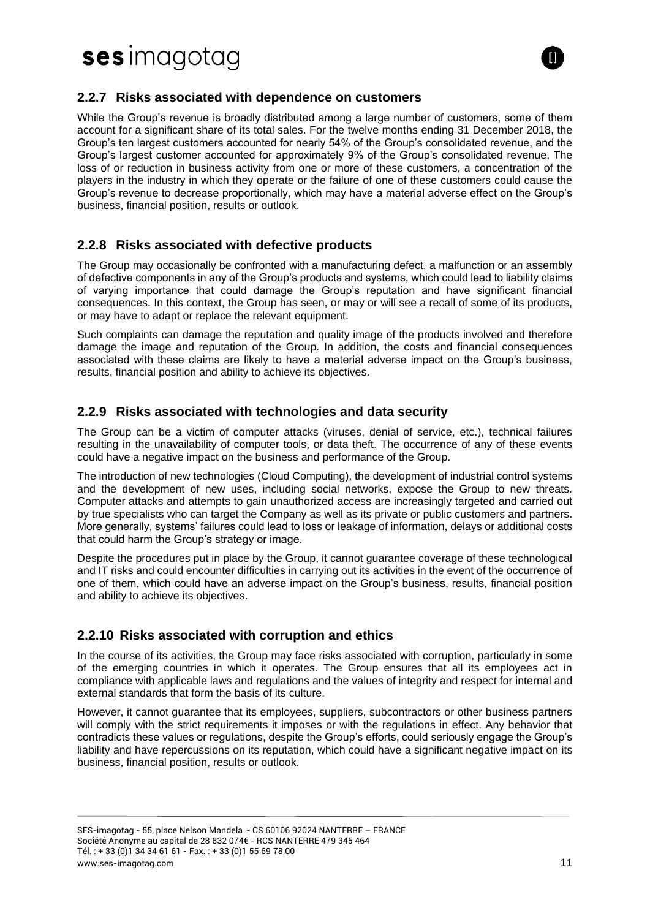### 2.2.7 Risks associated with dependence on customers

While the Group's revenue is broadly distributed among a large number of customers, some of them account for a significant share of its total sales. For the twelve months ending 31 December 2018, the Group's ten largest customers accounted for nearly 54% of the Group's consolidated revenue, and the Group's largest customer accounted for approximately 9% of the Group's consolidated revenue. The loss of or reduction in business activity from one or more of these customers, a concentration of the players in the industry in which they operate or the failure of one of these customers could cause the Group's revenue to decrease proportionally, which may have a material adverse effect on the Group's business, financial position, results or outlook.

### 2.2.8 Risks associated with defective products

The Group may occasionally be confronted with a manufacturing defect, a malfunction or an assembly of defective components in any of the Group's products and systems, which could lead to liability claims of varying importance that could damage the Group's reputation and have significant financial consequences. In this context, the Group has seen, or may or will see a recall of some of its products, or may have to adapt or replace the relevant equipment.

Such complaints can damage the reputation and quality image of the products involved and therefore damage the image and reputation of the Group. In addition, the costs and financial consequences associated with these claims are likely to have a material adverse impact on the Group's business, results, financial position and ability to achieve its objectives.

### 2.2.9 Risks associated with technologies and data security

The Group can be a victim of computer attacks (viruses, denial of service, etc.), technical failures resulting in the unavailability of computer tools, or data theft. The occurrence of any of these events could have a negative impact on the business and performance of the Group.

The introduction of new technologies (Cloud Computing), the development of industrial control systems and the development of new uses, including social networks, expose the Group to new threats. Computer attacks and attempts to gain unauthorized access are increasingly targeted and carried out by true specialists who can target the Company as well as its private or public customers and partners. More generally, systems' failures could lead to loss or leakage of information, delays or additional costs that could harm the Group's strategy or image.

Despite the procedures put in place by the Group, it cannot guarantee coverage of these technological and IT risks and could encounter difficulties in carrying out its activities in the event of the occurrence of one of them, which could have an adverse impact on the Group's business, results, financial position and ability to achieve its objectives.

### 2.2.10 Risks associated with corruption and ethics

In the course of its activities, the Group may face risks associated with corruption, particularly in some of the emerging countries in which it operates. The Group ensures that all its employees act in compliance with applicable laws and regulations and the values of integrity and respect for internal and external standards that form the basis of its culture.

However, it cannot guarantee that its employees, suppliers, subcontractors or other business partners will comply with the strict requirements it imposes or with the regulations in effect. Any behavior that contradicts these values or regulations, despite the Group's efforts, could seriously engage the Group's liability and have repercussions on its reputation, which could have a significant negative impact on its business, financial position, results or outlook.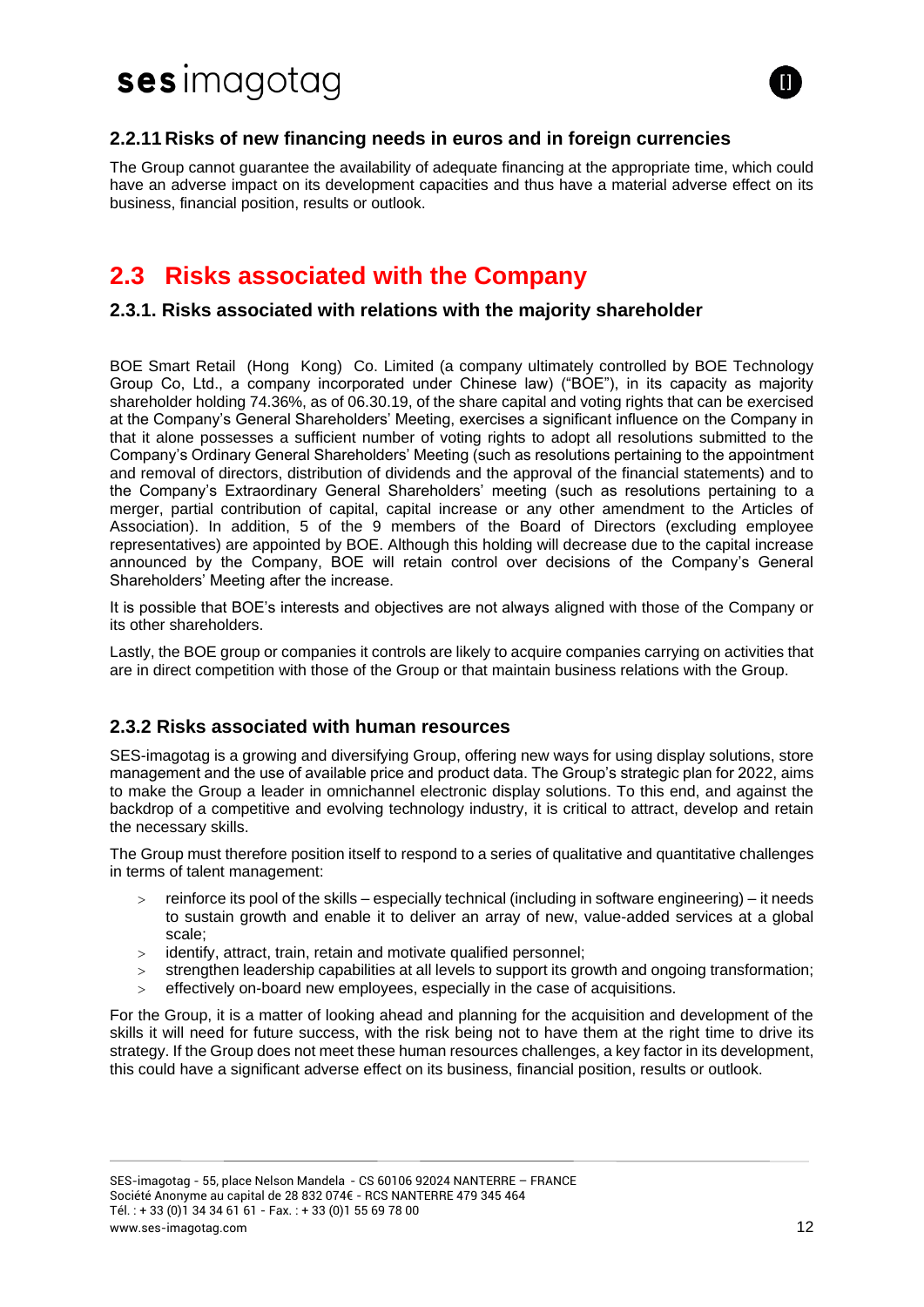### 2.2.11 Risks of new financing needs in euros and in foreign currencies

The Group cannot guarantee the availability of adequate financing at the appropriate time, which could have an adverse impact on its development capacities and thus have a material adverse effect on its business, financial position, results or outlook.

## 2.3 Risks associated with the Company

### 2.3.1. Risks associated with relations with the majority shareholder

BOE Smart Retail (Hong Kong) Co. Limited (a company ultimately controlled by BOE Technology Group Co, Ltd., a company incorporated under Chinese law) ("BOE"), in its capacity as majority shareholder holding 74.36%, as of 06.30.19, of the share capital and voting rights that can be exercised at the Company's General Shareholders' Meeting, exercises a significant influence on the Company in that it alone possesses a sufficient number of voting rights to adopt all resolutions submitted to the Company's Ordinary General Shareholders' Meeting (such as resolutions pertaining to the appointment and removal of directors, distribution of dividends and the approval of the financial statements) and to the Company's Extraordinary General Shareholders' meeting (such as resolutions pertaining to a merger, partial contribution of capital, capital increase or any other amendment to the Articles of Association). In addition, 5 of the 9 members of the Board of Directors (excluding employee representatives) are appointed by BOE. Although this holding will decrease due to the capital increase announced by the Company, BOE will retain control over decisions of the Company's General Shareholders' Meeting after the increase.

It is possible that BOE's interests and objectives are not always aligned with those of the Company or its other shareholders.

Lastly, the BOE group or companies it controls are likely to acquire companies carrying on activities that are in direct competition with those of the Group or that maintain business relations with the Group.

### 2.3.2 Risks associated with human resources

SES-imagotag is a growing and diversifying Group, offering new ways for using display solutions, store management and the use of available price and product data. The Group's strategic plan for 2022, aims to make the Group a leader in omnichannel electronic display solutions. To this end, and against the backdrop of a competitive and evolving technology industry, it is critical to attract, develop and retain the necessary skills.

The Group must therefore position itself to respond to a series of qualitative and quantitative challenges in terms of talent management:

- reinforce its pool of the skills – especially technical (including in software engineering) – it needs to sustain growth and enable it to deliver an array of new, value-added services at a global scale;
- identify, attract, train, retain and motivate qualified personnel;
- strengthen leadership capabilities at all levels to support its growth and ongoing transformation;
- effectively on-board new employees, especially in the case of acquisitions.

For the Group, it is a matter of looking ahead and planning for the acquisition and development of the skills it will need for future success, with the risk being not to have them at the right time to drive its strategy. If the Group does not meet these human resources challenges, a key factor in its development, this could have a significant adverse effect on its business, financial position, results or outlook.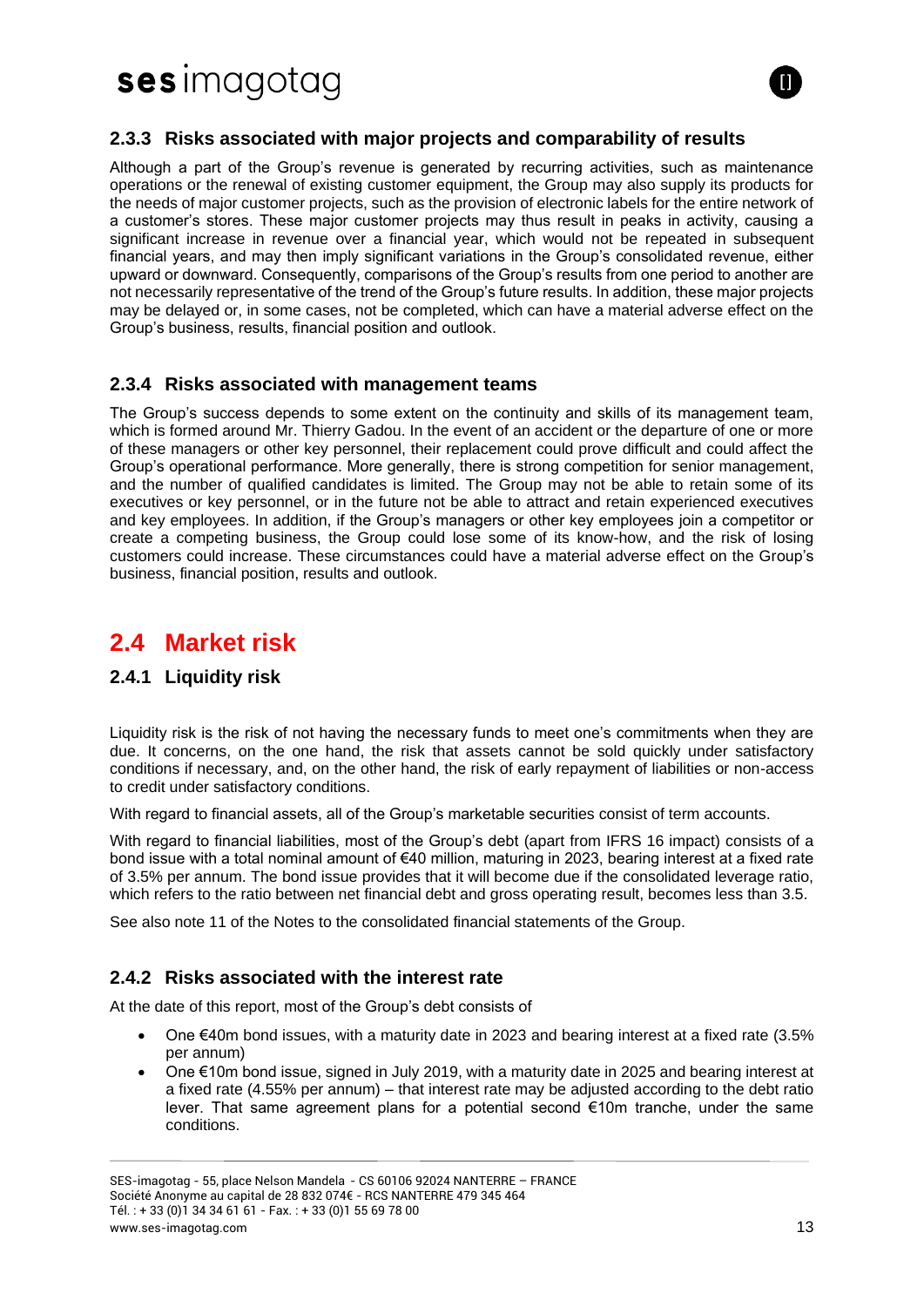### 2.3.3 Risks associated with major projects and comparability of results

Although a part of the Group's revenue is generated by recurring activities, such as maintenance operations or the renewal of existing customer equipment, the Group may also supply its products for the needs of major customer projects, such as the provision of electronic labels for the entire network of a customer's stores. These major customer projects may thus result in peaks in activity, causing a significant increase in revenue over a financial year, which would not be repeated in subsequent financial years, and may then imply significant variations in the Group's consolidated revenue, either upward or downward. Consequently, comparisons of the Group's results from one period to another are not necessarily representative of the trend of the Group's future results. In addition, these major projects may be delayed or, in some cases, not be completed, which can have a material adverse effect on the Group's business, results, financial position and outlook.

### 2.3.4 Risks associated with management teams

The Group's success depends to some extent on the continuity and skills of its management team, which is formed around Mr. Thierry Gadou. In the event of an accident or the departure of one or more of these managers or other key personnel, their replacement could prove difficult and could affect the Group's operational performance. More generally, there is strong competition for senior management, and the number of qualified candidates is limited. The Group may not be able to retain some of its executives or key personnel, or in the future not be able to attract and retain experienced executives and key employees. In addition, if the Group's managers or other key employees join a competitor or create a competing business, the Group could lose some of its know-how, and the risk of losing customers could increase. These circumstances could have a material adverse effect on the Group's business, financial position, results and outlook.

## 2.4 Market risk

### 2.4.1 Liquidity risk

Liquidity risk is the risk of not having the necessary funds to meet one's commitments when they are due. It concerns, on the one hand, the risk that assets cannot be sold quickly under satisfactory conditions if necessary, and, on the other hand, the risk of early repayment of liabilities or non-access to credit under satisfactory conditions.

With regard to financial assets, all of the Group's marketable securities consist of term accounts.

With regard to financial liabilities, most of the Group's debt (apart from IFRS 16 impact) consists of a bond issue with a total nominal amount of €40 million, maturing in 2023, bearing interest at a fixed rate of 3.5% per annum. The bond issue provides that it will become due if the consolidated leverage ratio, which refers to the ratio between net financial debt and gross operating result, becomes less than 3.5.

See also note 11 of the Notes to the consolidated financial statements of the Group.

### 2.4.2 Risks associated with the interest rate

At the date of this report, most of the Group's debt consists of

- One €40m bond issues, with a maturity date in 2023 and bearing interest at a fixed rate (3.5% per annum)
- One €10m bond issue, signed in July 2019, with a maturity date in 2025 and bearing interest at a fixed rate (4.55% per annum) – that interest rate may be adjusted according to the debt ratio lever. That same agreement plans for a potential second €10m tranche, under the same conditions.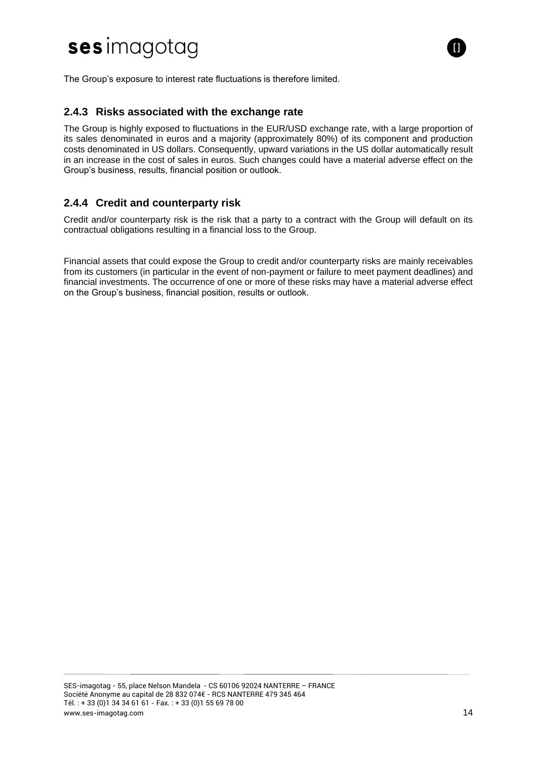The Group's exposure to interest rate fluctuations is therefore limited.

### 2.4.3 Risks associated with the exchange rate

The Group is highly exposed to fluctuations in the EUR/USD exchange rate, with a large proportion of its sales denominated in euros and a majority (approximately 80%) of its component and production costs denominated in US dollars. Consequently, upward variations in the US dollar automatically result in an increase in the cost of sales in euros. Such changes could have a material adverse effect on the Group's business, results, financial position or outlook.

### 2.4.4 Credit and counterparty risk

Credit and/or counterparty risk is the risk that a party to a contract with the Group will default on its contractual obligations resulting in a financial loss to the Group.

Financial assets that could expose the Group to credit and/or counterparty risks are mainly receivables from its customers (in particular in the event of non-payment or failure to meet payment deadlines) and financial investments. The occurrence of one or more of these risks may have a material adverse effect on the Group's business, financial position, results or outlook.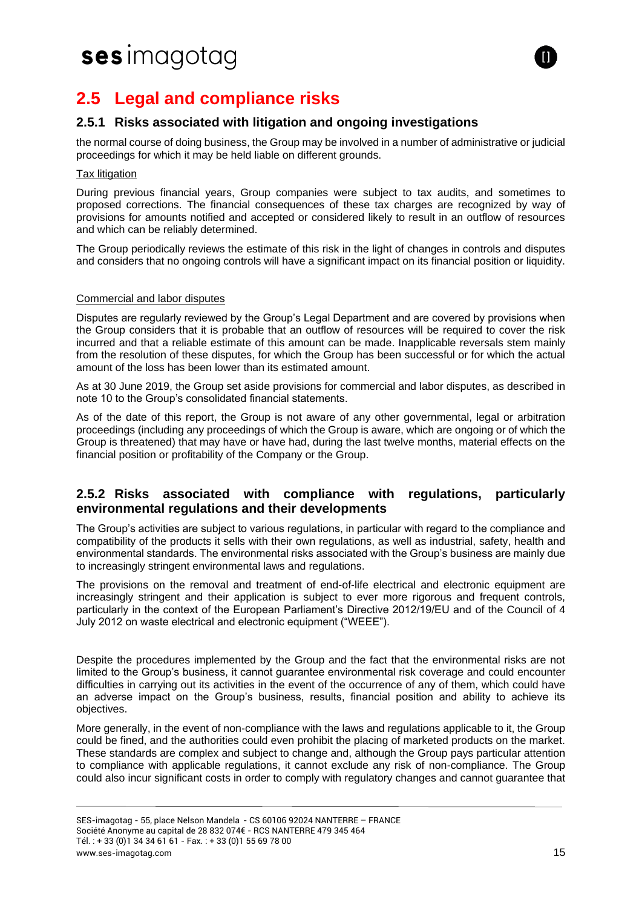## 2.5 Legal and compliance risks

### 2.5.1 Risks associated with litigation and ongoing investigations

the normal course of doing business, the Group may be involved in a number of administrative or judicial proceedings for which it may be held liable on different grounds.

Tax litigation

During previous financial years, Group companies were subject to tax audits, and sometimes to proposed corrections. The financial consequences of these tax charges are recognized by way of provisions for amounts notified and accepted or considered likely to result in an outflow of resources and which can be reliably determined.

The Group periodically reviews the estimate of this risk in the light of changes in controls and disputes and considers that no ongoing controls will have a significant impact on its financial position or liquidity.

Commercial and labor disputes

Disputes are regularly reviewed by the Group's Legal Department and are covered by provisions when the Group considers that it is probable that an outflow of resources will be required to cover the risk incurred and that a reliable estimate of this amount can be made. Inapplicable reversals stem mainly from the resolution of these disputes, for which the Group has been successful or for which the actual amount of the loss has been lower than its estimated amount.

As at 30 June 2019, the Group set aside provisions for commercial and labor disputes, as described in note 10 to the Group's consolidated financial statements.

As of the date of this report, the Group is not aware of any other governmental, legal or arbitration proceedings (including any proceedings of which the Group is aware, which are ongoing or of which the Group is threatened) that may have or have had, during the last twelve months, material effects on the financial position or profitability of the Company or the Group.

### 2.5.2 Risks associated with compliance with regulations, particularly environmental regulations and their developments

The Group's activities are subject to various regulations, in particular with regard to the compliance and compatibility of the products it sells with their own regulations, as well as industrial, safety, health and environmental standards. The environmental risks associated with the Group's business are mainly due to increasingly stringent environmental laws and regulations.

The provisions on the removal and treatment of end-of-life electrical and electronic equipment are increasingly stringent and their application is subject to ever more rigorous and frequent controls, particularly in the context of the European Parliament's Directive 2012/19/EU and of the Council of 4 July 2012 on waste electrical and electronic equipment ("WEEE").

Despite the procedures implemented by the Group and the fact that the environmental risks are not limited to the Group's business, it cannot guarantee environmental risk coverage and could encounter difficulties in carrying out its activities in the event of the occurrence of any of them, which could have an adverse impact on the Group's business, results, financial position and ability to achieve its objectives.

More generally, in the event of non-compliance with the laws and regulations applicable to it, the Group could be fined, and the authorities could even prohibit the placing of marketed products on the market. These standards are complex and subject to change and, although the Group pays particular attention to compliance with applicable regulations, it cannot exclude any risk of non-compliance. The Group could also incur significant costs in order to comply with regulatory changes and cannot guarantee that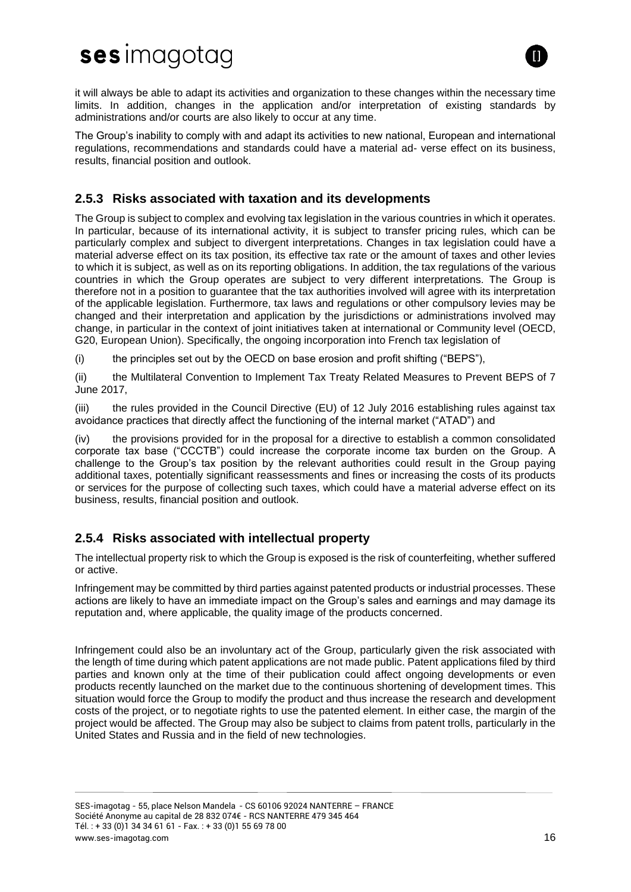it will always be able to adapt its activities and organization to these changes within the necessary time limits. In addition, changes in the application and/or interpretation of existing standards by administrations and/or courts are also likely to occur at any time.

The Group's inability to comply with and adapt its activities to new national, European and international regulations, recommendations and standards could have a material ad- verse effect on its business, results, financial position and outlook.

### 2.5.3 Risks associated with taxation and its developments

The Group is subject to complex and evolving tax legislation in the various countries in which it operates. In particular, because of its international activity, it is subject to transfer pricing rules, which can be particularly complex and subject to divergent interpretations. Changes in tax legislation could have a material adverse effect on its tax position, its effective tax rate or the amount of taxes and other levies to which it is subject, as well as on its reporting obligations. In addition, the tax regulations of the various countries in which the Group operates are subject to very different interpretations. The Group is therefore not in a position to guarantee that the tax authorities involved will agree with its interpretation of the applicable legislation. Furthermore, tax laws and regulations or other compulsory levies may be changed and their interpretation and application by the jurisdictions or administrations involved may change, in particular in the context of joint initiatives taken at international or Community level (OECD, G20, European Union). Specifically, the ongoing incorporation into French tax legislation of

(i) the principles set out by the OECD on base erosion and profit shifting ("BEPS"),

(ii) the Multilateral Convention to Implement Tax Treaty Related Measures to Prevent BEPS of 7 June 2017,

(iii) the rules provided in the Council Directive (EU) of 12 July 2016 establishing rules against tax avoidance practices that directly affect the functioning of the internal market ("ATAD") and

(iv) the provisions provided for in the proposal for a directive to establish a common consolidated corporate tax base ("CCCTB") could increase the corporate income tax burden on the Group. A challenge to the Group's tax position by the relevant authorities could result in the Group paying additional taxes, potentially significant reassessments and fines or increasing the costs of its products or services for the purpose of collecting such taxes, which could have a material adverse effect on its business, results, financial position and outlook.

### 2.5.4 Risks associated with intellectual property

The intellectual property risk to which the Group is exposed is the risk of counterfeiting, whether suffered or active.

Infringement may be committed by third parties against patented products or industrial processes. These actions are likely to have an immediate impact on the Group's sales and earnings and may damage its reputation and, where applicable, the quality image of the products concerned.

Infringement could also be an involuntary act of the Group, particularly given the risk associated with the length of time during which patent applications are not made public. Patent applications filed by third parties and known only at the time of their publication could affect ongoing developments or even products recently launched on the market due to the continuous shortening of development times. This situation would force the Group to modify the product and thus increase the research and development costs of the project, or to negotiate rights to use the patented element. In either case, the margin of the project would be affected. The Group may also be subject to claims from patent trolls, particularly in the United States and Russia and in the field of new technologies.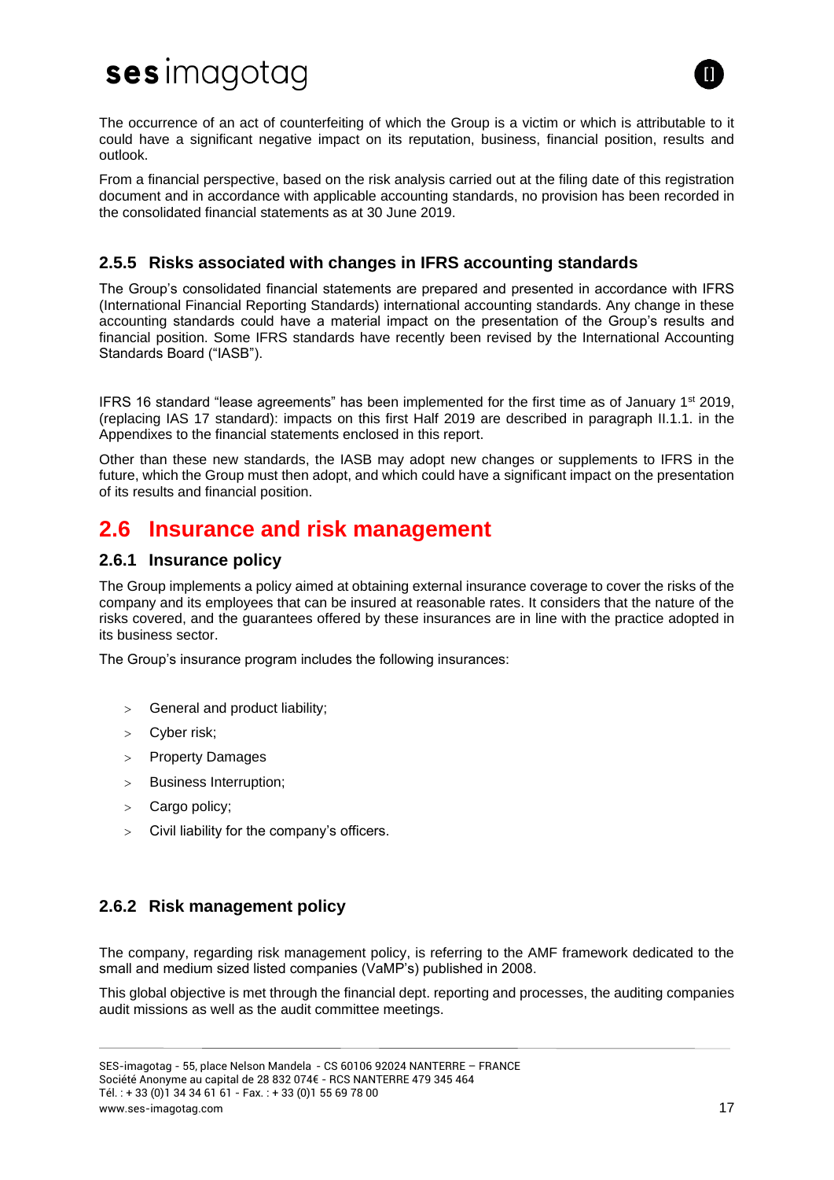The occurrence of an act of counterfeiting of which the Group is a victim or which is attributable to it could have a significant negative impact on its reputation, business, financial position, results and outlook.

From a financial perspective, based on the risk analysis carried out at the filing date of this registration document and in accordance with applicable accounting standards, no provision has been recorded in the consolidated financial statements as at 30 June 2019.

### 2.5.5 Risks associated with changes in IFRS accounting standards

The Group's consolidated financial statements are prepared and presented in accordance with IFRS (International Financial Reporting Standards) international accounting standards. Any change in these accounting standards could have a material impact on the presentation of the Group's results and financial position. Some IFRS standards have recently been revised by the International Accounting Standards Board ("IASB").

IFRS 16 standard "lease agreements" has been implemented for the first time as of January 1st 2019, (replacing IAS 17 standard): impacts on this first Half 2019 are described in paragraph II.1.1. in the Appendixes to the financial statements enclosed in this report.

Other than these new standards, the IASB may adopt new changes or supplements to IFRS in the future, which the Group must then adopt, and which could have a significant impact on the presentation of its results and financial position.

## 2.6 Insurance and risk management

### 2.6.1 Insurance policy

The Group implements a policy aimed at obtaining external insurance coverage to cover the risks of the company and its employees that can be insured at reasonable rates. It considers that the nature of the risks covered, and the guarantees offered by these insurances are in line with the practice adopted in its business sector.

The Group's insurance program includes the following insurances:

- General and product liability;
- Cyber risk;
- Property Damages
- Business Interruption;
- Cargo policy;
- Civil liability for the company's officers.

### 2.6.2 Risk management policy

The company, regarding risk management policy, is referring to the AMF framework dedicated to the small and medium sized listed companies (VaMP's) published in 2008.

This global objective is met through the financial dept. reporting and processes, the auditing companies audit missions as well as the audit committee meetings.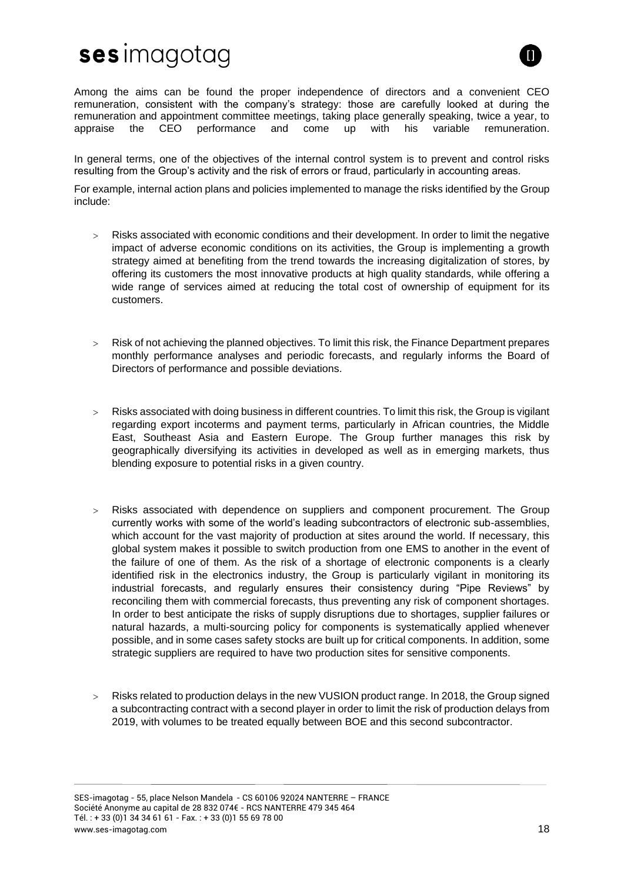Among the aims can be found the proper independence of directors and a convenient CEO remuneration, consistent with the company's strategy: those are carefully looked at during the remuneration and appointment committee meetings, taking place generally speaking, twice a year, to appraise the CEO performance and come up with his variable remuneration.

In general terms, one of the objectives of the internal control system is to prevent and control risks resulting from the Group's activity and the risk of errors or fraud, particularly in accounting areas.

For example, internal action plans and policies implemented to manage the risks identified by the Group include:

- Risks associated with economic conditions and their development. In order to limit the negative impact of adverse economic conditions on its activities, the Group is implementing a growth strategy aimed at benefiting from the trend towards the increasing digitalization of stores, by offering its customers the most innovative products at high quality standards, while offering a wide range of services aimed at reducing the total cost of ownership of equipment for its customers.

- Risk of not achieving the planned objectives. To limit this risk, the Finance Department prepares monthly performance analyses and periodic forecasts, and regularly informs the Board of Directors of performance and possible deviations.

- Risks associated with doing business in different countries. To limit this risk, the Group is vigilant regarding export incoterms and payment terms, particularly in African countries, the Middle East, Southeast Asia and Eastern Europe. The Group further manages this risk by geographically diversifying its activities in developed as well as in emerging markets, thus blending exposure to potential risks in a given country.

- Risks associated with dependence on suppliers and component procurement. The Group currently works with some of the world's leading subcontractors of electronic sub-assemblies, which account for the vast majority of production at sites around the world. If necessary, this global system makes it possible to switch production from one EMS to another in the event of the failure of one of them. As the risk of a shortage of electronic components is a clearly identified risk in the electronics industry, the Group is particularly vigilant in monitoring its industrial forecasts, and regularly ensures their consistency during "Pipe Reviews" by reconciling them with commercial forecasts, thus preventing any risk of component shortages. In order to best anticipate the risks of supply disruptions due to shortages, supplier failures or natural hazards, a multi-sourcing policy for components is systematically applied whenever possible, and in some cases safety stocks are built up for critical components. In addition, some strategic suppliers are required to have two production sites for sensitive components.

- Risks related to production delays in the new VUSION product range. In 2018, the Group signed a subcontracting contract with a second player in order to limit the risk of production delays from 2019, with volumes to be treated equally between BOE and this second subcontractor.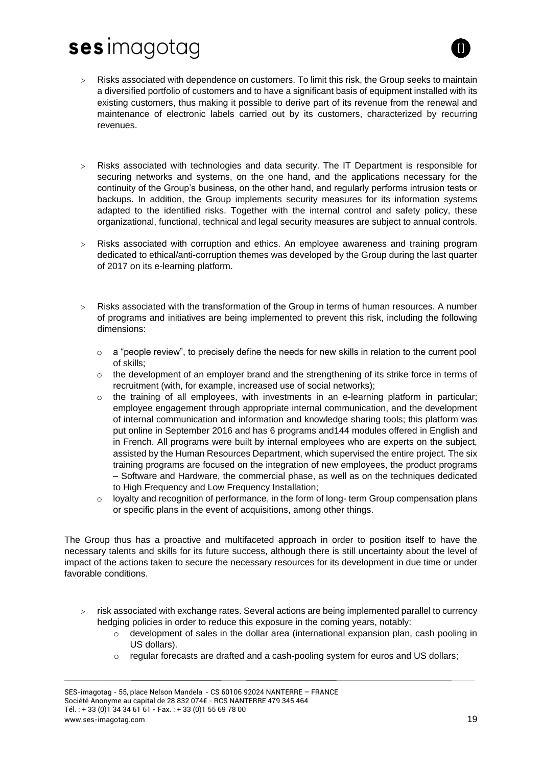- Risks associated with dependence on customers. To limit this risk, the Group seeks to maintain a diversified portfolio of customers and to have a significant basis of equipment installed with its existing customers, thus making it possible to derive part of its revenue from the renewal and maintenance of electronic labels carried out by its customers, characterized by recurring revenues.

- Risks associated with technologies and data security. The IT Department is responsible for securing networks and systems, on the one hand, and the applications necessary for the continuity of the Group's business, on the other hand, and regularly performs intrusion tests or backups. In addition, the Group implements security measures for its information systems adapted to the identified risks. Together with the internal control and safety policy, these organizational, functional, technical and legal security measures are subject to annual controls.

- Risks associated with corruption and ethics. An employee awareness and training program dedicated to ethical/anti-corruption themes was developed by the Group during the last quarter of 2017 on its e-learning platform.

- Risks associated with the transformation of the Group in terms of human resources. A number of programs and initiatives are being implemented to prevent this risk, including the following dimensions:

  - a "people review", to precisely define the needs for new skills in relation to the current pool of skills;
  - the development of an employer brand and the strengthening of its strike force in terms of recruitment (with, for example, increased use of social networks);
  - the training of all employees, with investments in an e-learning platform in particular; employee engagement through appropriate internal communication, and the development of internal communication and information and knowledge sharing tools; this platform was put online in September 2016 and has 6 programs and144 modules offered in English and in French. All programs were built by internal employees who are experts on the subject, assisted by the Human Resources Department, which supervised the entire project. The six training programs are focused on the integration of new employees, the product programs – Software and Hardware, the commercial phase, as well as on the techniques dedicated to High Frequency and Low Frequency Installation;
  - loyalty and recognition of performance, in the form of long- term Group compensation plans or specific plans in the event of acquisitions, among other things.

The Group thus has a proactive and multifaceted approach in order to position itself to have the necessary talents and skills for its future success, although there is still uncertainty about the level of impact of the actions taken to secure the necessary resources for its development in due time or under favorable conditions.

- risk associated with exchange rates. Several actions are being implemented parallel to currency hedging policies in order to reduce this exposure in the coming years, notably:
  - development of sales in the dollar area (international expansion plan, cash pooling in US dollars).
  - regular forecasts are drafted and a cash-pooling system for euros and US dollars;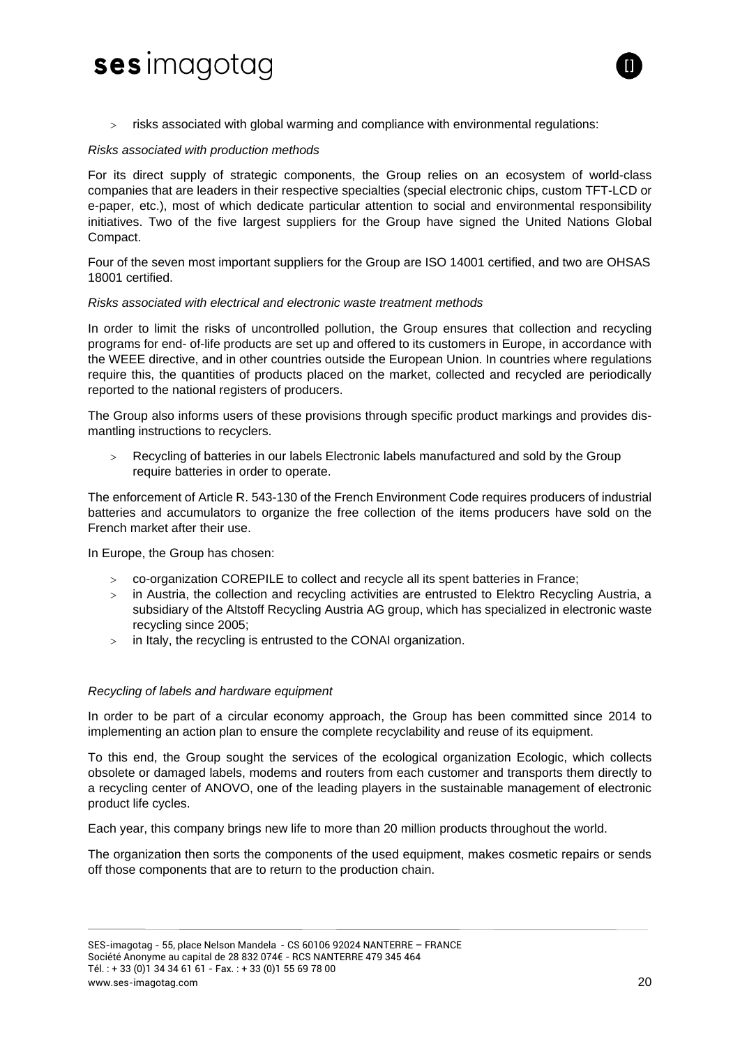- risks associated with global warming and compliance with environmental regulations:

*Risks associated with production methods*

For its direct supply of strategic components, the Group relies on an ecosystem of world-class companies that are leaders in their respective specialties (special electronic chips, custom TFT-LCD or e-paper, etc.), most of which dedicate particular attention to social and environmental responsibility initiatives. Two of the five largest suppliers for the Group have signed the United Nations Global Compact.

Four of the seven most important suppliers for the Group are ISO 14001 certified, and two are OHSAS 18001 certified.

*Risks associated with electrical and electronic waste treatment methods*

In order to limit the risks of uncontrolled pollution, the Group ensures that collection and recycling programs for end- of-life products are set up and offered to its customers in Europe, in accordance with the WEEE directive, and in other countries outside the European Union. In countries where regulations require this, the quantities of products placed on the market, collected and recycled are periodically reported to the national registers of producers.

The Group also informs users of these provisions through specific product markings and provides dismantling instructions to recyclers.

- Recycling of batteries in our labels Electronic labels manufactured and sold by the Group require batteries in order to operate.

The enforcement of Article R. 543-130 of the French Environment Code requires producers of industrial batteries and accumulators to organize the free collection of the items producers have sold on the French market after their use.

In Europe, the Group has chosen:

- co-organization COREPILE to collect and recycle all its spent batteries in France;
- in Austria, the collection and recycling activities are entrusted to Elektro Recycling Austria, a subsidiary of the Altstoff Recycling Austria AG group, which has specialized in electronic waste recycling since 2005;
- in Italy, the recycling is entrusted to the CONAI organization.

*Recycling of labels and hardware equipment*

In order to be part of a circular economy approach, the Group has been committed since 2014 to implementing an action plan to ensure the complete recyclability and reuse of its equipment.

To this end, the Group sought the services of the ecological organization Ecologic, which collects obsolete or damaged labels, modems and routers from each customer and transports them directly to a recycling center of ANOVO, one of the leading players in the sustainable management of electronic product life cycles.

Each year, this company brings new life to more than 20 million products throughout the world.

The organization then sorts the components of the used equipment, makes cosmetic repairs or sends off those components that are to return to the production chain.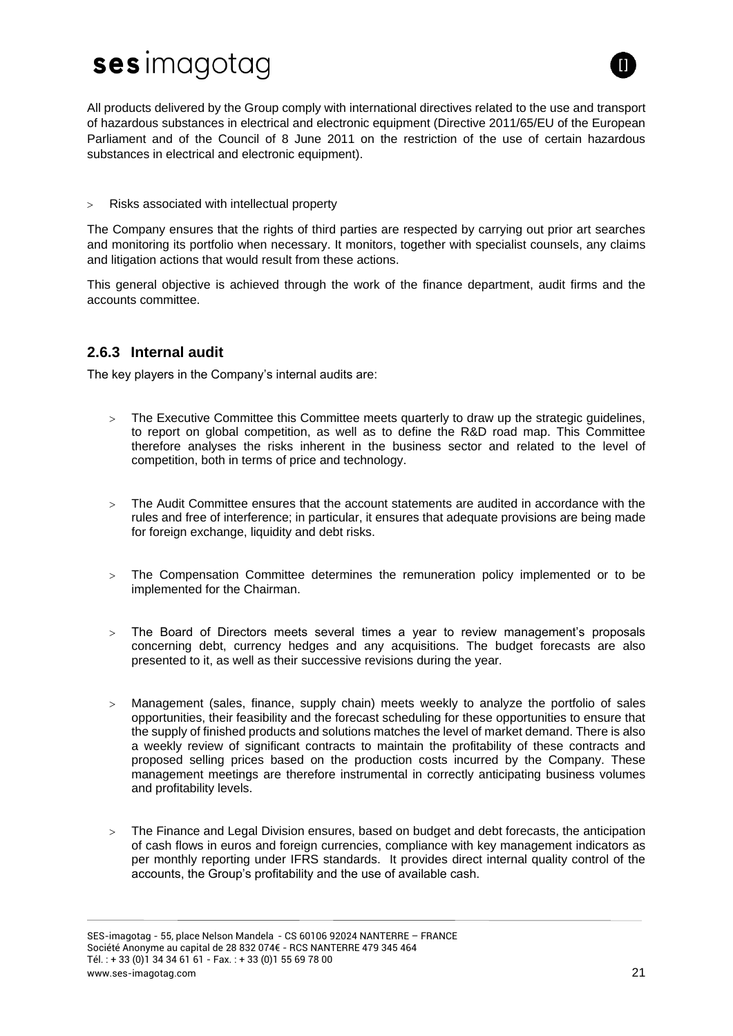All products delivered by the Group comply with international directives related to the use and transport of hazardous substances in electrical and electronic equipment (Directive 2011/65/EU of the European Parliament and of the Council of 8 June 2011 on the restriction of the use of certain hazardous substances in electrical and electronic equipment).

> Risks associated with intellectual property

The Company ensures that the rights of third parties are respected by carrying out prior art searches and monitoring its portfolio when necessary. It monitors, together with specialist counsels, any claims and litigation actions that would result from these actions.

This general objective is achieved through the work of the finance department, audit firms and the accounts committee.

### 2.6.3 Internal audit

The key players in the Company's internal audits are:

- The Executive Committee this Committee meets quarterly to draw up the strategic guidelines, to report on global competition, as well as to define the R&D road map. This Committee therefore analyses the risks inherent in the business sector and related to the level of competition, both in terms of price and technology.

- The Audit Committee ensures that the account statements are audited in accordance with the rules and free of interference; in particular, it ensures that adequate provisions are being made for foreign exchange, liquidity and debt risks.

- The Compensation Committee determines the remuneration policy implemented or to be implemented for the Chairman.

- The Board of Directors meets several times a year to review management's proposals concerning debt, currency hedges and any acquisitions. The budget forecasts are also presented to it, as well as their successive revisions during the year.

- Management (sales, finance, supply chain) meets weekly to analyze the portfolio of sales opportunities, their feasibility and the forecast scheduling for these opportunities to ensure that the supply of finished products and solutions matches the level of market demand. There is also a weekly review of significant contracts to maintain the profitability of these contracts and proposed selling prices based on the production costs incurred by the Company. These management meetings are therefore instrumental in correctly anticipating business volumes and profitability levels.

- The Finance and Legal Division ensures, based on budget and debt forecasts, the anticipation of cash flows in euros and foreign currencies, compliance with key management indicators as per monthly reporting under IFRS standards. It provides direct internal quality control of the accounts, the Group's profitability and the use of available cash.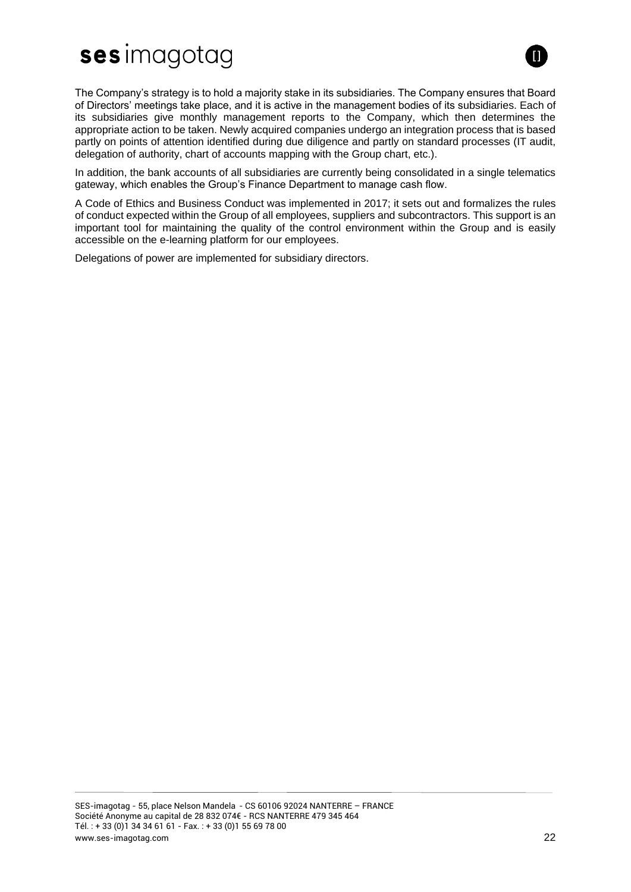The Company's strategy is to hold a majority stake in its subsidiaries. The Company ensures that Board of Directors' meetings take place, and it is active in the management bodies of its subsidiaries. Each of its subsidiaries give monthly management reports to the Company, which then determines the appropriate action to be taken. Newly acquired companies undergo an integration process that is based partly on points of attention identified during due diligence and partly on standard processes (IT audit, delegation of authority, chart of accounts mapping with the Group chart, etc.).

In addition, the bank accounts of all subsidiaries are currently being consolidated in a single telematics gateway, which enables the Group's Finance Department to manage cash flow.

A Code of Ethics and Business Conduct was implemented in 2017; it sets out and formalizes the rules of conduct expected within the Group of all employees, suppliers and subcontractors. This support is an important tool for maintaining the quality of the control environment within the Group and is easily accessible on the e-learning platform for our employees.

Delegations of power are implemented for subsidiary directors.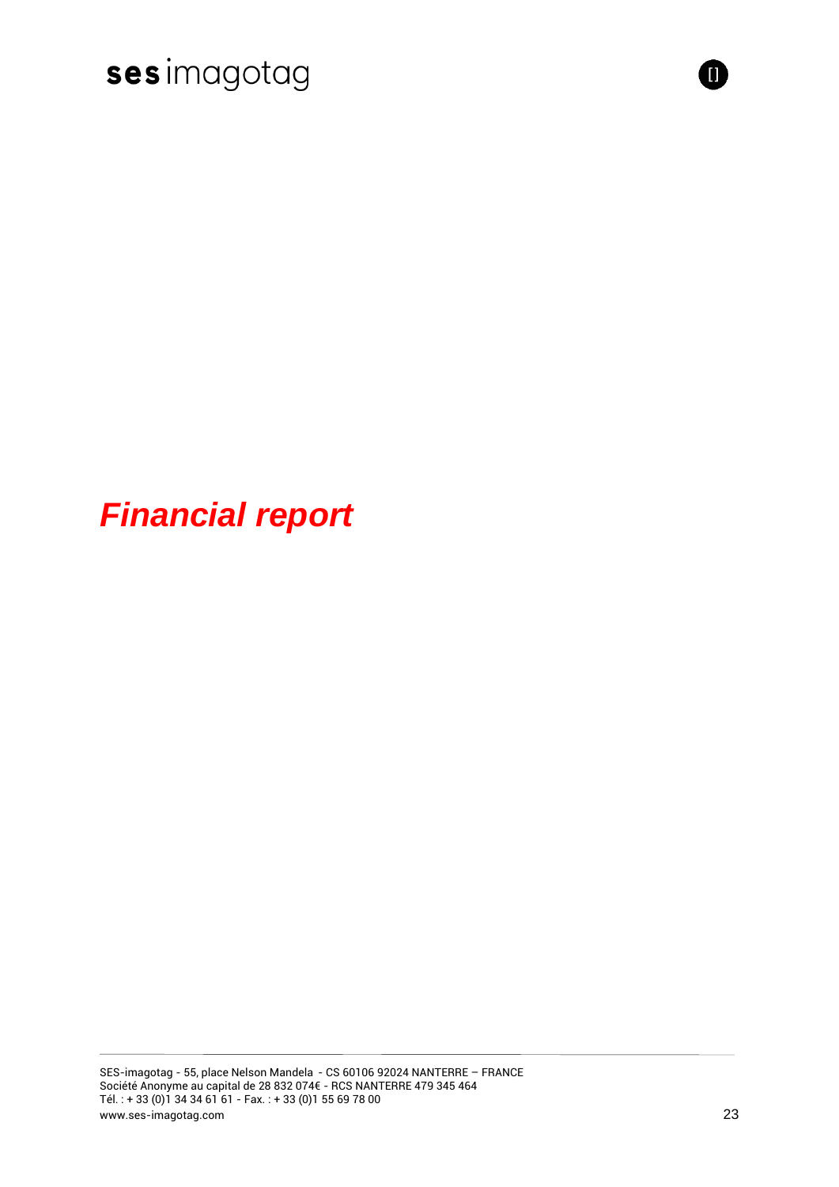# *Financial report*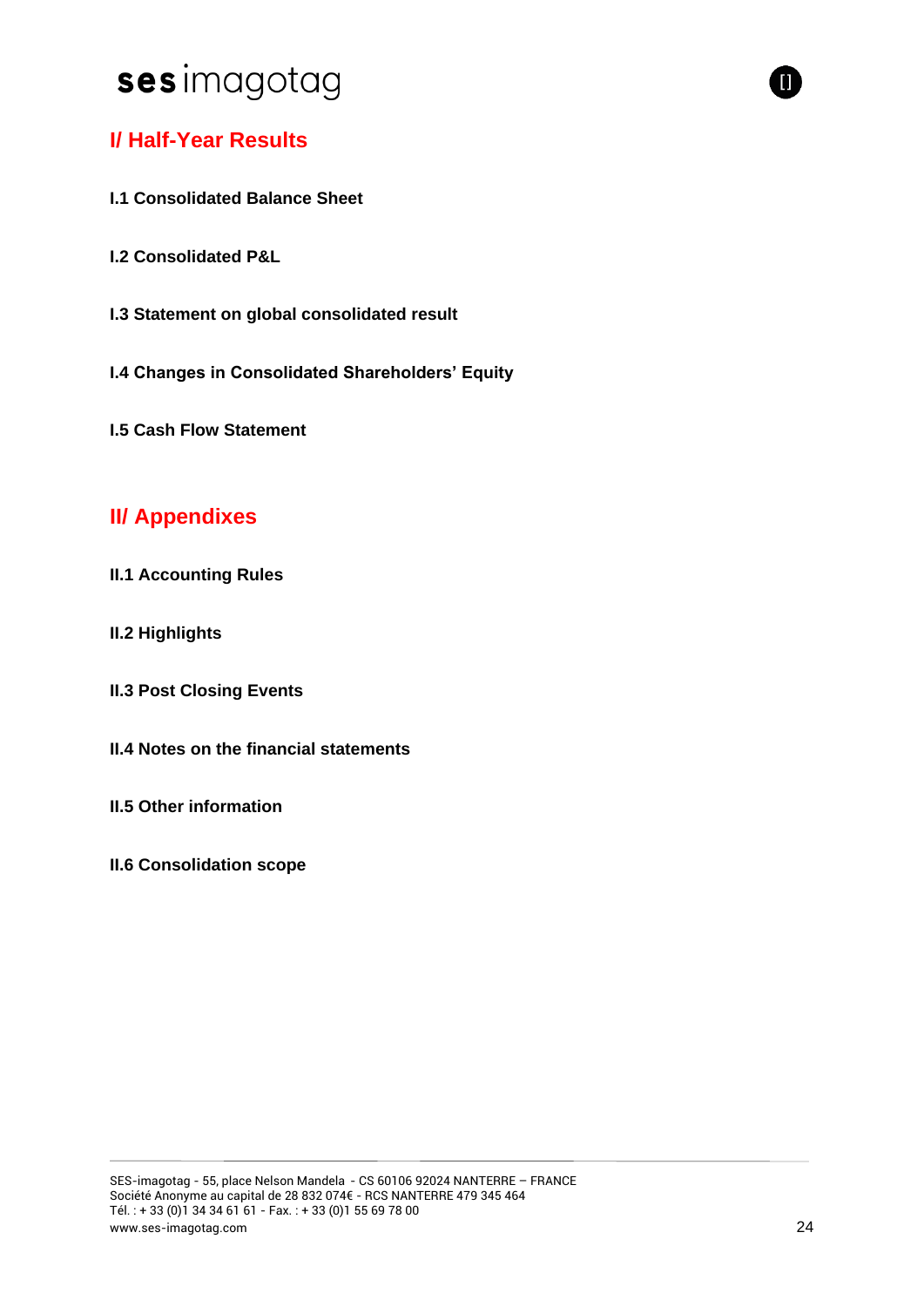# I/ Half-Year Results

## I.1 Consolidated Balance Sheet

## I.2 Consolidated P&L

## I.3 Statement on global consolidated result

## I.4 Changes in Consolidated Shareholders' Equity

## I.5 Cash Flow Statement

# II/ Appendixes

## II.1 Accounting Rules

## II.2 Highlights

## II.3 Post Closing Events

## II.4 Notes on the financial statements

## II.5 Other information

## II.6 Consolidation scope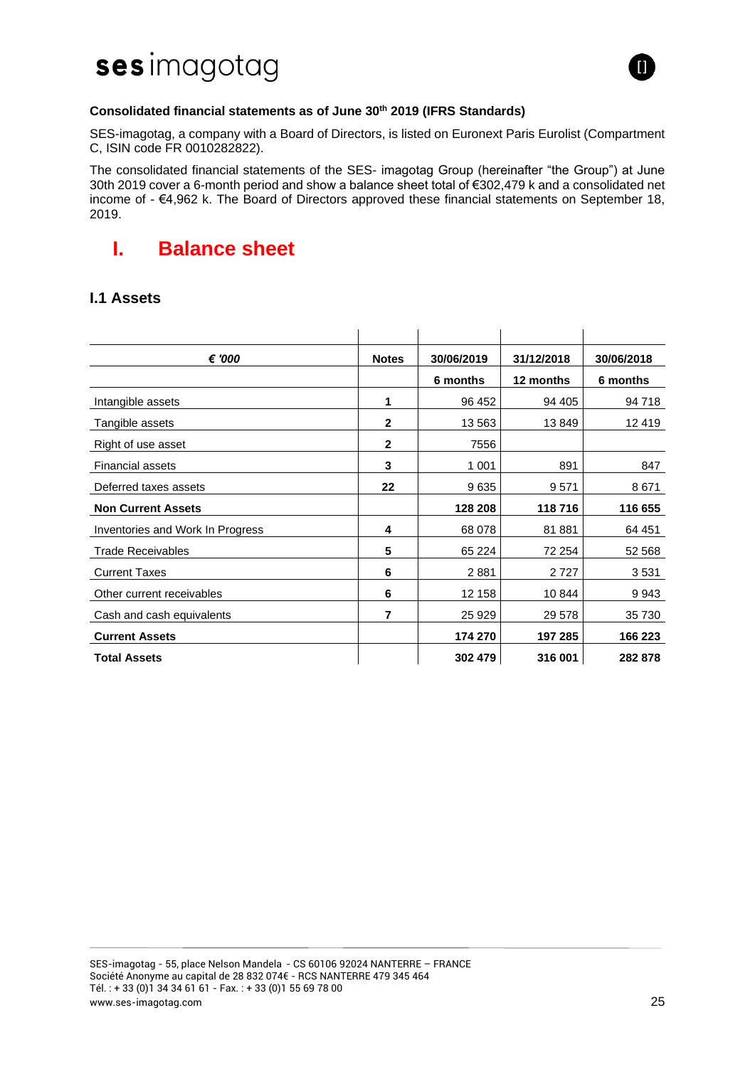**Consolidated financial statements as of June 30th 2019 (IFRS Standards)**

SES-imagotag, a company with a Board of Directors, is listed on Euronext Paris Eurolist (Compartment C, ISIN code FR 0010282822).

The consolidated financial statements of the SES- imagotag Group (hereinafter "the Group") at June 30th 2019 cover a 6-month period and show a balance sheet total of €302,479 k and a consolidated net income of - €4,962 k. The Board of Directors approved these financial statements on September 18, 2019.

# I. Balance sheet

## I.1 Assets

| *€ '000* | Notes | 30/06/2019 | 31/12/2018 | 30/06/2018 |
|---|---|---|---|---|
| | | 6 months | 12 months | 6 months |
| Intangible assets | 1 | 96 452 | 94 405 | 94 718 |
| Tangible assets | 2 | 13 563 | 13 849 | 12 419 |
| Right of use asset | 2 | 7556 | | |
| Financial assets | 3 | 1 001 | 891 | 847 |
| Deferred taxes assets | 22 | 9 635 | 9 571 | 8 671 |
| **Non Current Assets** | | **128 208** | **118 716** | **116 655** |
| Inventories and Work In Progress | 4 | 68 078 | 81 881 | 64 451 |
| Trade Receivables | 5 | 65 224 | 72 254 | 52 568 |
| Current Taxes | 6 | 2 881 | 2 727 | 3 531 |
| Other current receivables | 6 | 12 158 | 10 844 | 9 943 |
| Cash and cash equivalents | 7 | 25 929 | 29 578 | 35 730 |
| **Current Assets** | | **174 270** | **197 285** | **166 223** |
| **Total Assets** | | **302 479** | **316 001** | **282 878** |

SES-imagotag - 55, place Nelson Mandela - CS 60106 92024 NANTERRE – FRANCE
Société Anonyme au capital de 28 832 074€ - RCS NANTERRE 479 345 464
Tél. : + 33 (0)1 34 34 61 61 - Fax. : + 33 (0)1 55 69 78 00
www.ses-imagotag.com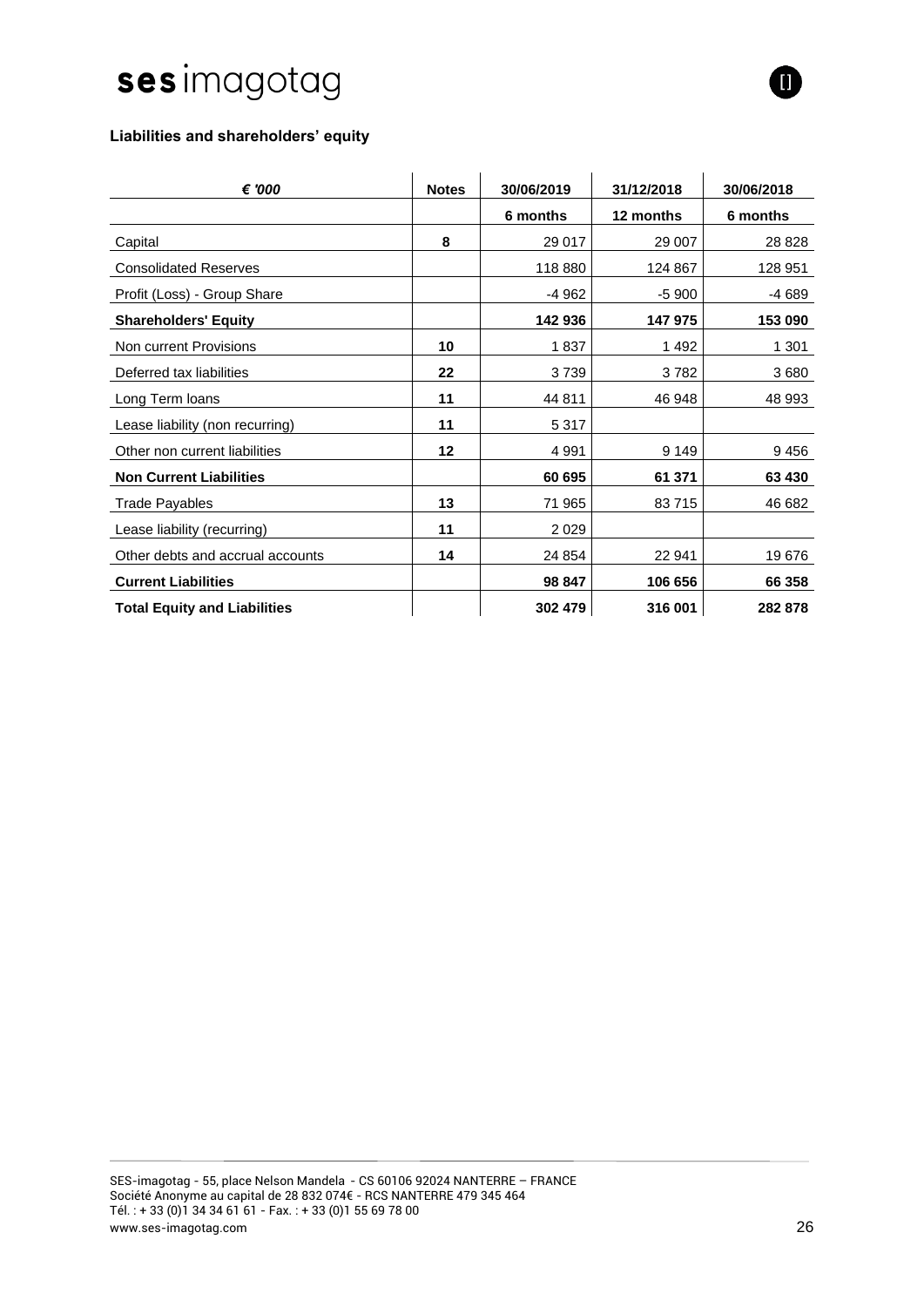### Liabilities and shareholders' equity

| *€ '000* | Notes | 30/06/2019 | 31/12/2018 | 30/06/2018 |
|---|---|---|---|---|
| | | 6 months | 12 months | 6 months |
| Capital | 8 | 29 017 | 29 007 | 28 828 |
| Consolidated Reserves | | 118 880 | 124 867 | 128 951 |
| Profit (Loss) - Group Share | | -4 962 | -5 900 | -4 689 |
| **Shareholders' Equity** | | **142 936** | **147 975** | **153 090** |
| Non current Provisions | 10 | 1 837 | 1 492 | 1 301 |
| Deferred tax liabilities | 22 | 3 739 | 3 782 | 3 680 |
| Long Term loans | 11 | 44 811 | 46 948 | 48 993 |
| Lease liability (non recurring) | 11 | 5 317 | | |
| Other non current liabilities | 12 | 4 991 | 9 149 | 9 456 |
| **Non Current Liabilities** | | **60 695** | **61 371** | **63 430** |
| Trade Payables | 13 | 71 965 | 83 715 | 46 682 |
| Lease liability (recurring) | 11 | 2 029 | | |
| Other debts and accrual accounts | 14 | 24 854 | 22 941 | 19 676 |
| **Current Liabilities** | | **98 847** | **106 656** | **66 358** |
| **Total Equity and Liabilities** | | **302 479** | **316 001** | **282 878** |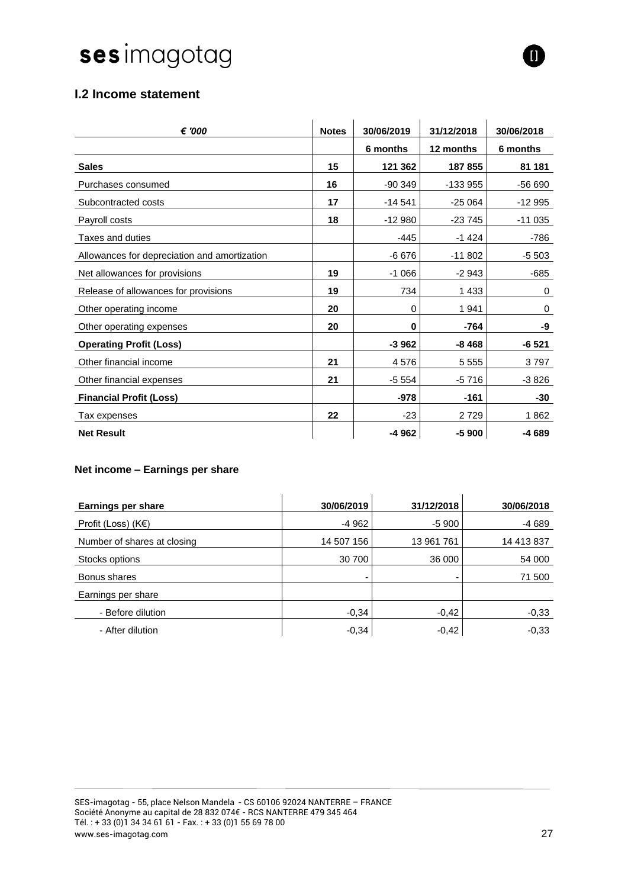## I.2 Income statement

| *€ '000* | Notes | 30/06/2019 | 31/12/2018 | 30/06/2018 |
|---|---|---|---|---|
| | | 6 months | 12 months | 6 months |
| **Sales** | 15 | 121 362 | 187 855 | 81 181 |
| Purchases consumed | 16 | -90 349 | -133 955 | -56 690 |
| Subcontracted costs | 17 | -14 541 | -25 064 | -12 995 |
| Payroll costs | 18 | -12 980 | -23 745 | -11 035 |
| Taxes and duties | | -445 | -1 424 | -786 |
| Allowances for depreciation and amortization | | -6 676 | -11 802 | -5 503 |
| Net allowances for provisions | 19 | -1 066 | -2 943 | -685 |
| Release of allowances for provisions | 19 | 734 | 1 433 | 0 |
| Other operating income | 20 | 0 | 1 941 | 0 |
| Other operating expenses | 20 | **0** | **-764** | **-9** |
| **Operating Profit (Loss)** | | **-3 962** | **-8 468** | **-6 521** |
| Other financial income | 21 | 4 576 | 5 555 | 3 797 |
| Other financial expenses | 21 | -5 554 | -5 716 | -3 826 |
| **Financial Profit (Loss)** | | **-978** | **-161** | **-30** |
| Tax expenses | 22 | -23 | 2 729 | 1 862 |
| **Net Result** | | **-4 962** | **-5 900** | **-4 689** |

### Net income – Earnings per share

| Earnings per share | 30/06/2019 | 31/12/2018 | 30/06/2018 |
|---|---|---|---|
| Profit (Loss) (K€) | -4 962 | -5 900 | -4 689 |
| Number of shares at closing | 14 507 156 | 13 961 761 | 14 413 837 |
| Stocks options | 30 700 | 36 000 | 54 000 |
| Bonus shares | - | - | 71 500 |
| Earnings per share | | | |
| - Before dilution | -0,34 | -0,42 | -0,33 |
| - After dilution | -0,34 | -0,42 | -0,33 |

SES-imagotag - 55, place Nelson Mandela - CS 60106 92024 NANTERRE – FRANCE
Société Anonyme au capital de 28 832 074€ - RCS NANTERRE 479 345 464
Tél. : + 33 (0)1 34 34 61 61 - Fax. : + 33 (0)1 55 69 78 00
www.ses-imagotag.com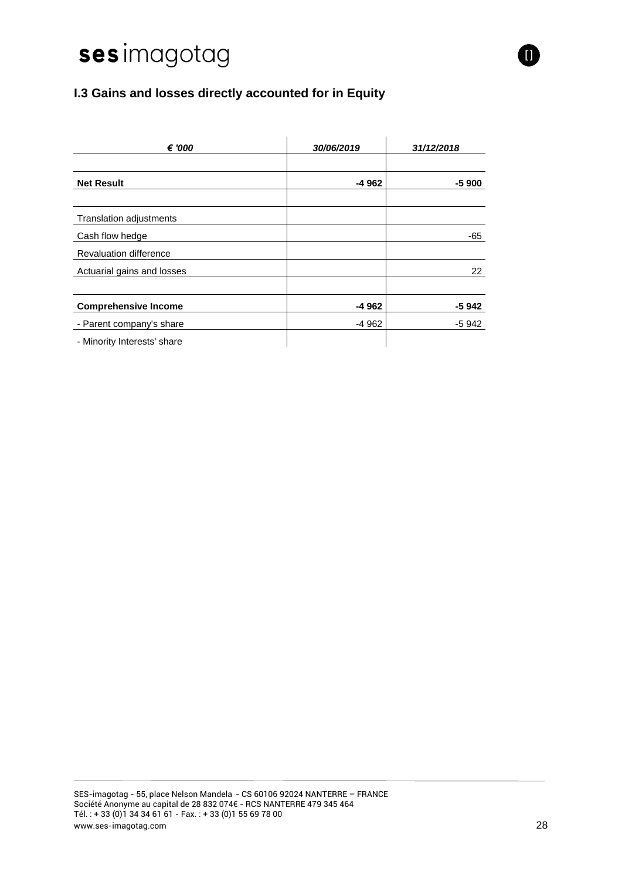## I.3 Gains and losses directly accounted for in Equity

| *€ '000* | *30/06/2019* | *31/12/2018* |
|---|---|---|
| | | |
| **Net Result** | **-4 962** | **-5 900** |
| | | |
| Translation adjustments | | |
| Cash flow hedge | | -65 |
| Revaluation difference | | |
| Actuarial gains and losses | | 22 |
| | | |
| **Comprehensive Income** | **-4 962** | **-5 942** |
| - Parent company's share | -4 962 | -5 942 |
| - Minority Interests' share | | |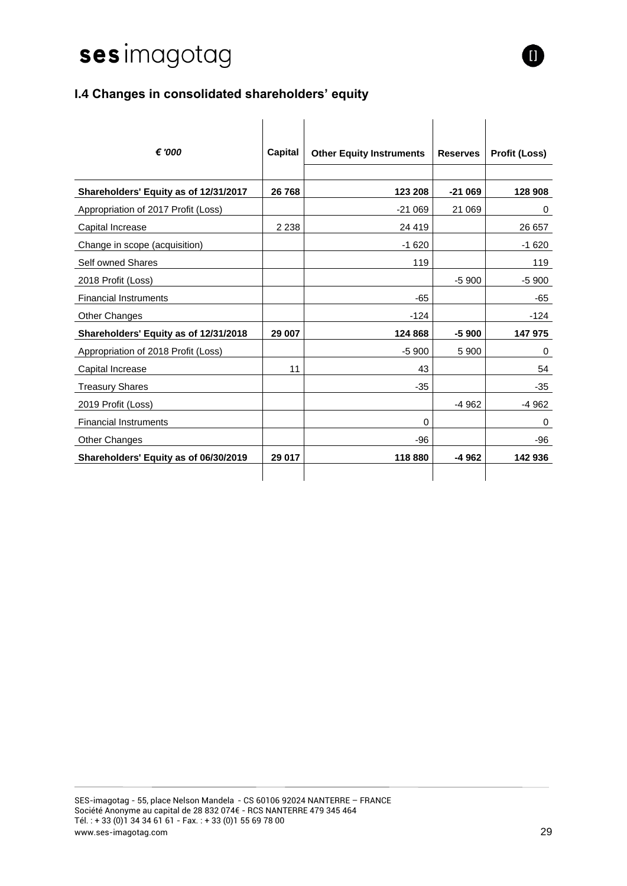## I.4 Changes in consolidated shareholders' equity

| *€ '000* | Capital | Other Equity Instruments | Reserves | Profit (Loss) |
|---|---|---|---|---|
| **Shareholders' Equity as of 12/31/2017** | **26 768** | **123 208** | **-21 069** | **128 908** |
| Appropriation of 2017 Profit (Loss) | | -21 069 | 21 069 | 0 |
| Capital Increase | 2 238 | 24 419 | | 26 657 |
| Change in scope (acquisition) | | -1 620 | | -1 620 |
| Self owned Shares | | 119 | | 119 |
| 2018 Profit (Loss) | | | -5 900 | -5 900 |
| Financial Instruments | | -65 | | -65 |
| Other Changes | | -124 | | -124 |
| **Shareholders' Equity as of 12/31/2018** | **29 007** | **124 868** | **-5 900** | **147 975** |
| Appropriation of 2018 Profit (Loss) | | -5 900 | 5 900 | 0 |
| Capital Increase | 11 | 43 | | 54 |
| Treasury Shares | | -35 | | -35 |
| 2019 Profit (Loss) | | | -4 962 | -4 962 |
| Financial Instruments | | 0 | | 0 |
| Other Changes | | -96 | | -96 |
| **Shareholders' Equity as of 06/30/2019** | **29 017** | **118 880** | **-4 962** | **142 936** |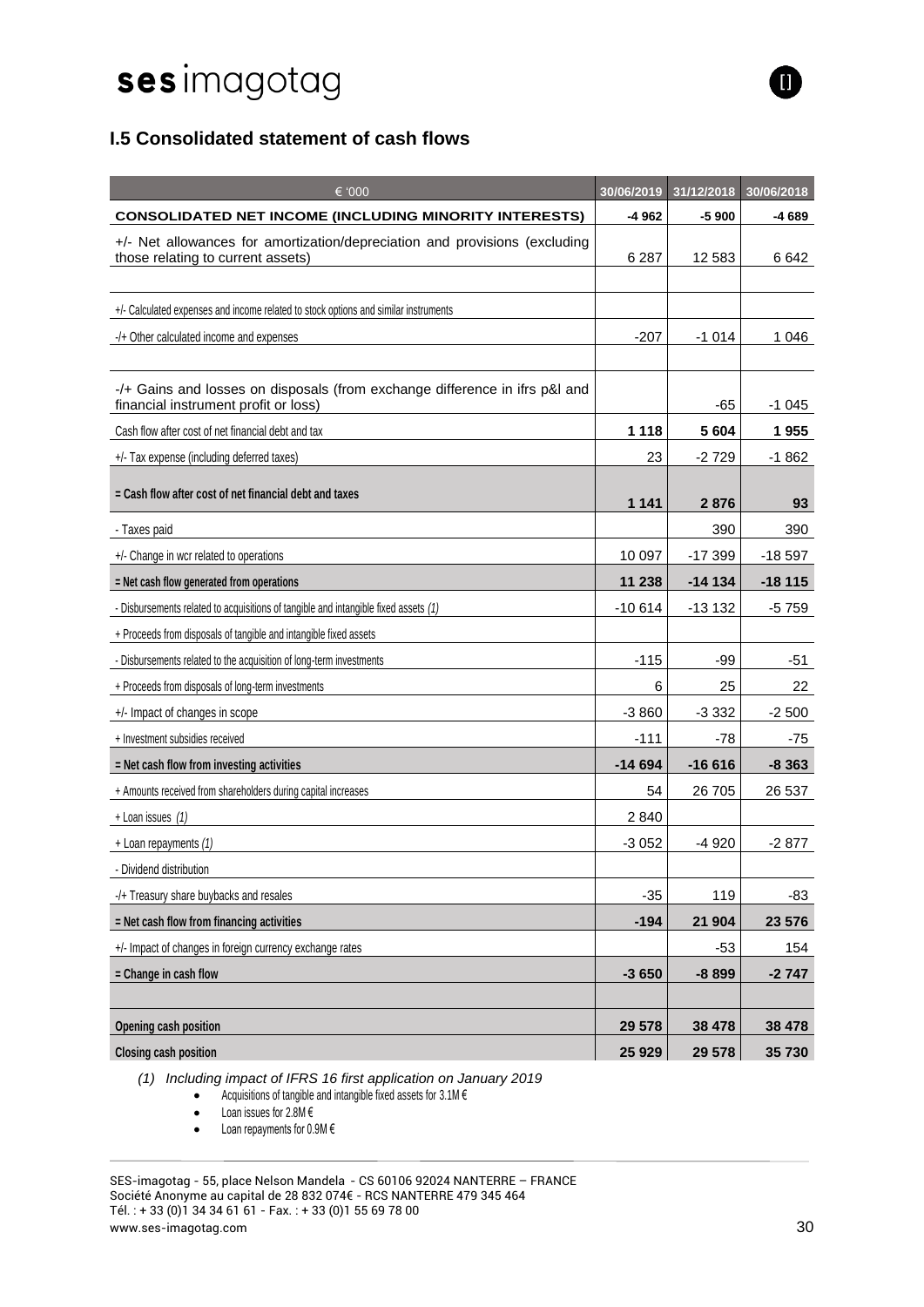## I.5 Consolidated statement of cash flows

| € '000 | 30/06/2019 | 31/12/2018 | 30/06/2018 |
|---|---|---|---|
| **CONSOLIDATED NET INCOME (INCLUDING MINORITY INTERESTS)** | **-4 962** | **-5 900** | **-4 689** |
| +/- Net allowances for amortization/depreciation and provisions (excluding those relating to current assets) | 6 287 | 12 583 | 6 642 |
| | | | |
| +/- Calculated expenses and income related to stock options and similar instruments | | | |
| -/+ Other calculated income and expenses | -207 | -1 014 | 1 046 |
| | | | |
| -/+ Gains and losses on disposals (from exchange difference in ifrs p&l and financial instrument profit or loss) | | -65 | -1 045 |
| Cash flow after cost of net financial debt and tax | **1 118** | **5 604** | **1 955** |
| +/- Tax expense (including deferred taxes) | 23 | -2 729 | -1 862 |
| **= Cash flow after cost of net financial debt and taxes** | **1 141** | **2 876** | **93** |
| - Taxes paid | | 390 | 390 |
| +/- Change in wcr related to operations | 10 097 | -17 399 | -18 597 |
| **= Net cash flow generated from operations** | **11 238** | **-14 134** | **-18 115** |
| - Disbursements related to acquisitions of tangible and intangible fixed assets *(1)* | -10 614 | -13 132 | -5 759 |
| + Proceeds from disposals of tangible and intangible fixed assets | | | |
| - Disbursements related to the acquisition of long-term investments | -115 | -99 | -51 |
| + Proceeds from disposals of long-term investments | 6 | 25 | 22 |
| +/- Impact of changes in scope | -3 860 | -3 332 | -2 500 |
| + Investment subsidies received | -111 | -78 | -75 |
| **= Net cash flow from investing activities** | **-14 694** | **-16 616** | **-8 363** |
| + Amounts received from shareholders during capital increases | 54 | 26 705 | 26 537 |
| + Loan issues *(1)* | 2 840 | | |
| + Loan repayments *(1)* | -3 052 | -4 920 | -2 877 |
| - Dividend distribution | | | |
| -/+ Treasury share buybacks and resales | -35 | 119 | -83 |
| **= Net cash flow from financing activities** | **-194** | **21 904** | **23 576** |
| +/- Impact of changes in foreign currency exchange rates | | -53 | 154 |
| **= Change in cash flow** | **-3 650** | **-8 899** | **-2 747** |
| | | | |
| **Opening cash position** | **29 578** | **38 478** | **38 478** |
| **Closing cash position** | **25 929** | **29 578** | **35 730** |

*(1) Including impact of IFRS 16 first application on January 2019*

- Acquisitions of tangible and intangible fixed assets for 3.1M €
- Loan issues for 2.8M €
- Loan repayments for 0.9M €

SES-imagotag - 55, place Nelson Mandela - CS 60106 92024 NANTERRE – FRANCE
Société Anonyme au capital de 28 832 074€ - RCS NANTERRE 479 345 464
Tél. : + 33 (0)1 34 34 61 61 - Fax. : + 33 (0)1 55 69 78 00
www.ses-imagotag.com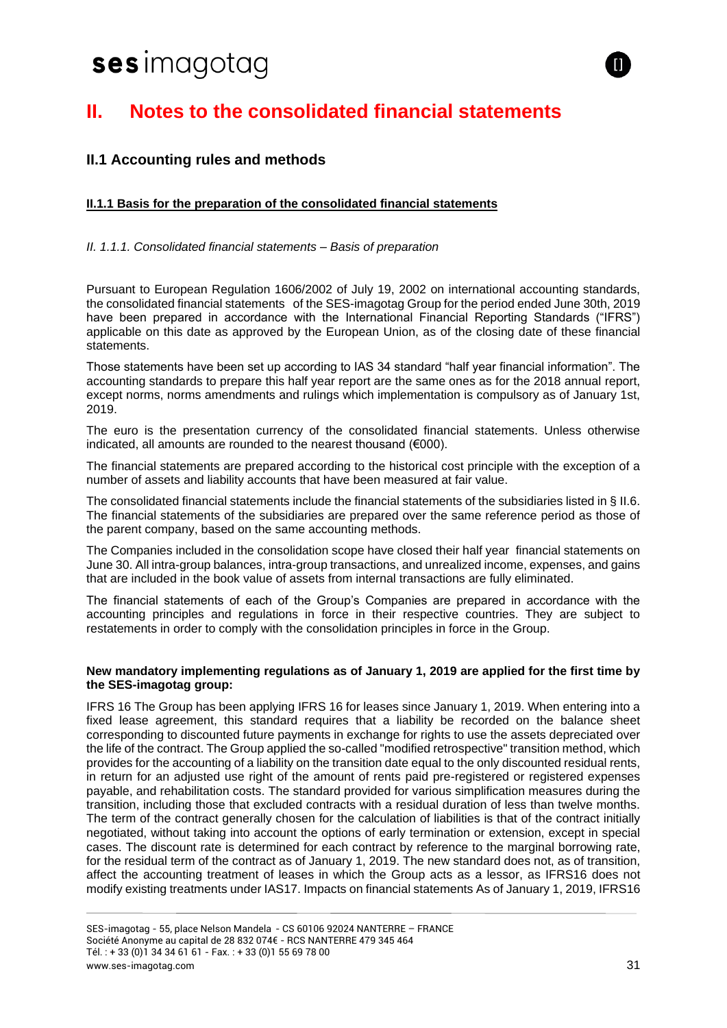# II. Notes to the consolidated financial statements

## II.1 Accounting rules and methods

### II.1.1 Basis for the preparation of the consolidated financial statements

*II. 1.1.1. Consolidated financial statements – Basis of preparation*

Pursuant to European Regulation 1606/2002 of July 19, 2002 on international accounting standards, the consolidated financial statements of the SES-imagotag Group for the period ended June 30th, 2019 have been prepared in accordance with the International Financial Reporting Standards ("IFRS") applicable on this date as approved by the European Union, as of the closing date of these financial statements.

Those statements have been set up according to IAS 34 standard "half year financial information". The accounting standards to prepare this half year report are the same ones as for the 2018 annual report, except norms, norms amendments and rulings which implementation is compulsory as of January 1st, 2019.

The euro is the presentation currency of the consolidated financial statements. Unless otherwise indicated, all amounts are rounded to the nearest thousand (€000).

The financial statements are prepared according to the historical cost principle with the exception of a number of assets and liability accounts that have been measured at fair value.

The consolidated financial statements include the financial statements of the subsidiaries listed in § II.6. The financial statements of the subsidiaries are prepared over the same reference period as those of the parent company, based on the same accounting methods.

The Companies included in the consolidation scope have closed their half year financial statements on June 30. All intra-group balances, intra-group transactions, and unrealized income, expenses, and gains that are included in the book value of assets from internal transactions are fully eliminated.

The financial statements of each of the Group's Companies are prepared in accordance with the accounting principles and regulations in force in their respective countries. They are subject to restatements in order to comply with the consolidation principles in force in the Group.

**New mandatory implementing regulations as of January 1, 2019 are applied for the first time by the SES-imagotag group:**

IFRS 16 The Group has been applying IFRS 16 for leases since January 1, 2019. When entering into a fixed lease agreement, this standard requires that a liability be recorded on the balance sheet corresponding to discounted future payments in exchange for rights to use the assets depreciated over the life of the contract. The Group applied the so-called "modified retrospective" transition method, which provides for the accounting of a liability on the transition date equal to the only discounted residual rents, in return for an adjusted use right of the amount of rents paid pre-registered or registered expenses payable, and rehabilitation costs. The standard provided for various simplification measures during the transition, including those that excluded contracts with a residual duration of less than twelve months. The term of the contract generally chosen for the calculation of liabilities is that of the contract initially negotiated, without taking into account the options of early termination or extension, except in special cases. The discount rate is determined for each contract by reference to the marginal borrowing rate, for the residual term of the contract as of January 1, 2019. The new standard does not, as of transition, affect the accounting treatment of leases in which the Group acts as a lessor, as IFRS16 does not modify existing treatments under IAS17. Impacts on financial statements As of January 1, 2019, IFRS16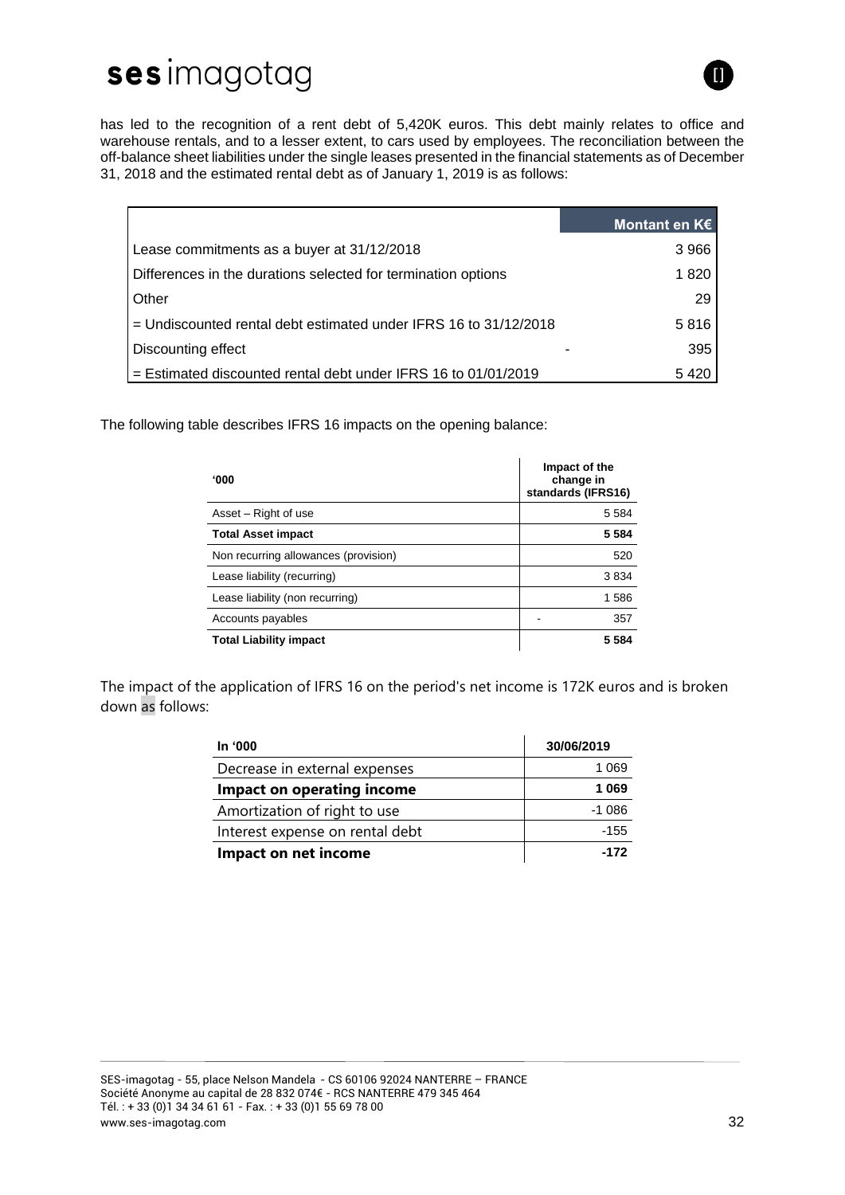has led to the recognition of a rent debt of 5,420K euros. This debt mainly relates to office and warehouse rentals, and to a lesser extent, to cars used by employees. The reconciliation between the off-balance sheet liabilities under the single leases presented in the financial statements as of December 31, 2018 and the estimated rental debt as of January 1, 2019 is as follows:

| | Montant en K€ |
|---|---|
| Lease commitments as a buyer at 31/12/2018 | 3 966 |
| Differences in the durations selected for termination options | 1 820 |
| Other | 29 |
| = Undiscounted rental debt estimated under IFRS 16 to 31/12/2018 | 5 816 |
| Discounting effect | - 395 |
| = Estimated discounted rental debt under IFRS 16 to 01/01/2019 | 5 420 |

The following table describes IFRS 16 impacts on the opening balance:

| '000 | Impact of the change in standards (IFRS16) |
|---|---|
| Asset – Right of use | 5 584 |
| **Total Asset impact** | **5 584** |
| Non recurring allowances (provision) | 520 |
| Lease liability (recurring) | 3 834 |
| Lease liability (non recurring) | 1 586 |
| Accounts payables | - 357 |
| **Total Liability impact** | **5 584** |

The impact of the application of IFRS 16 on the period's net income is 172K euros and is broken down as follows:

| In '000 | 30/06/2019 |
|---|---|
| Decrease in external expenses | 1 069 |
| **Impact on operating income** | **1 069** |
| Amortization of right to use | -1 086 |
| Interest expense on rental debt | -155 |
| **Impact on net income** | **-172** |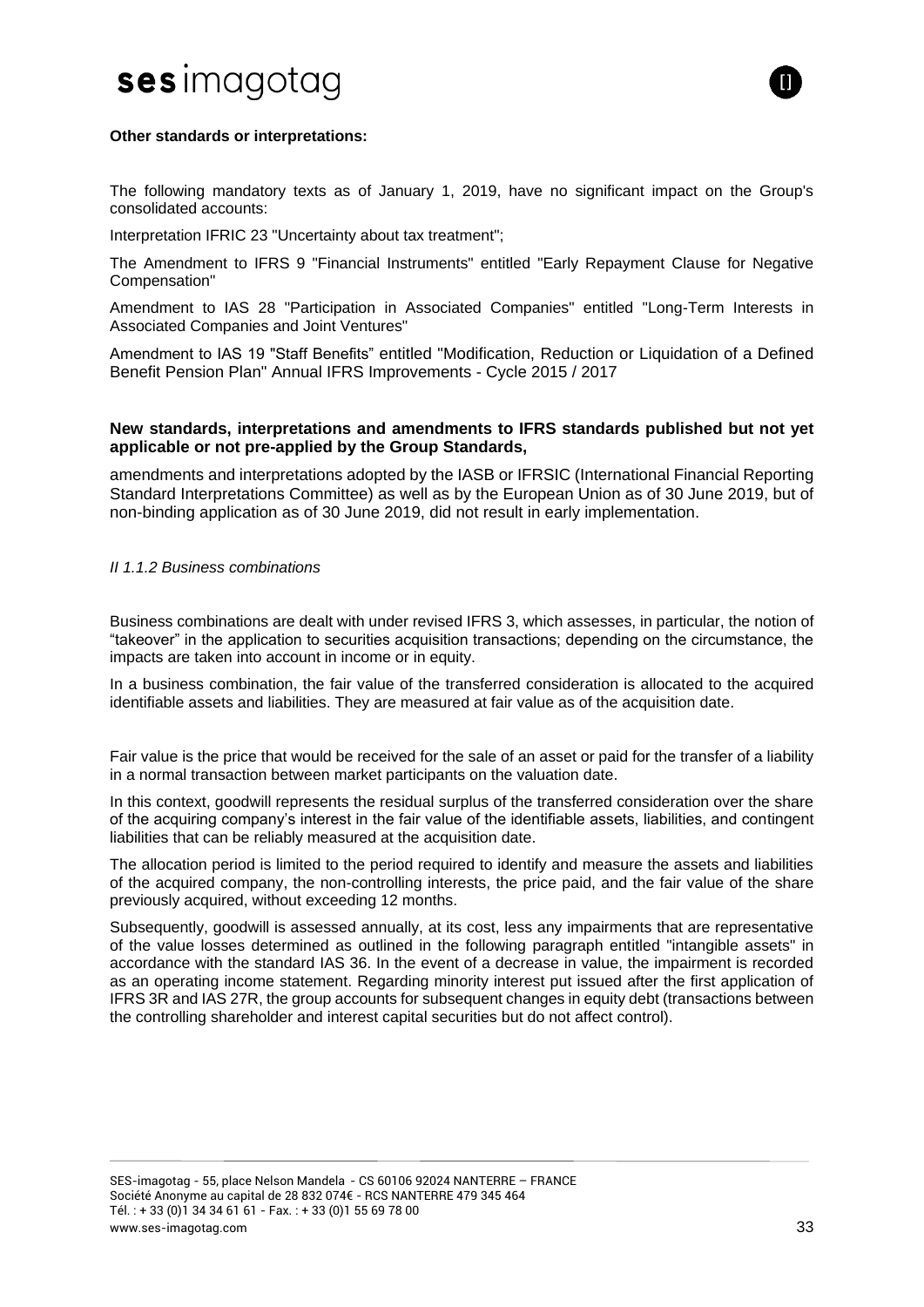**Other standards or interpretations:**

The following mandatory texts as of January 1, 2019, have no significant impact on the Group's consolidated accounts:

Interpretation IFRIC 23 "Uncertainty about tax treatment";

The Amendment to IFRS 9 "Financial Instruments" entitled "Early Repayment Clause for Negative Compensation"

Amendment to IAS 28 "Participation in Associated Companies" entitled "Long-Term Interests in Associated Companies and Joint Ventures"

Amendment to IAS 19 "Staff Benefits" entitled "Modification, Reduction or Liquidation of a Defined Benefit Pension Plan" Annual IFRS Improvements - Cycle 2015 / 2017

**New standards, interpretations and amendments to IFRS standards published but not yet applicable or not pre-applied by the Group Standards,**

amendments and interpretations adopted by the IASB or IFRSIC (International Financial Reporting Standard Interpretations Committee) as well as by the European Union as of 30 June 2019, but of non-binding application as of 30 June 2019, did not result in early implementation.

*II 1.1.2 Business combinations*

Business combinations are dealt with under revised IFRS 3, which assesses, in particular, the notion of "takeover" in the application to securities acquisition transactions; depending on the circumstance, the impacts are taken into account in income or in equity.

In a business combination, the fair value of the transferred consideration is allocated to the acquired identifiable assets and liabilities. They are measured at fair value as of the acquisition date.

Fair value is the price that would be received for the sale of an asset or paid for the transfer of a liability in a normal transaction between market participants on the valuation date.

In this context, goodwill represents the residual surplus of the transferred consideration over the share of the acquiring company's interest in the fair value of the identifiable assets, liabilities, and contingent liabilities that can be reliably measured at the acquisition date.

The allocation period is limited to the period required to identify and measure the assets and liabilities of the acquired company, the non-controlling interests, the price paid, and the fair value of the share previously acquired, without exceeding 12 months.

Subsequently, goodwill is assessed annually, at its cost, less any impairments that are representative of the value losses determined as outlined in the following paragraph entitled "intangible assets" in accordance with the standard IAS 36. In the event of a decrease in value, the impairment is recorded as an operating income statement. Regarding minority interest put issued after the first application of IFRS 3R and IAS 27R, the group accounts for subsequent changes in equity debt (transactions between the controlling shareholder and interest capital securities but do not affect control).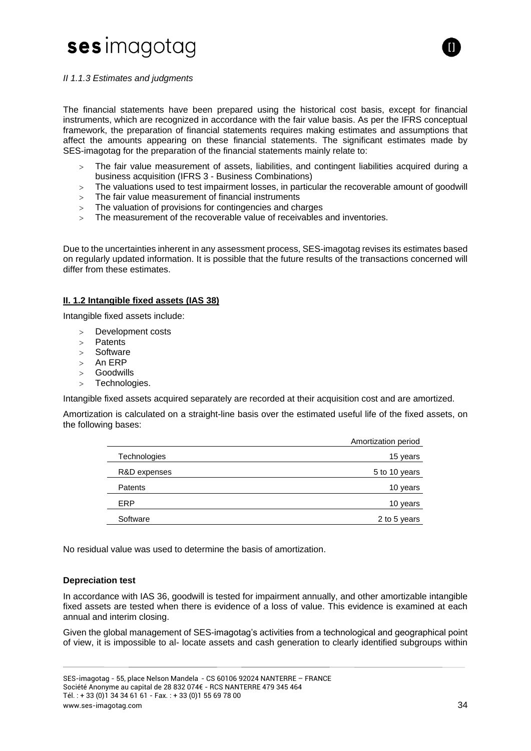*II 1.1.3 Estimates and judgments*

The financial statements have been prepared using the historical cost basis, except for financial instruments, which are recognized in accordance with the fair value basis. As per the IFRS conceptual framework, the preparation of financial statements requires making estimates and assumptions that affect the amounts appearing on these financial statements. The significant estimates made by SES-imagotag for the preparation of the financial statements mainly relate to:

- The fair value measurement of assets, liabilities, and contingent liabilities acquired during a business acquisition (IFRS 3 - Business Combinations)
- The valuations used to test impairment losses, in particular the recoverable amount of goodwill
- The fair value measurement of financial instruments
- The valuation of provisions for contingencies and charges
- The measurement of the recoverable value of receivables and inventories.

Due to the uncertainties inherent in any assessment process, SES-imagotag revises its estimates based on regularly updated information. It is possible that the future results of the transactions concerned will differ from these estimates.

**II. 1.2 Intangible fixed assets (IAS 38)**

Intangible fixed assets include:

- Development costs
- Patents
- Software
- An ERP
- Goodwills
- Technologies.

Intangible fixed assets acquired separately are recorded at their acquisition cost and are amortized.

Amortization is calculated on a straight-line basis over the estimated useful life of the fixed assets, on the following bases:

| | Amortization period |
|---|---|
| Technologies | 15 years |
| R&D expenses | 5 to 10 years |
| Patents | 10 years |
| ERP | 10 years |
| Software | 2 to 5 years |

No residual value was used to determine the basis of amortization.

**Depreciation test**

In accordance with IAS 36, goodwill is tested for impairment annually, and other amortizable intangible fixed assets are tested when there is evidence of a loss of value. This evidence is examined at each annual and interim closing.

Given the global management of SES-imagotag's activities from a technological and geographical point of view, it is impossible to al- locate assets and cash generation to clearly identified subgroups within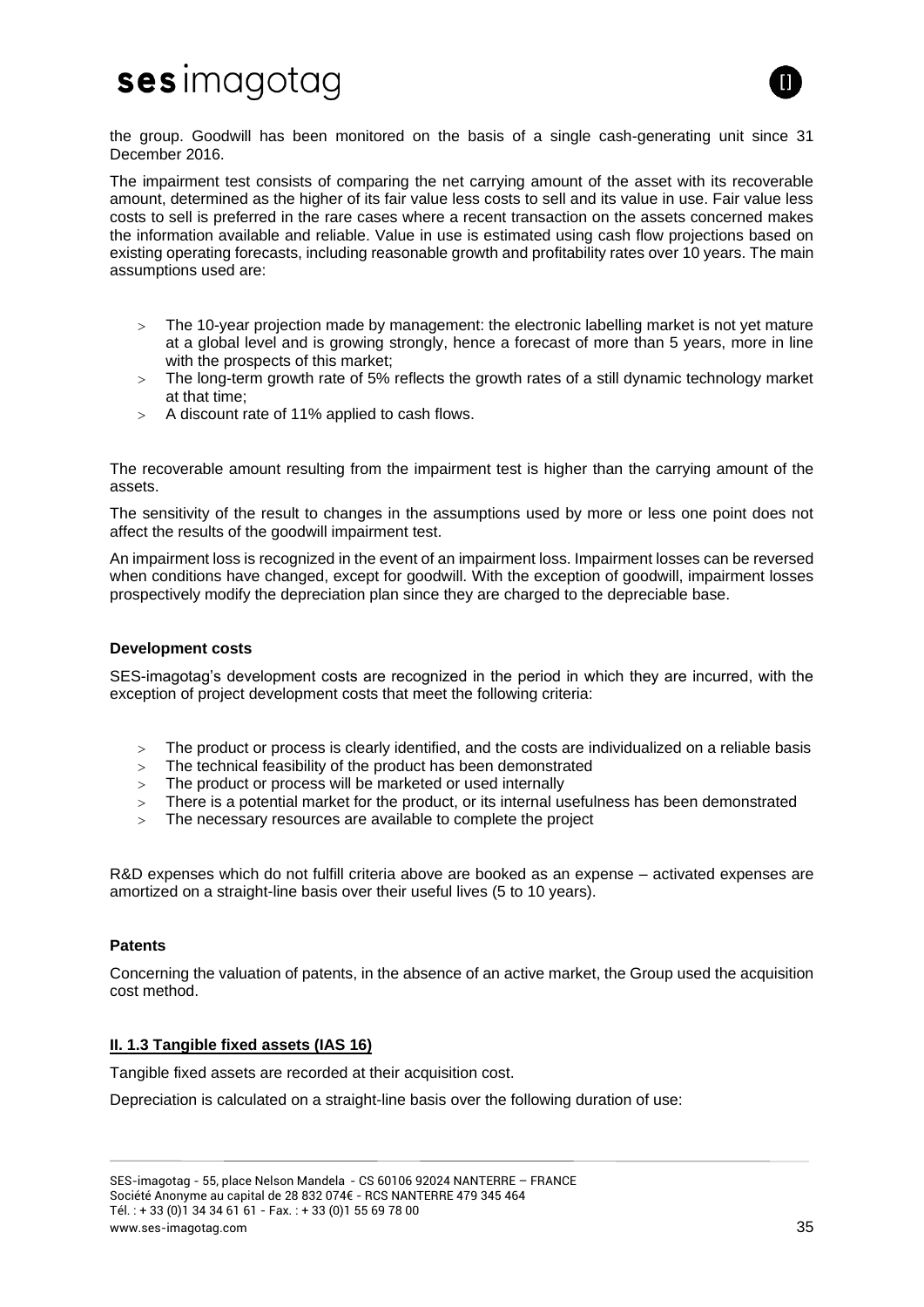the group. Goodwill has been monitored on the basis of a single cash-generating unit since 31 December 2016.

The impairment test consists of comparing the net carrying amount of the asset with its recoverable amount, determined as the higher of its fair value less costs to sell and its value in use. Fair value less costs to sell is preferred in the rare cases where a recent transaction on the assets concerned makes the information available and reliable. Value in use is estimated using cash flow projections based on existing operating forecasts, including reasonable growth and profitability rates over 10 years. The main assumptions used are:

- The 10-year projection made by management: the electronic labelling market is not yet mature at a global level and is growing strongly, hence a forecast of more than 5 years, more in line with the prospects of this market;
- The long-term growth rate of 5% reflects the growth rates of a still dynamic technology market at that time;
- A discount rate of 11% applied to cash flows.

The recoverable amount resulting from the impairment test is higher than the carrying amount of the assets.

The sensitivity of the result to changes in the assumptions used by more or less one point does not affect the results of the goodwill impairment test.

An impairment loss is recognized in the event of an impairment loss. Impairment losses can be reversed when conditions have changed, except for goodwill. With the exception of goodwill, impairment losses prospectively modify the depreciation plan since they are charged to the depreciable base.

**Development costs**

SES-imagotag's development costs are recognized in the period in which they are incurred, with the exception of project development costs that meet the following criteria:

- The product or process is clearly identified, and the costs are individualized on a reliable basis
- The technical feasibility of the product has been demonstrated
- The product or process will be marketed or used internally
- There is a potential market for the product, or its internal usefulness has been demonstrated
- The necessary resources are available to complete the project

R&D expenses which do not fulfill criteria above are booked as an expense – activated expenses are amortized on a straight-line basis over their useful lives (5 to 10 years).

**Patents**

Concerning the valuation of patents, in the absence of an active market, the Group used the acquisition cost method.

### II. 1.3 Tangible fixed assets (IAS 16)

Tangible fixed assets are recorded at their acquisition cost.

Depreciation is calculated on a straight-line basis over the following duration of use: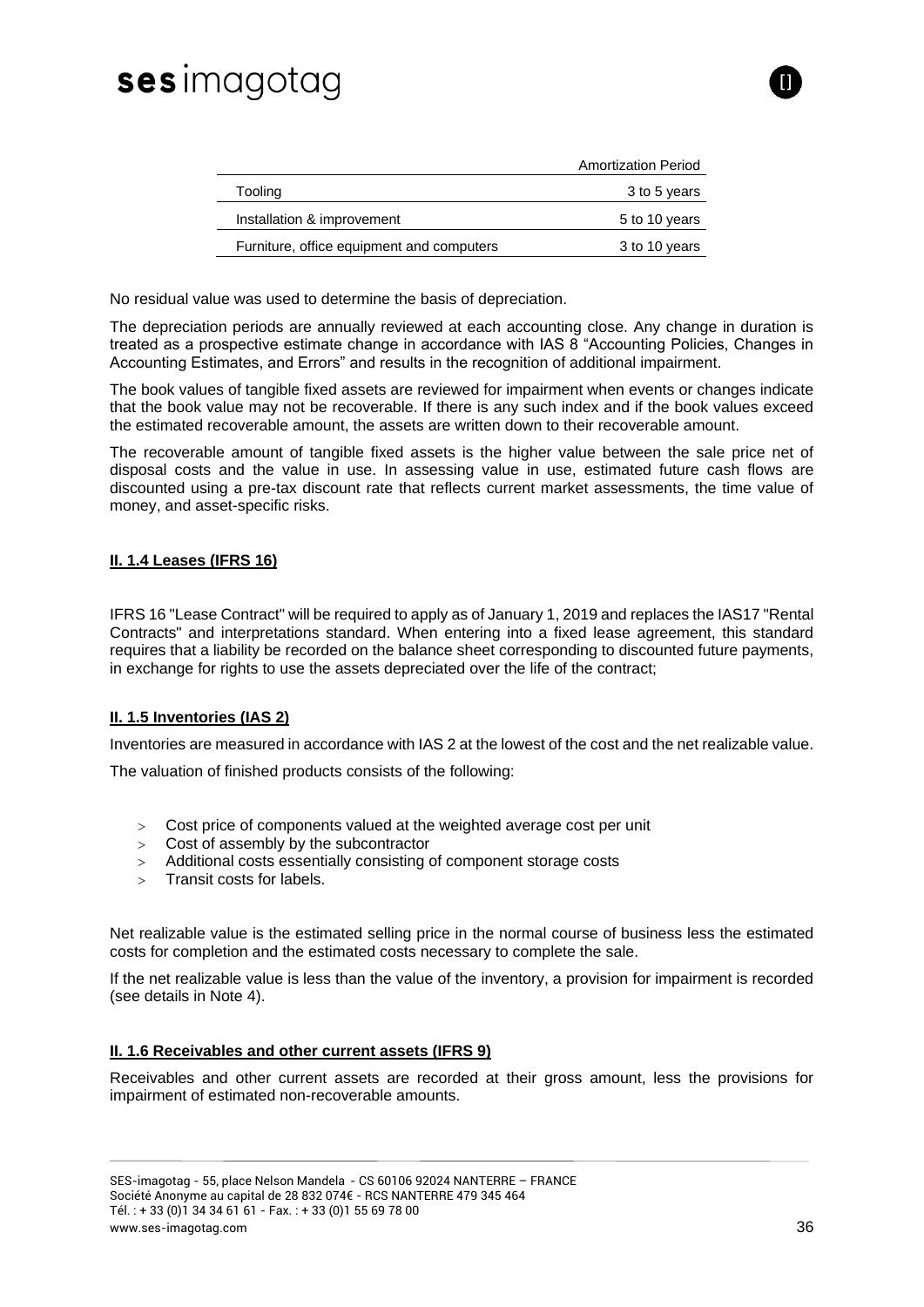| | Amortization Period |
|---|---|
| Tooling | 3 to 5 years |
| Installation & improvement | 5 to 10 years |
| Furniture, office equipment and computers | 3 to 10 years |

No residual value was used to determine the basis of depreciation.

The depreciation periods are annually reviewed at each accounting close. Any change in duration is treated as a prospective estimate change in accordance with IAS 8 “Accounting Policies, Changes in Accounting Estimates, and Errors” and results in the recognition of additional impairment.

The book values of tangible fixed assets are reviewed for impairment when events or changes indicate that the book value may not be recoverable. If there is any such index and if the book values exceed the estimated recoverable amount, the assets are written down to their recoverable amount.

The recoverable amount of tangible fixed assets is the higher value between the sale price net of disposal costs and the value in use. In assessing value in use, estimated future cash flows are discounted using a pre-tax discount rate that reflects current market assessments, the time value of money, and asset-specific risks.

**II. 1.4 Leases (IFRS 16)**

IFRS 16 "Lease Contract" will be required to apply as of January 1, 2019 and replaces the IAS17 "Rental Contracts" and interpretations standard. When entering into a fixed lease agreement, this standard requires that a liability be recorded on the balance sheet corresponding to discounted future payments, in exchange for rights to use the assets depreciated over the life of the contract;

**II. 1.5 Inventories (IAS 2)**

Inventories are measured in accordance with IAS 2 at the lowest of the cost and the net realizable value.

The valuation of finished products consists of the following:

- Cost price of components valued at the weighted average cost per unit
- Cost of assembly by the subcontractor
- Additional costs essentially consisting of component storage costs
- Transit costs for labels.

Net realizable value is the estimated selling price in the normal course of business less the estimated costs for completion and the estimated costs necessary to complete the sale.

If the net realizable value is less than the value of the inventory, a provision for impairment is recorded (see details in Note 4).

**II. 1.6 Receivables and other current assets (IFRS 9)**

Receivables and other current assets are recorded at their gross amount, less the provisions for impairment of estimated non-recoverable amounts.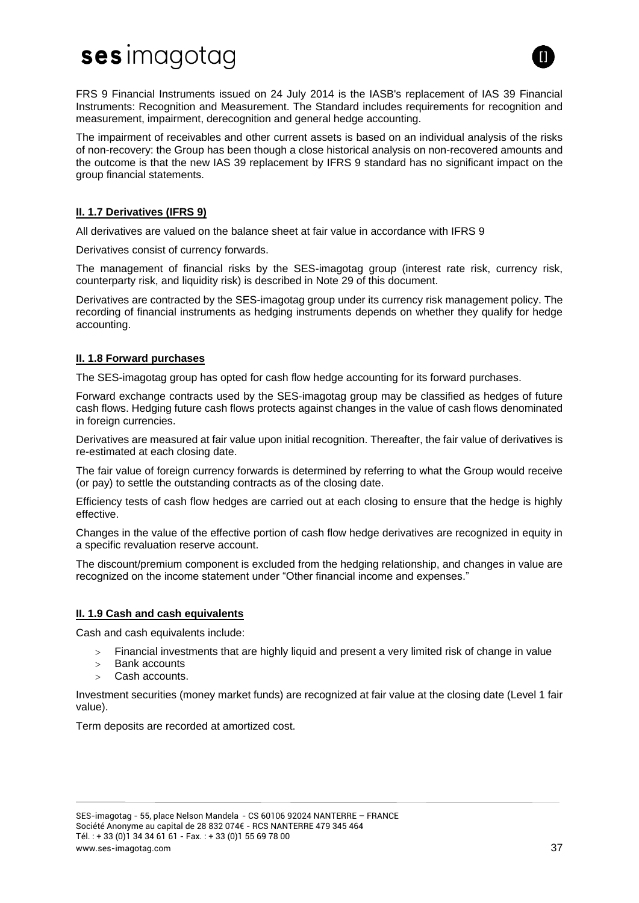FRS 9 Financial Instruments issued on 24 July 2014 is the IASB's replacement of IAS 39 Financial Instruments: Recognition and Measurement. The Standard includes requirements for recognition and measurement, impairment, derecognition and general hedge accounting.

The impairment of receivables and other current assets is based on an individual analysis of the risks of non-recovery: the Group has been though a close historical analysis on non-recovered amounts and the outcome is that the new IAS 39 replacement by IFRS 9 standard has no significant impact on the group financial statements.

**II. 1.7 Derivatives (IFRS 9)**

All derivatives are valued on the balance sheet at fair value in accordance with IFRS 9

Derivatives consist of currency forwards.

The management of financial risks by the SES-imagotag group (interest rate risk, currency risk, counterparty risk, and liquidity risk) is described in Note 29 of this document.

Derivatives are contracted by the SES-imagotag group under its currency risk management policy. The recording of financial instruments as hedging instruments depends on whether they qualify for hedge accounting.

**II. 1.8 Forward purchases**

The SES-imagotag group has opted for cash flow hedge accounting for its forward purchases.

Forward exchange contracts used by the SES-imagotag group may be classified as hedges of future cash flows. Hedging future cash flows protects against changes in the value of cash flows denominated in foreign currencies.

Derivatives are measured at fair value upon initial recognition. Thereafter, the fair value of derivatives is re-estimated at each closing date.

The fair value of foreign currency forwards is determined by referring to what the Group would receive (or pay) to settle the outstanding contracts as of the closing date.

Efficiency tests of cash flow hedges are carried out at each closing to ensure that the hedge is highly effective.

Changes in the value of the effective portion of cash flow hedge derivatives are recognized in equity in a specific revaluation reserve account.

The discount/premium component is excluded from the hedging relationship, and changes in value are recognized on the income statement under "Other financial income and expenses."

**II. 1.9 Cash and cash equivalents**

Cash and cash equivalents include:

- Financial investments that are highly liquid and present a very limited risk of change in value
- Bank accounts
- Cash accounts.

Investment securities (money market funds) are recognized at fair value at the closing date (Level 1 fair value).

Term deposits are recorded at amortized cost.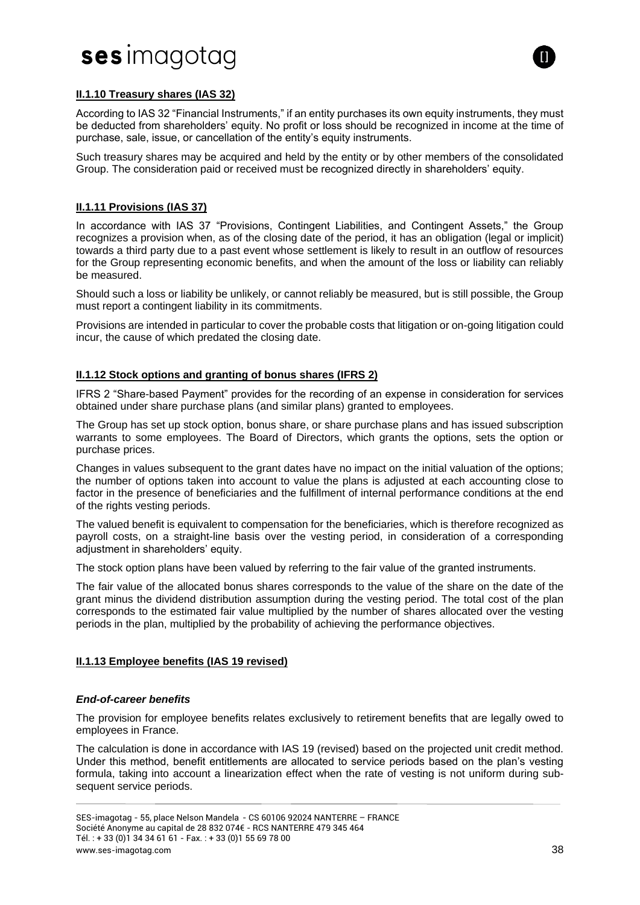#### II.1.10 Treasury shares (IAS 32)

According to IAS 32 "Financial Instruments," if an entity purchases its own equity instruments, they must be deducted from shareholders' equity. No profit or loss should be recognized in income at the time of purchase, sale, issue, or cancellation of the entity's equity instruments.

Such treasury shares may be acquired and held by the entity or by other members of the consolidated Group. The consideration paid or received must be recognized directly in shareholders' equity.

#### II.1.11 Provisions (IAS 37)

In accordance with IAS 37 "Provisions, Contingent Liabilities, and Contingent Assets," the Group recognizes a provision when, as of the closing date of the period, it has an obligation (legal or implicit) towards a third party due to a past event whose settlement is likely to result in an outflow of resources for the Group representing economic benefits, and when the amount of the loss or liability can reliably be measured.

Should such a loss or liability be unlikely, or cannot reliably be measured, but is still possible, the Group must report a contingent liability in its commitments.

Provisions are intended in particular to cover the probable costs that litigation or on-going litigation could incur, the cause of which predated the closing date.

#### II.1.12 Stock options and granting of bonus shares (IFRS 2)

IFRS 2 "Share-based Payment" provides for the recording of an expense in consideration for services obtained under share purchase plans (and similar plans) granted to employees.

The Group has set up stock option, bonus share, or share purchase plans and has issued subscription warrants to some employees. The Board of Directors, which grants the options, sets the option or purchase prices.

Changes in values subsequent to the grant dates have no impact on the initial valuation of the options; the number of options taken into account to value the plans is adjusted at each accounting close to factor in the presence of beneficiaries and the fulfillment of internal performance conditions at the end of the rights vesting periods.

The valued benefit is equivalent to compensation for the beneficiaries, which is therefore recognized as payroll costs, on a straight-line basis over the vesting period, in consideration of a corresponding adjustment in shareholders' equity.

The stock option plans have been valued by referring to the fair value of the granted instruments.

The fair value of the allocated bonus shares corresponds to the value of the share on the date of the grant minus the dividend distribution assumption during the vesting period. The total cost of the plan corresponds to the estimated fair value multiplied by the number of shares allocated over the vesting periods in the plan, multiplied by the probability of achieving the performance objectives.

#### II.1.13 Employee benefits (IAS 19 revised)

***End-of-career benefits***

The provision for employee benefits relates exclusively to retirement benefits that are legally owed to employees in France.

The calculation is done in accordance with IAS 19 (revised) based on the projected unit credit method. Under this method, benefit entitlements are allocated to service periods based on the plan's vesting formula, taking into account a linearization effect when the rate of vesting is not uniform during subsequent service periods.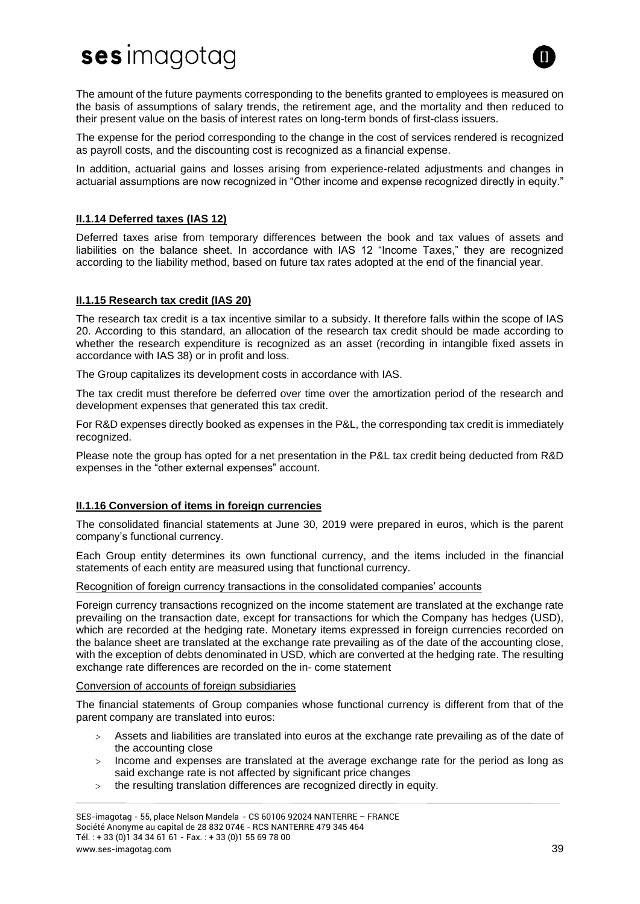The amount of the future payments corresponding to the benefits granted to employees is measured on the basis of assumptions of salary trends, the retirement age, and the mortality and then reduced to their present value on the basis of interest rates on long-term bonds of first-class issuers.

The expense for the period corresponding to the change in the cost of services rendered is recognized as payroll costs, and the discounting cost is recognized as a financial expense.

In addition, actuarial gains and losses arising from experience-related adjustments and changes in actuarial assumptions are now recognized in “Other income and expense recognized directly in equity.”

#### II.1.14 Deferred taxes (IAS 12)

Deferred taxes arise from temporary differences between the book and tax values of assets and liabilities on the balance sheet. In accordance with IAS 12 “Income Taxes,” they are recognized according to the liability method, based on future tax rates adopted at the end of the financial year.

#### II.1.15 Research tax credit (IAS 20)

The research tax credit is a tax incentive similar to a subsidy. It therefore falls within the scope of IAS 20. According to this standard, an allocation of the research tax credit should be made according to whether the research expenditure is recognized as an asset (recording in intangible fixed assets in accordance with IAS 38) or in profit and loss.

The Group capitalizes its development costs in accordance with IAS.

The tax credit must therefore be deferred over time over the amortization period of the research and development expenses that generated this tax credit.

For R&D expenses directly booked as expenses in the P&L, the corresponding tax credit is immediately recognized.

Please note the group has opted for a net presentation in the P&L tax credit being deducted from R&D expenses in the “other external expenses” account.

#### II.1.16 Conversion of items in foreign currencies

The consolidated financial statements at June 30, 2019 were prepared in euros, which is the parent company’s functional currency.

Each Group entity determines its own functional currency, and the items included in the financial statements of each entity are measured using that functional currency.

Recognition of foreign currency transactions in the consolidated companies’ accounts

Foreign currency transactions recognized on the income statement are translated at the exchange rate prevailing on the transaction date, except for transactions for which the Company has hedges (USD), which are recorded at the hedging rate. Monetary items expressed in foreign currencies recorded on the balance sheet are translated at the exchange rate prevailing as of the date of the accounting close, with the exception of debts denominated in USD, which are converted at the hedging rate. The resulting exchange rate differences are recorded on the in- come statement

Conversion of accounts of foreign subsidiaries

The financial statements of Group companies whose functional currency is different from that of the parent company are translated into euros:

- Assets and liabilities are translated into euros at the exchange rate prevailing as of the date of the accounting close
- Income and expenses are translated at the average exchange rate for the period as long as said exchange rate is not affected by significant price changes
- the resulting translation differences are recognized directly in equity.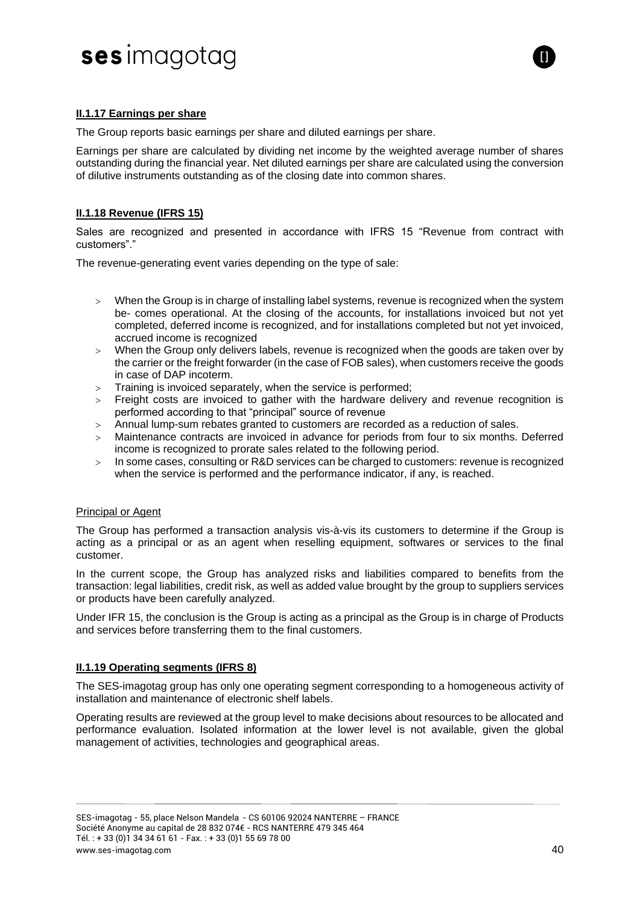### II.1.17 Earnings per share

The Group reports basic earnings per share and diluted earnings per share.

Earnings per share are calculated by dividing net income by the weighted average number of shares outstanding during the financial year. Net diluted earnings per share are calculated using the conversion of dilutive instruments outstanding as of the closing date into common shares.

### II.1.18 Revenue (IFRS 15)

Sales are recognized and presented in accordance with IFRS 15 "Revenue from contract with customers"."

The revenue-generating event varies depending on the type of sale:

- When the Group is in charge of installing label systems, revenue is recognized when the system be- comes operational. At the closing of the accounts, for installations invoiced but not yet completed, deferred income is recognized, and for installations completed but not yet invoiced, accrued income is recognized
- When the Group only delivers labels, revenue is recognized when the goods are taken over by the carrier or the freight forwarder (in the case of FOB sales), when customers receive the goods in case of DAP incoterm.
- Training is invoiced separately, when the service is performed;
- Freight costs are invoiced to gather with the hardware delivery and revenue recognition is performed according to that "principal" source of revenue
- Annual lump-sum rebates granted to customers are recorded as a reduction of sales.
- Maintenance contracts are invoiced in advance for periods from four to six months. Deferred income is recognized to prorate sales related to the following period.
- In some cases, consulting or R&D services can be charged to customers: revenue is recognized when the service is performed and the performance indicator, if any, is reached.

Principal or Agent

The Group has performed a transaction analysis vis-à-vis its customers to determine if the Group is acting as a principal or as an agent when reselling equipment, softwares or services to the final customer.

In the current scope, the Group has analyzed risks and liabilities compared to benefits from the transaction: legal liabilities, credit risk, as well as added value brought by the group to suppliers services or products have been carefully analyzed.

Under IFR 15, the conclusion is the Group is acting as a principal as the Group is in charge of Products and services before transferring them to the final customers.

### II.1.19 Operating segments (IFRS 8)

The SES-imagotag group has only one operating segment corresponding to a homogeneous activity of installation and maintenance of electronic shelf labels.

Operating results are reviewed at the group level to make decisions about resources to be allocated and performance evaluation. Isolated information at the lower level is not available, given the global management of activities, technologies and geographical areas.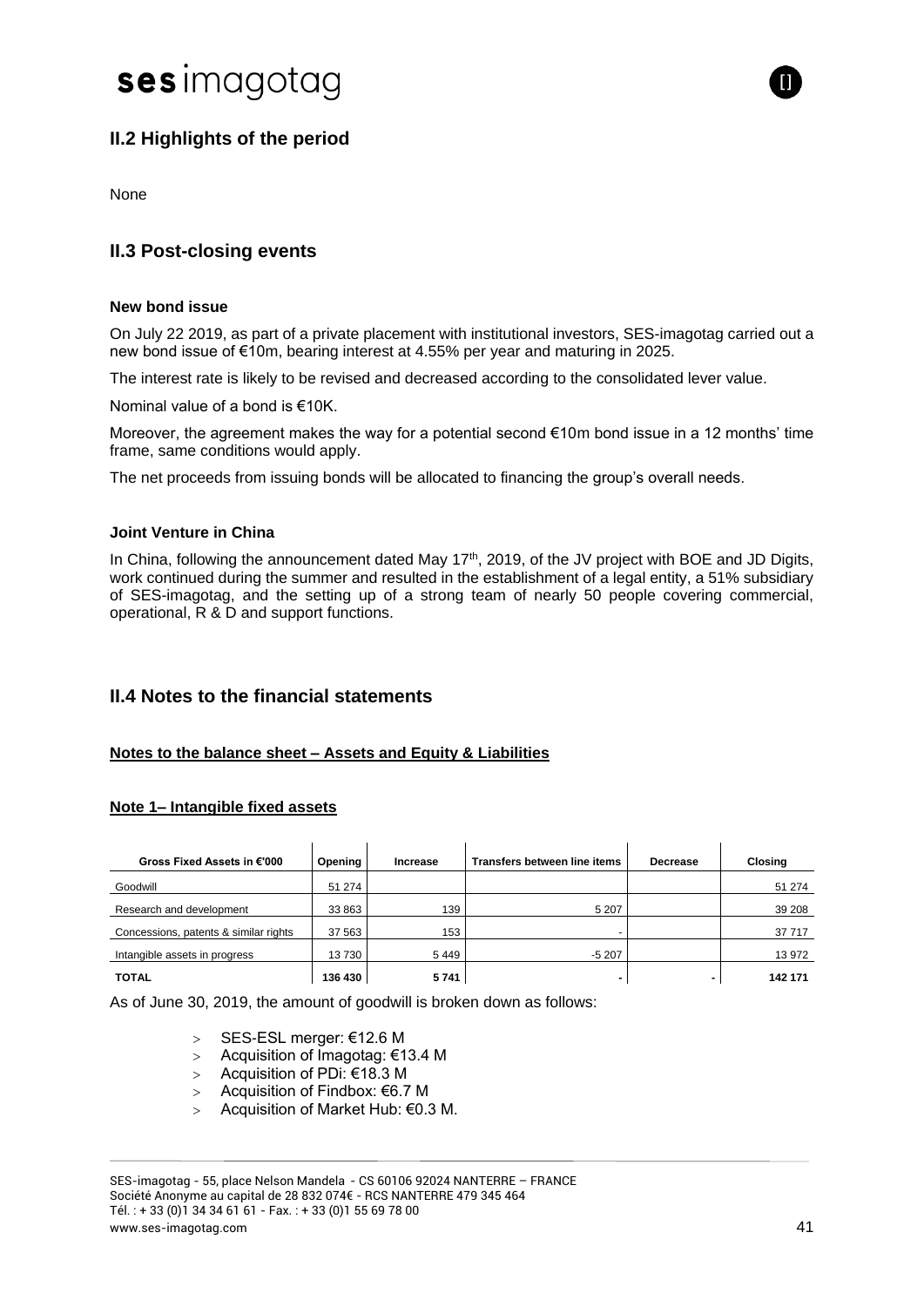## II.2 Highlights of the period

None

## II.3 Post-closing events

**New bond issue**

On July 22 2019, as part of a private placement with institutional investors, SES-imagotag carried out a new bond issue of €10m, bearing interest at 4.55% per year and maturing in 2025.

The interest rate is likely to be revised and decreased according to the consolidated lever value.

Nominal value of a bond is €10K.

Moreover, the agreement makes the way for a potential second €10m bond issue in a 12 months' time frame, same conditions would apply.

The net proceeds from issuing bonds will be allocated to financing the group's overall needs.

**Joint Venture in China**

In China, following the announcement dated May 17th, 2019, of the JV project with BOE and JD Digits, work continued during the summer and resulted in the establishment of a legal entity, a 51% subsidiary of SES-imagotag, and the setting up of a strong team of nearly 50 people covering commercial, operational, R & D and support functions.

## II.4 Notes to the financial statements

**Notes to the balance sheet – Assets and Equity & Liabilities**

**Note 1– Intangible fixed assets**

| Gross Fixed Assets in €'000 | Opening | Increase | Transfers between line items | Decrease | Closing |
|---|---|---|---|---|---|
| Goodwill | 51 274 | | | | 51 274 |
| Research and development | 33 863 | 139 | 5 207 | | 39 208 |
| Concessions, patents & similar rights | 37 563 | 153 | - | | 37 717 |
| Intangible assets in progress | 13 730 | 5 449 | -5 207 | | 13 972 |
| **TOTAL** | **136 430** | **5 741** | **-** | **-** | **142 171** |

As of June 30, 2019, the amount of goodwill is broken down as follows:

- SES-ESL merger: €12.6 M
- Acquisition of Imagotag: €13.4 M
- Acquisition of PDi: €18.3 M
- Acquisition of Findbox: €6.7 M
- Acquisition of Market Hub: €0.3 M.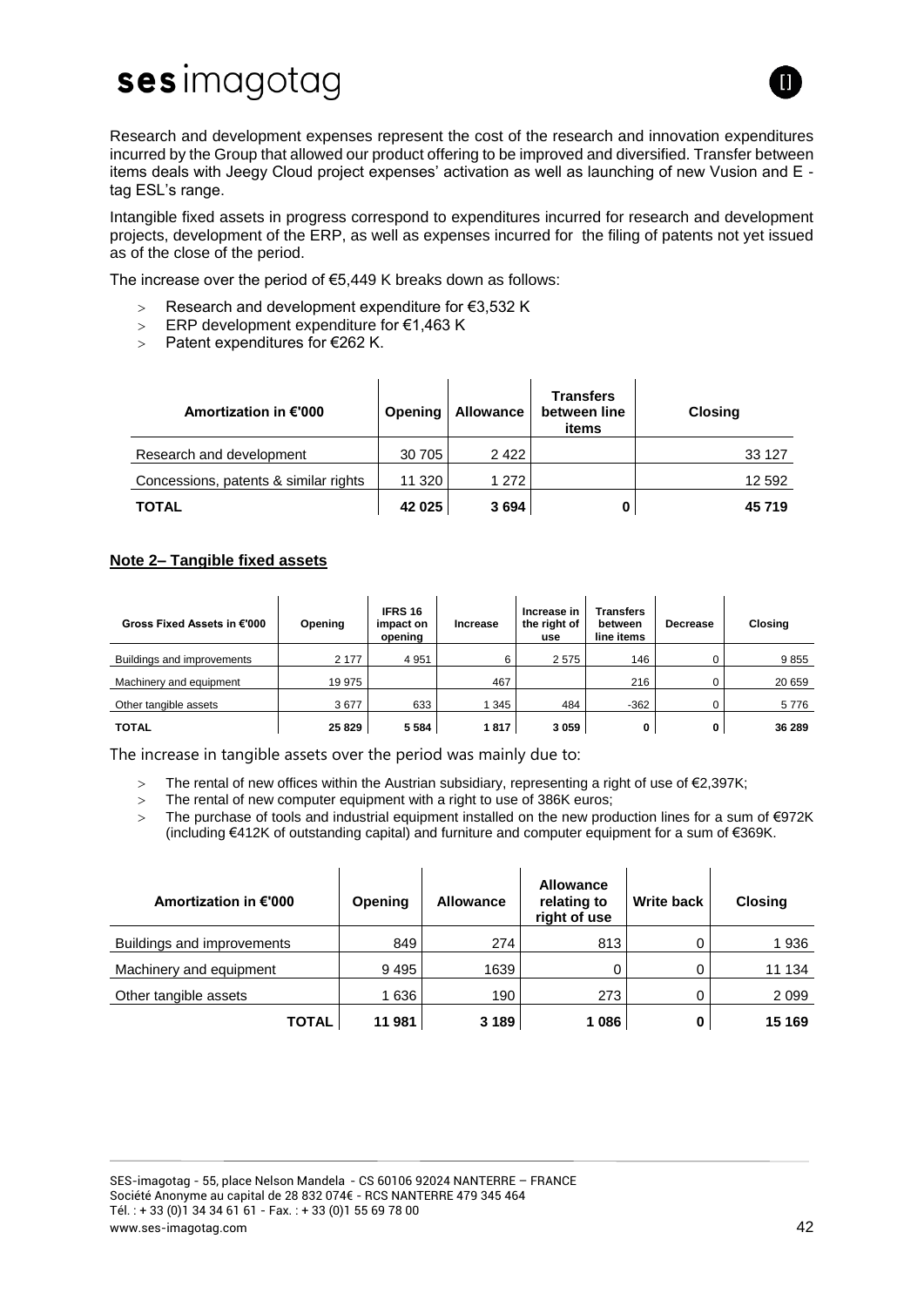Research and development expenses represent the cost of the research and innovation expenditures incurred by the Group that allowed our product offering to be improved and diversified. Transfer between items deals with Jeegy Cloud project expenses' activation as well as launching of new Vusion and E -tag ESL's range.

Intangible fixed assets in progress correspond to expenditures incurred for research and development projects, development of the ERP, as well as expenses incurred for the filing of patents not yet issued as of the close of the period.

The increase over the period of €5,449 K breaks down as follows:

- Research and development expenditure for €3,532 K
- ERP development expenditure for €1,463 K
- Patent expenditures for €262 K.

| Amortization in €'000 | Opening | Allowance | Transfers between line items | Closing |
|---|---|---|---|---|
| Research and development | 30 705 | 2 422 | | 33 127 |
| Concessions, patents & similar rights | 11 320 | 1 272 | | 12 592 |
| **TOTAL** | **42 025** | **3 694** | **0** | **45 719** |

**Note 2– Tangible fixed assets**

| Gross Fixed Assets in €'000 | Opening | IFRS 16 impact on opening | Increase | Increase in the right of use | Transfers between line items | Decrease | Closing |
|---|---|---|---|---|---|---|---|
| Buildings and improvements | 2 177 | 4 951 | 6 | 2 575 | 146 | 0 | 9 855 |
| Machinery and equipment | 19 975 | | 467 | | 216 | 0 | 20 659 |
| Other tangible assets | 3 677 | 633 | 1 345 | 484 | -362 | 0 | 5 776 |
| **TOTAL** | **25 829** | **5 584** | **1 817** | **3 059** | **0** | **0** | **36 289** |

The increase in tangible assets over the period was mainly due to:

- The rental of new offices within the Austrian subsidiary, representing a right of use of €2,397K;
- The rental of new computer equipment with a right to use of 386K euros;
- The purchase of tools and industrial equipment installed on the new production lines for a sum of €972K (including €412K of outstanding capital) and furniture and computer equipment for a sum of €369K.

| Amortization in €'000 | Opening | Allowance | Allowance relating to right of use | Write back | Closing |
|---|---|---|---|---|---|
| Buildings and improvements | 849 | 274 | 813 | 0 | 1 936 |
| Machinery and equipment | 9 495 | 1639 | 0 | 0 | 11 134 |
| Other tangible assets | 1 636 | 190 | 273 | 0 | 2 099 |
| **TOTAL** | **11 981** | **3 189** | **1 086** | **0** | **15 169** |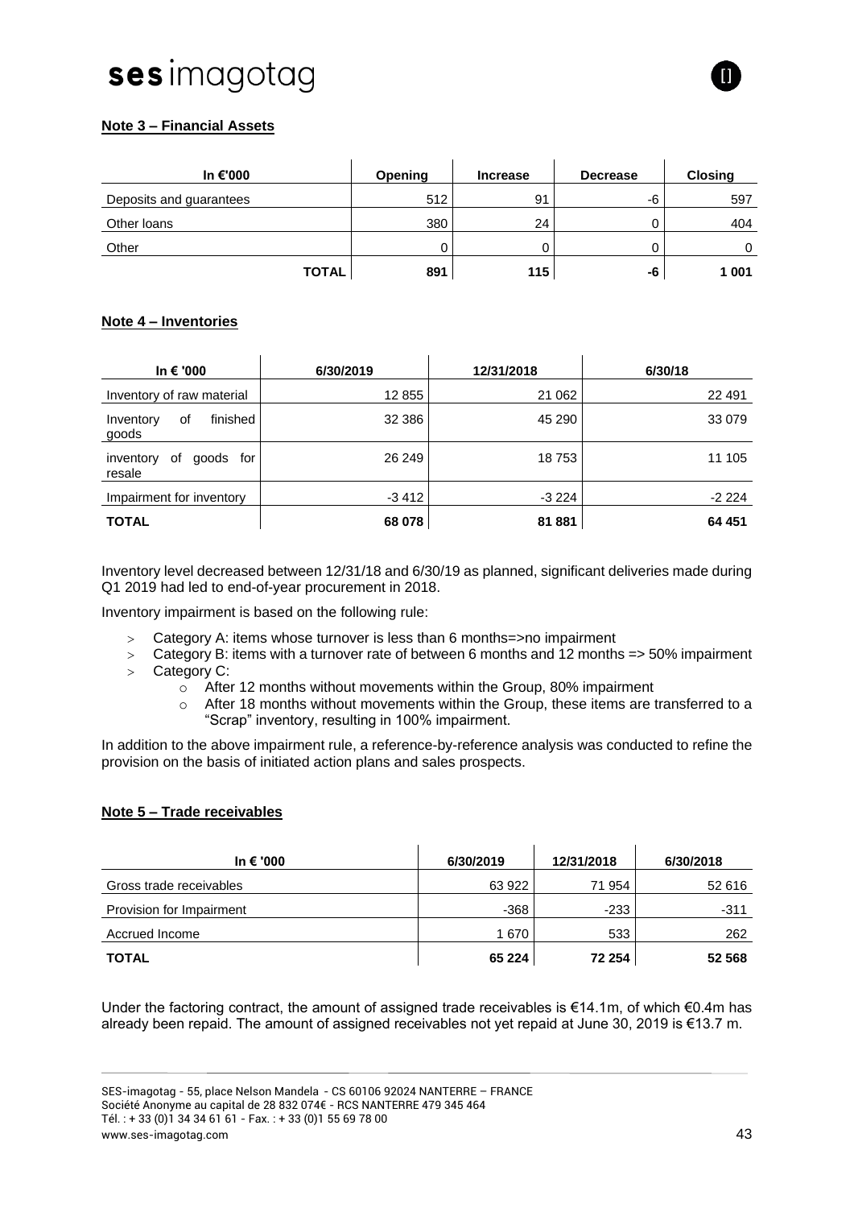**Note 3 – Financial Assets**

| In €'000 | Opening | Increase | Decrease | Closing |
|---|---|---|---|---|
| Deposits and guarantees | 512 | 91 | -6 | 597 |
| Other loans | 380 | 24 | 0 | 404 |
| Other | 0 | 0 | 0 | 0 |
| **TOTAL** | **891** | **115** | **-6** | **1 001** |

**Note 4 – Inventories**

| In € '000 | 6/30/2019 | 12/31/2018 | 6/30/18 |
|---|---|---|---|
| Inventory of raw material | 12 855 | 21 062 | 22 491 |
| Inventory of finished goods | 32 386 | 45 290 | 33 079 |
| inventory of goods for resale | 26 249 | 18 753 | 11 105 |
| Impairment for inventory | -3 412 | -3 224 | -2 224 |
| **TOTAL** | **68 078** | **81 881** | **64 451** |

Inventory level decreased between 12/31/18 and 6/30/19 as planned, significant deliveries made during Q1 2019 had led to end-of-year procurement in 2018.

Inventory impairment is based on the following rule:

- Category A: items whose turnover is less than 6 months=>no impairment
- Category B: items with a turnover rate of between 6 months and 12 months => 50% impairment
- Category C:
  - After 12 months without movements within the Group, 80% impairment
  - After 18 months without movements within the Group, these items are transferred to a "Scrap" inventory, resulting in 100% impairment.

In addition to the above impairment rule, a reference-by-reference analysis was conducted to refine the provision on the basis of initiated action plans and sales prospects.

**Note 5 – Trade receivables**

| In € '000 | 6/30/2019 | 12/31/2018 | 6/30/2018 |
|---|---|---|---|
| Gross trade receivables | 63 922 | 71 954 | 52 616 |
| Provision for Impairment | -368 | -233 | -311 |
| Accrued Income | 1 670 | 533 | 262 |
| **TOTAL** | **65 224** | **72 254** | **52 568** |

Under the factoring contract, the amount of assigned trade receivables is €14.1m, of which €0.4m has already been repaid. The amount of assigned receivables not yet repaid at June 30, 2019 is €13.7 m.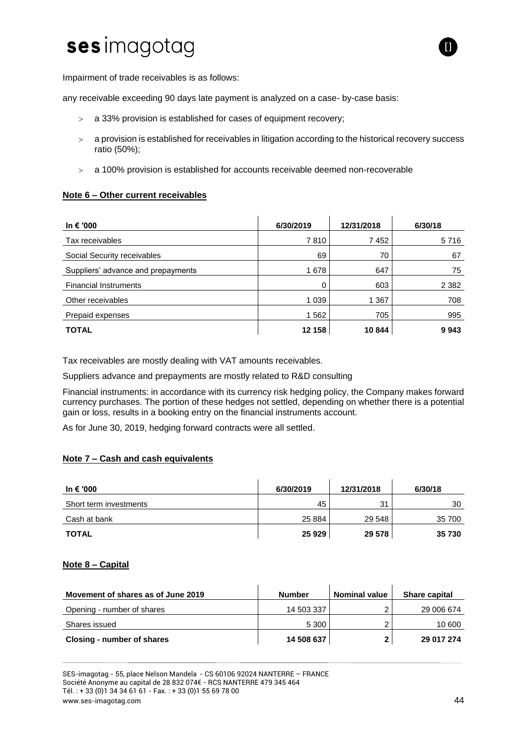Impairment of trade receivables is as follows:

any receivable exceeding 90 days late payment is analyzed on a case- by-case basis:

- a 33% provision is established for cases of equipment recovery;
- a provision is established for receivables in litigation according to the historical recovery success ratio (50%);
- a 100% provision is established for accounts receivable deemed non-recoverable

## Note 6 – Other current receivables

| In € '000 | 6/30/2019 | 12/31/2018 | 6/30/18 |
|---|---|---|---|
| Tax receivables | 7 810 | 7 452 | 5 716 |
| Social Security receivables | 69 | 70 | 67 |
| Suppliers' advance and prepayments | 1 678 | 647 | 75 |
| Financial Instruments | 0 | 603 | 2 382 |
| Other receivables | 1 039 | 1 367 | 708 |
| Prepaid expenses | 1 562 | 705 | 995 |
| **TOTAL** | **12 158** | **10 844** | **9 943** |

Tax receivables are mostly dealing with VAT amounts receivables.

Suppliers advance and prepayments are mostly related to R&D consulting

Financial instruments: in accordance with its currency risk hedging policy, the Company makes forward currency purchases. The portion of these hedges not settled, depending on whether there is a potential gain or loss, results in a booking entry on the financial instruments account.

As for June 30, 2019, hedging forward contracts were all settled.

## Note 7 – Cash and cash equivalents

| In € '000 | 6/30/2019 | 12/31/2018 | 6/30/18 |
|---|---|---|---|
| Short term investments | 45 | 31 | 30 |
| Cash at bank | 25 884 | 29 548 | 35 700 |
| **TOTAL** | **25 929** | **29 578** | **35 730** |

## Note 8 – Capital

| Movement of shares as of June 2019 | Number | Nominal value | Share capital |
|---|---|---|---|
| Opening - number of shares | 14 503 337 | 2 | 29 006 674 |
| Shares issued | 5 300 | 2 | 10 600 |
| **Closing - number of shares** | **14 508 637** | **2** | **29 017 274** |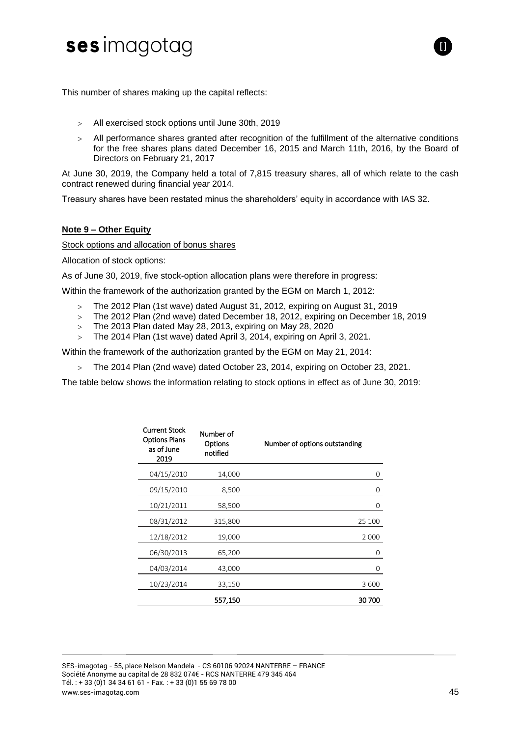This number of shares making up the capital reflects:

- All exercised stock options until June 30th, 2019
- All performance shares granted after recognition of the fulfillment of the alternative conditions for the free shares plans dated December 16, 2015 and March 11th, 2016, by the Board of Directors on February 21, 2017

At June 30, 2019, the Company held a total of 7,815 treasury shares, all of which relate to the cash contract renewed during financial year 2014.

Treasury shares have been restated minus the shareholders' equity in accordance with IAS 32.

## Note 9 – Other Equity

Stock options and allocation of bonus shares

Allocation of stock options:

As of June 30, 2019, five stock-option allocation plans were therefore in progress:

Within the framework of the authorization granted by the EGM on March 1, 2012:

- The 2012 Plan (1st wave) dated August 31, 2012, expiring on August 31, 2019
- The 2012 Plan (2nd wave) dated December 18, 2012, expiring on December 18, 2019
- The 2013 Plan dated May 28, 2013, expiring on May 28, 2020
- The 2014 Plan (1st wave) dated April 3, 2014, expiring on April 3, 2021.

Within the framework of the authorization granted by the EGM on May 21, 2014:

- The 2014 Plan (2nd wave) dated October 23, 2014, expiring on October 23, 2021.

The table below shows the information relating to stock options in effect as of June 30, 2019:

| Current Stock Options Plans as of June 2019 | Number of Options notified | Number of options outstanding |
|---|---|---|
| 04/15/2010 | 14,000 | 0 |
| 09/15/2010 | 8,500 | 0 |
| 10/21/2011 | 58,500 | 0 |
| 08/31/2012 | 315,800 | 25 100 |
| 12/18/2012 | 19,000 | 2 000 |
| 06/30/2013 | 65,200 | 0 |
| 04/03/2014 | 43,000 | 0 |
| 10/23/2014 | 33,150 | 3 600 |
| | **557,150** | **30 700** |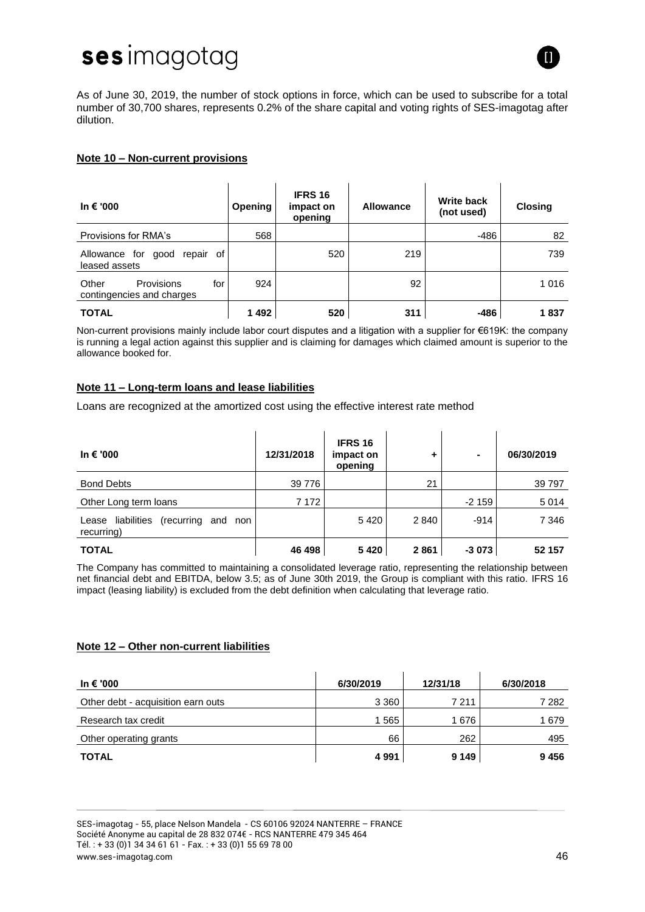As of June 30, 2019, the number of stock options in force, which can be used to subscribe for a total number of 30,700 shares, represents 0.2% of the share capital and voting rights of SES-imagotag after dilution.

**Note 10 – Non-current provisions**

| In € '000 | Opening | IFRS 16 impact on opening | Allowance | Write back (not used) | Closing |
|---|---|---|---|---|---|
| Provisions for RMA's | 568 | | | -486 | 82 |
| Allowance for good repair of leased assets | | 520 | 219 | | 739 |
| Other Provisions for contingencies and charges | 924 | | 92 | | 1 016 |
| **TOTAL** | **1 492** | **520** | **311** | **-486** | **1 837** |

Non-current provisions mainly include labor court disputes and a litigation with a supplier for €619K: the company is running a legal action against this supplier and is claiming for damages which claimed amount is superior to the allowance booked for.

**Note 11 – Long-term loans and lease liabilities**

Loans are recognized at the amortized cost using the effective interest rate method

| In € '000 | 12/31/2018 | IFRS 16 impact on opening | + | - | 06/30/2019 |
|---|---|---|---|---|---|
| Bond Debts | 39 776 | | 21 | | 39 797 |
| Other Long term loans | 7 172 | | | -2 159 | 5 014 |
| Lease liabilities (recurring and non recurring) | | 5 420 | 2 840 | -914 | 7 346 |
| **TOTAL** | **46 498** | **5 420** | **2 861** | **-3 073** | **52 157** |

The Company has committed to maintaining a consolidated leverage ratio, representing the relationship between net financial debt and EBITDA, below 3.5; as of June 30th 2019, the Group is compliant with this ratio. IFRS 16 impact (leasing liability) is excluded from the debt definition when calculating that leverage ratio.

**Note 12 – Other non-current liabilities**

| In € '000 | 6/30/2019 | 12/31/18 | 6/30/2018 |
|---|---|---|---|
| Other debt - acquisition earn outs | 3 360 | 7 211 | 7 282 |
| Research tax credit | 1 565 | 1 676 | 1 679 |
| Other operating grants | 66 | 262 | 495 |
| **TOTAL** | **4 991** | **9 149** | **9 456** |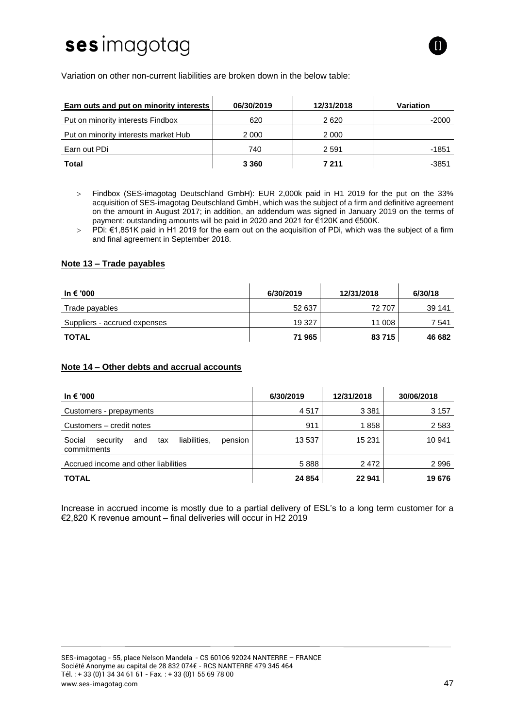Variation on other non-current liabilities are broken down in the below table:

| Earn outs and put on minority interests | 06/30/2019 | 12/31/2018 | Variation |
|---|---|---|---|
| Put on minority interests Findbox | 620 | 2 620 | -2000 |
| Put on minority interests market Hub | 2 000 | 2 000 | |
| Earn out PDi | 740 | 2 591 | -1851 |
| **Total** | **3 360** | **7 211** | -3851 |

- Findbox (SES-imagotag Deutschland GmbH): EUR 2,000k paid in H1 2019 for the put on the 33% acquisition of SES-imagotag Deutschland GmbH, which was the subject of a firm and definitive agreement on the amount in August 2017; in addition, an addendum was signed in January 2019 on the terms of payment: outstanding amounts will be paid in 2020 and 2021 for €120K and €500K.
- PDi: €1,851K paid in H1 2019 for the earn out on the acquisition of PDi, which was the subject of a firm and final agreement in September 2018.

## Note 13 – Trade payables

| In € '000 | 6/30/2019 | 12/31/2018 | 6/30/18 |
|---|---|---|---|
| Trade payables | 52 637 | 72 707 | 39 141 |
| Suppliers - accrued expenses | 19 327 | 11 008 | 7 541 |
| **TOTAL** | **71 965** | **83 715** | **46 682** |

## Note 14 – Other debts and accrual accounts

| In € '000 | 6/30/2019 | 12/31/2018 | 30/06/2018 |
|---|---|---|---|
| Customers - prepayments | 4 517 | 3 381 | 3 157 |
| Customers – credit notes | 911 | 1 858 | 2 583 |
| Social security and tax liabilities, pension commitments | 13 537 | 15 231 | 10 941 |
| Accrued income and other liabilities | 5 888 | 2 472 | 2 996 |
| **TOTAL** | **24 854** | **22 941** | **19 676** |

Increase in accrued income is mostly due to a partial delivery of ESL's to a long term customer for a €2,820 K revenue amount – final deliveries will occur in H2 2019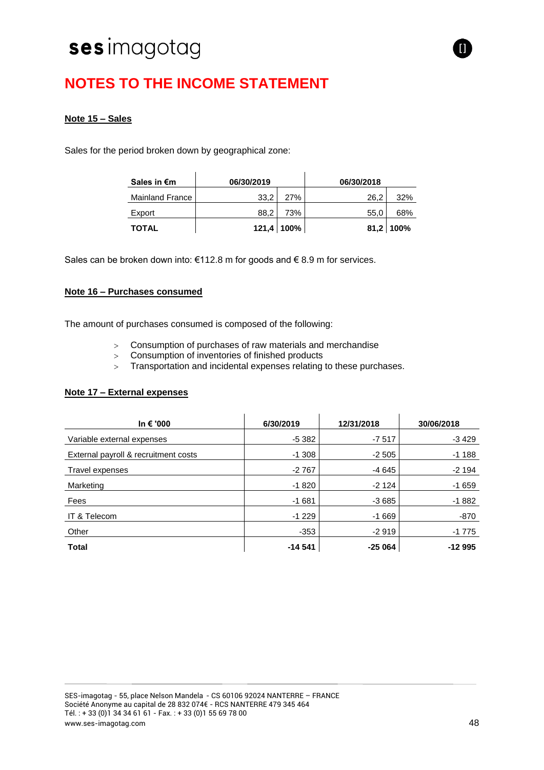# NOTES TO THE INCOME STATEMENT

**Note 15 – Sales**

Sales for the period broken down by geographical zone:

| Sales in €m | 06/30/2019 | | 06/30/2018 | |
|---|---|---|---|---|
| Mainland France | 33,2 | 27% | 26,2 | 32% |
| Export | 88,2 | 73% | 55,0 | 68% |
| **TOTAL** | **121,4** | **100%** | **81,2** | **100%** |

Sales can be broken down into: €112.8 m for goods and € 8.9 m for services.

**Note 16 – Purchases consumed**

The amount of purchases consumed is composed of the following:

- Consumption of purchases of raw materials and merchandise
- Consumption of inventories of finished products
- Transportation and incidental expenses relating to these purchases.

**Note 17 – External expenses**

| In € '000 | 6/30/2019 | 12/31/2018 | 30/06/2018 |
|---|---|---|---|
| Variable external expenses | -5 382 | -7 517 | -3 429 |
| External payroll & recruitment costs | -1 308 | -2 505 | -1 188 |
| Travel expenses | -2 767 | -4 645 | -2 194 |
| Marketing | -1 820 | -2 124 | -1 659 |
| Fees | -1 681 | -3 685 | -1 882 |
| IT & Telecom | -1 229 | -1 669 | -870 |
| Other | -353 | -2 919 | -1 775 |
| **Total** | **-14 541** | **-25 064** | **-12 995** |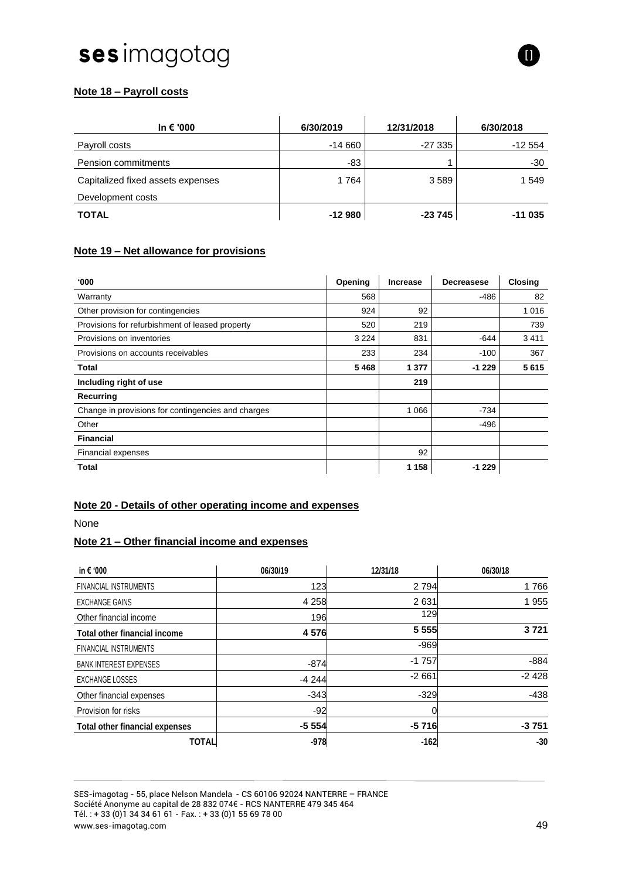## Note 18 – Payroll costs

| In € '000 | 6/30/2019 | 12/31/2018 | 6/30/2018 |
|---|---|---|---|
| Payroll costs | -14 660 | -27 335 | -12 554 |
| Pension commitments | -83 | 1 | -30 |
| Capitalized fixed assets expenses | 1 764 | 3 589 | 1 549 |
| Development costs | | | |
| **TOTAL** | **-12 980** | **-23 745** | **-11 035** |

## Note 19 – Net allowance for provisions

| '000 | Opening | Increase | Decreasese | Closing |
|---|---|---|---|---|
| Warranty | 568 | | -486 | 82 |
| Other provision for contingencies | 924 | 92 | | 1 016 |
| Provisions for refurbishment of leased property | 520 | 219 | | 739 |
| Provisions on inventories | 3 224 | 831 | -644 | 3 411 |
| Provisions on accounts receivables | 233 | 234 | -100 | 367 |
| **Total** | **5 468** | **1 377** | **-1 229** | **5 615** |
| **Including right of use** | | **219** | | |
| **Recurring** | | | | |
| Change in provisions for contingencies and charges | | 1 066 | -734 | |
| Other | | | -496 | |
| **Financial** | | | | |
| Financial expenses | | 92 | | |
| **Total** | | **1 158** | **-1 229** | |

## Note 20 - Details of other operating income and expenses

None

## Note 21 – Other financial income and expenses

| in € '000 | 06/30/19 | 12/31/18 | 06/30/18 |
|---|---|---|---|
| FINANCIAL INSTRUMENTS | 123 | 2 794 | 1 766 |
| EXCHANGE GAINS | 4 258 | 2 631 | 1 955 |
| Other financial income | 196 | 129 | |
| **Total other financial income** | **4 576** | **5 555** | **3 721** |
| FINANCIAL INSTRUMENTS | | -969 | |
| BANK INTEREST EXPENSES | -874 | -1 757 | -884 |
| EXCHANGE LOSSES | -4 244 | -2 661 | -2 428 |
| Other financial expenses | -343 | -329 | -438 |
| Provision for risks | -92 | 0 | |
| **Total other financial expenses** | **-5 554** | **-5 716** | **-3 751** |
| **TOTAL** | **-978** | **-162** | **-30** |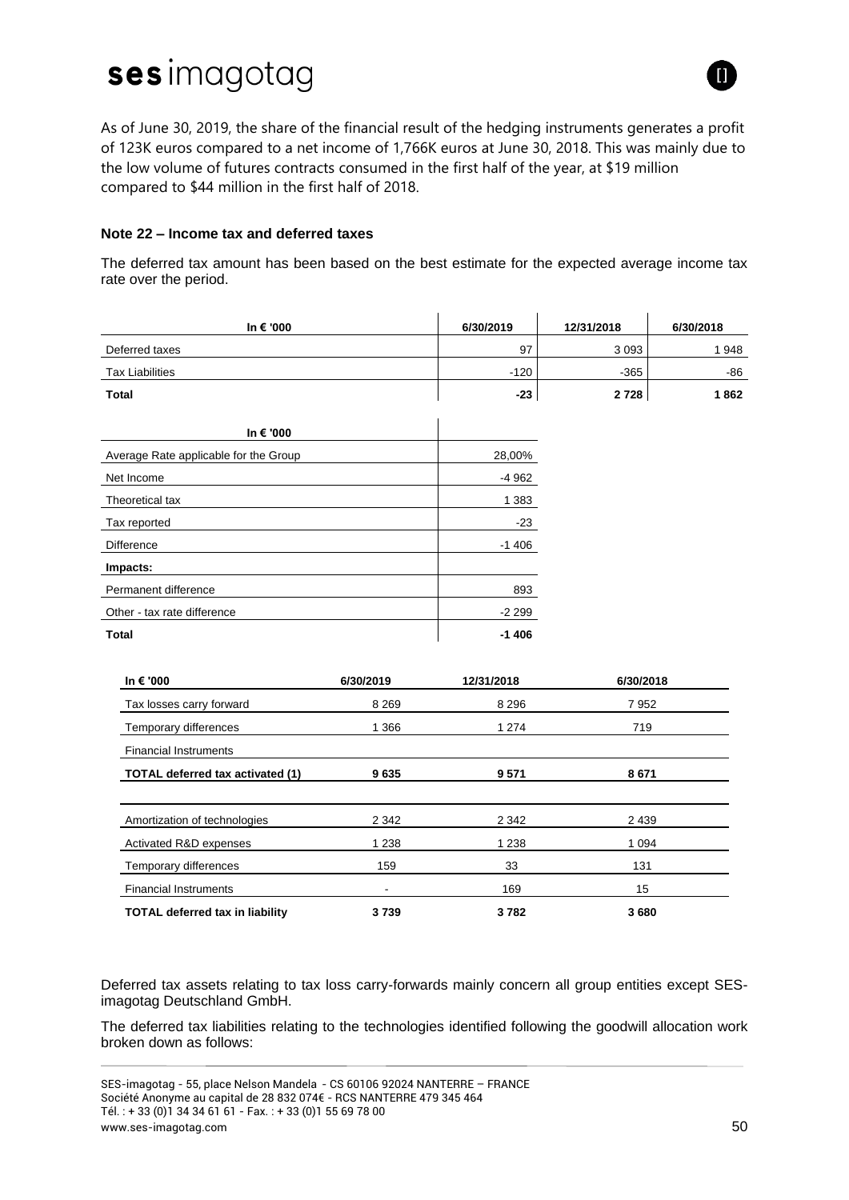As of June 30, 2019, the share of the financial result of the hedging instruments generates a profit of 123K euros compared to a net income of 1,766K euros at June 30, 2018. This was mainly due to the low volume of futures contracts consumed in the first half of the year, at \$19 million compared to \$44 million in the first half of 2018.

#### Note 22 – Income tax and deferred taxes

The deferred tax amount has been based on the best estimate for the expected average income tax rate over the period.

| In € '000 | 6/30/2019 | 12/31/2018 | 6/30/2018 |
|---|---|---|---|
| Deferred taxes | 97 | 3 093 | 1 948 |
| Tax Liabilities | -120 | -365 | -86 |
| **Total** | **-23** | **2 728** | **1 862** |

| In € '000 | |
|---|---|
| Average Rate applicable for the Group | 28,00% |
| Net Income | -4 962 |
| Theoretical tax | 1 383 |
| Tax reported | -23 |
| Difference | -1 406 |
| **Impacts:** | |
| Permanent difference | 893 |
| Other - tax rate difference | -2 299 |
| **Total** | **-1 406** |

| In € '000 | 6/30/2019 | 12/31/2018 | 6/30/2018 |
|---|---|---|---|
| Tax losses carry forward | 8 269 | 8 296 | 7 952 |
| Temporary differences | 1 366 | 1 274 | 719 |
| Financial Instruments | | | |
| **TOTAL deferred tax activated (1)** | **9 635** | **9 571** | **8 671** |
| | | | |
| Amortization of technologies | 2 342 | 2 342 | 2 439 |
| Activated R&D expenses | 1 238 | 1 238 | 1 094 |
| Temporary differences | 159 | 33 | 131 |
| Financial Instruments | - | 169 | 15 |
| **TOTAL deferred tax in liability** | **3 739** | **3 782** | **3 680** |

Deferred tax assets relating to tax loss carry-forwards mainly concern all group entities except SES-imagotag Deutschland GmbH.

The deferred tax liabilities relating to the technologies identified following the goodwill allocation work broken down as follows: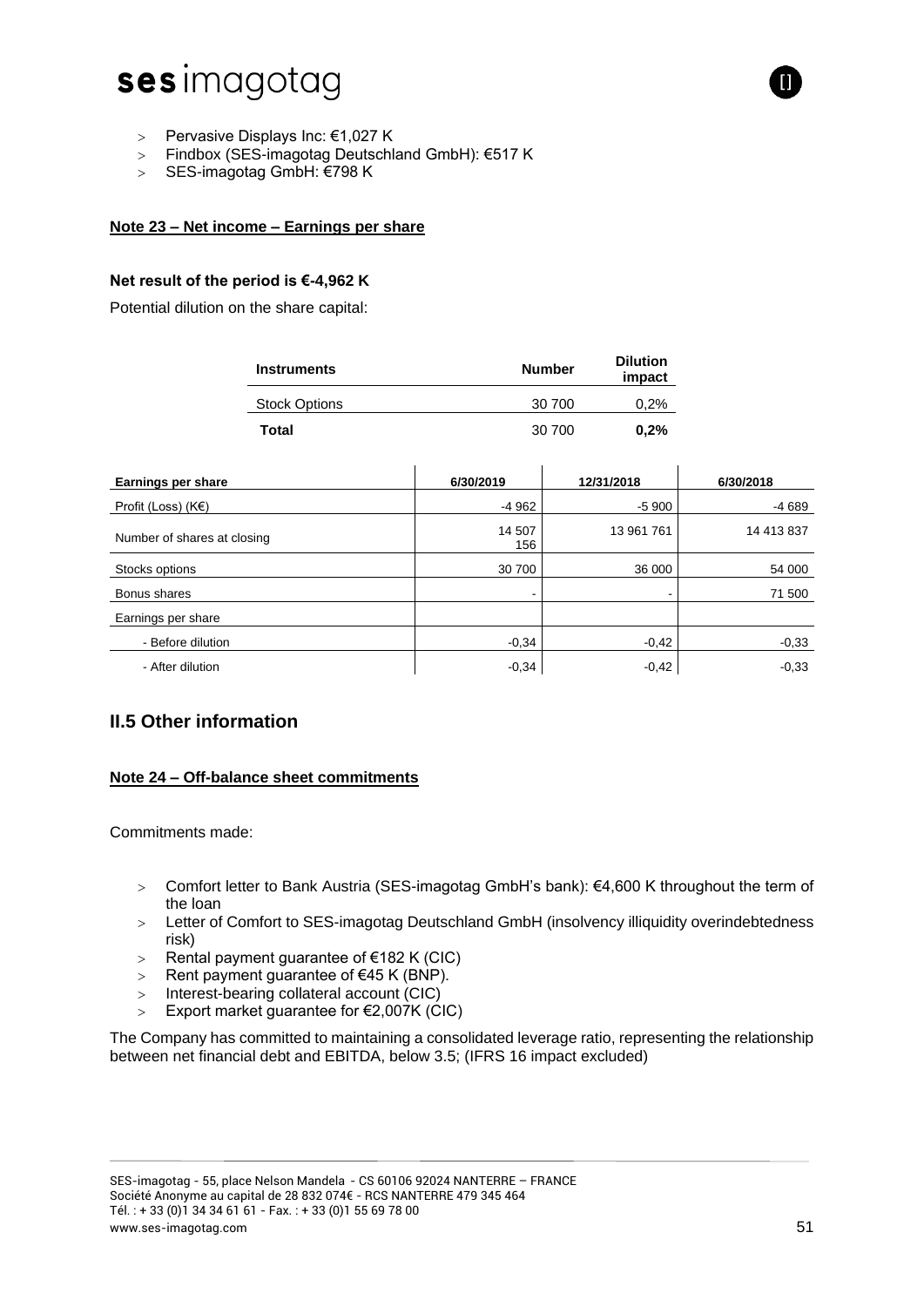- Pervasive Displays Inc: €1,027 K
- Findbox (SES-imagotag Deutschland GmbH): €517 K
- SES-imagotag GmbH: €798 K

**Note 23 – Net income – Earnings per share**

**Net result of the period is €-4,962 K**

Potential dilution on the share capital:

| Instruments | Number | Dilution impact |
|---|---|---|
| Stock Options | 30 700 | 0,2% |
| **Total** | 30 700 | **0,2%** |

| Earnings per share | 6/30/2019 | 12/31/2018 | 6/30/2018 |
|---|---|---|---|
| Profit (Loss) (K€) | -4 962 | -5 900 | -4 689 |
| Number of shares at closing | 14 507 156 | 13 961 761 | 14 413 837 |
| Stocks options | 30 700 | 36 000 | 54 000 |
| Bonus shares | - | - | 71 500 |
| Earnings per share | | | |
| - Before dilution | -0,34 | -0,42 | -0,33 |
| - After dilution | -0,34 | -0,42 | -0,33 |

## II.5 Other information

**Note 24 – Off-balance sheet commitments**

Commitments made:

- Comfort letter to Bank Austria (SES-imagotag GmbH's bank): €4,600 K throughout the term of the loan
- Letter of Comfort to SES-imagotag Deutschland GmbH (insolvency illiquidity overindebtedness risk)
- Rental payment guarantee of €182 K (CIC)
- Rent payment guarantee of €45 K (BNP).
- Interest-bearing collateral account (CIC)
- Export market guarantee for €2,007K (CIC)

The Company has committed to maintaining a consolidated leverage ratio, representing the relationship between net financial debt and EBITDA, below 3.5; (IFRS 16 impact excluded)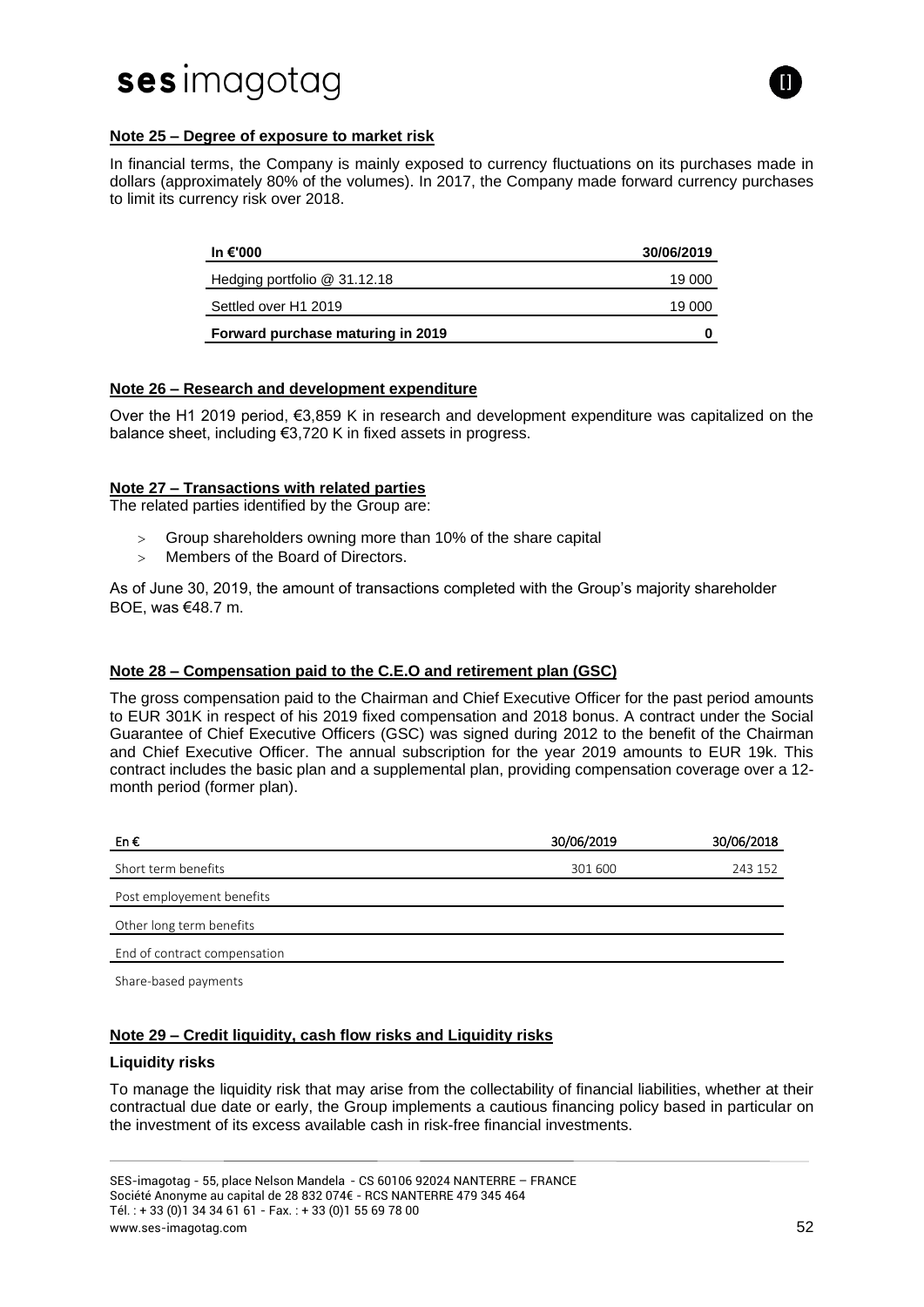**Note 25 – Degree of exposure to market risk**

In financial terms, the Company is mainly exposed to currency fluctuations on its purchases made in dollars (approximately 80% of the volumes). In 2017, the Company made forward currency purchases to limit its currency risk over 2018.

| In €'000 | 30/06/2019 |
| --- | --- |
| Hedging portfolio @ 31.12.18 | 19 000 |
| Settled over H1 2019 | 19 000 |
| **Forward purchase maturing in 2019** | **0** |

**Note 26 – Research and development expenditure**

Over the H1 2019 period, €3,859 K in research and development expenditure was capitalized on the balance sheet, including €3,720 K in fixed assets in progress.

**Note 27 – Transactions with related parties**

The related parties identified by the Group are:

- Group shareholders owning more than 10% of the share capital
- Members of the Board of Directors.

As of June 30, 2019, the amount of transactions completed with the Group's majority shareholder BOE, was €48.7 m.

**Note 28 – Compensation paid to the C.E.O and retirement plan (GSC)**

The gross compensation paid to the Chairman and Chief Executive Officer for the past period amounts to EUR 301K in respect of his 2019 fixed compensation and 2018 bonus. A contract under the Social Guarantee of Chief Executive Officers (GSC) was signed during 2012 to the benefit of the Chairman and Chief Executive Officer. The annual subscription for the year 2019 amounts to EUR 19k. This contract includes the basic plan and a supplemental plan, providing compensation coverage over a 12-month period (former plan).

| En € | 30/06/2019 | 30/06/2018 |
| --- | --- | --- |
| Short term benefits | 301 600 | 243 152 |
| Post employement benefits | | |
| Other long term benefits | | |
| End of contract compensation | | |
| Share-based payments | | |

**Note 29 – Credit liquidity, cash flow risks and Liquidity risks**

**Liquidity risks**

To manage the liquidity risk that may arise from the collectability of financial liabilities, whether at their contractual due date or early, the Group implements a cautious financing policy based in particular on the investment of its excess available cash in risk-free financial investments.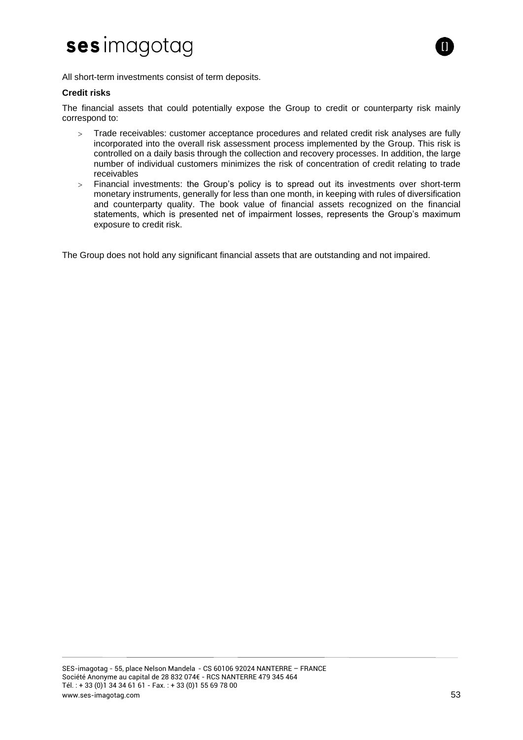All short-term investments consist of term deposits.

**Credit risks**

The financial assets that could potentially expose the Group to credit or counterparty risk mainly correspond to:

- Trade receivables: customer acceptance procedures and related credit risk analyses are fully incorporated into the overall risk assessment process implemented by the Group. This risk is controlled on a daily basis through the collection and recovery processes. In addition, the large number of individual customers minimizes the risk of concentration of credit relating to trade receivables
- Financial investments: the Group's policy is to spread out its investments over short-term monetary instruments, generally for less than one month, in keeping with rules of diversification and counterparty quality. The book value of financial assets recognized on the financial statements, which is presented net of impairment losses, represents the Group's maximum exposure to credit risk.

The Group does not hold any significant financial assets that are outstanding and not impaired.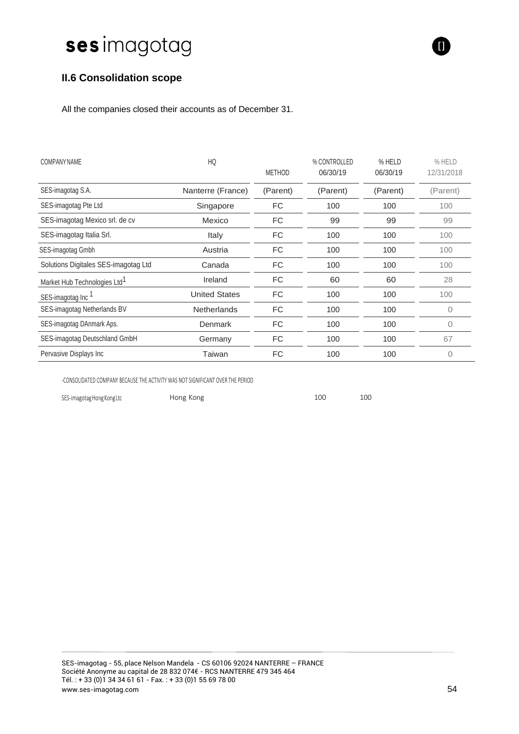## II.6 Consolidation scope

All the companies closed their accounts as of December 31.

| COMPANY NAME | HQ | METHOD | % CONTROLLED 06/30/19 | % HELD 06/30/19 | % HELD 12/31/2018 |
|---|---|---|---|---|---|
| SES-imagotag S.A. | Nanterre (France) | (Parent) | (Parent) | (Parent) | (Parent) |
| SES-imagotag Pte Ltd | Singapore | FC | 100 | 100 | 100 |
| SES-imagotag Mexico srl. de cv | Mexico | FC | 99 | 99 | 99 |
| SES-imagotag Italia Srl. | Italy | FC | 100 | 100 | 100 |
| SES-imagotag Gmbh | Austria | FC | 100 | 100 | 100 |
| Solutions Digitales SES-imagotag Ltd | Canada | FC | 100 | 100 | 100 |
| Market Hub Technologies Ltd[1] | Ireland | FC | 60 | 60 | 28 |
| SES-imagotag Inc [1] | United States | FC | 100 | 100 | 100 |
| SES-imagotag Netherlands BV | Netherlands | FC | 100 | 100 | 0 |
| SES-imagotag DAnmark Aps. | Denmark | FC | 100 | 100 | 0 |
| SES-imagotag Deutschland GmbH | Germany | FC | 100 | 100 | 67 |
| Pervasive Displays Inc | Taiwan | FC | 100 | 100 | 0 |

-CONSOLIDATED COMPANY BECAUSE THE ACTIVITY WAS NOT SIGNIFICANT OVER THE PERIOD

| | | | | |
|---|---|---|---|---|
| SES-imagotag Hong Kong Ltc | Hong Kong | | 100 | 100 |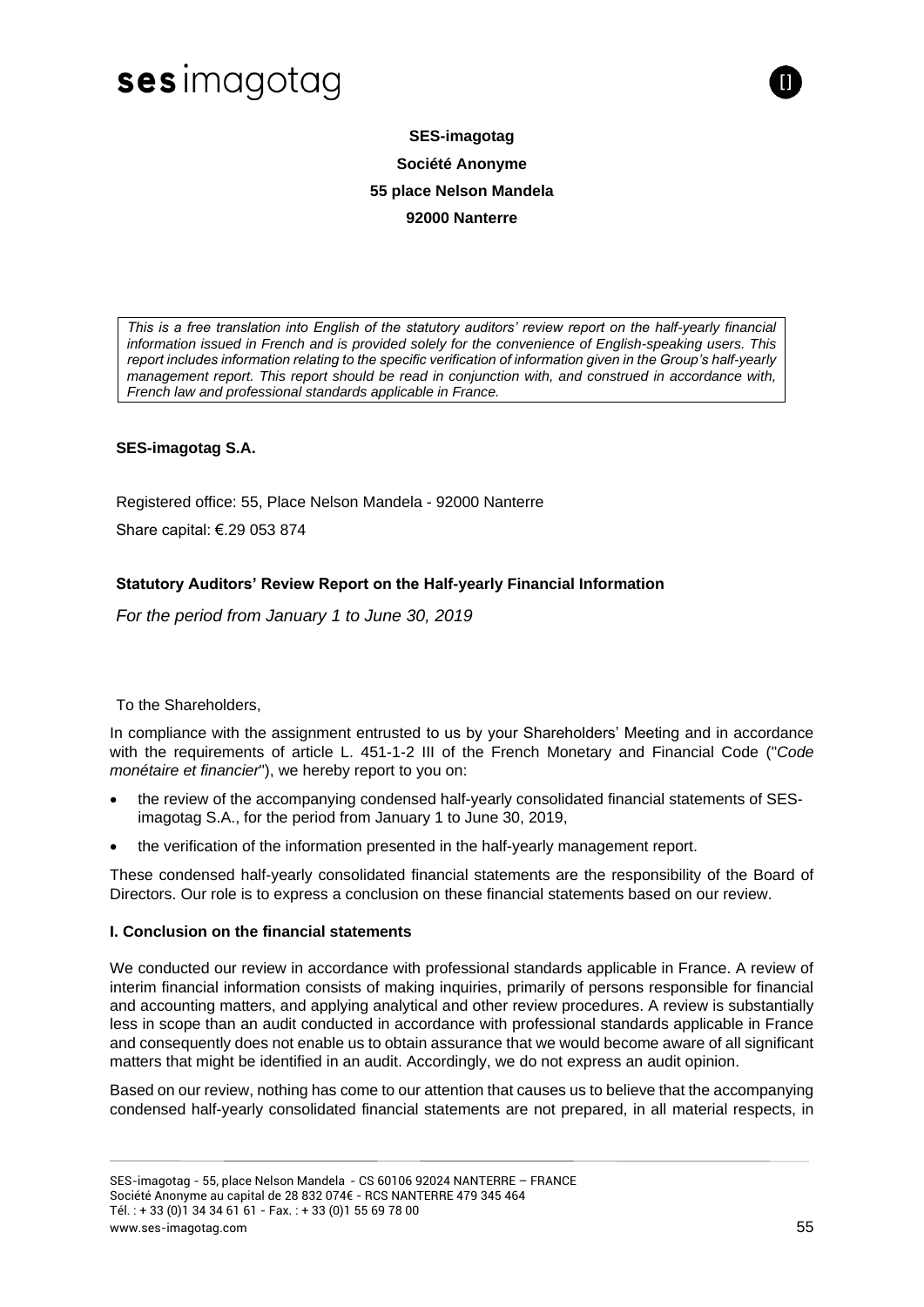**SES-imagotag**

**Société Anonyme**

**55 place Nelson Mandela**

**92000 Nanterre**

*This is a free translation into English of the statutory auditors' review report on the half-yearly financial information issued in French and is provided solely for the convenience of English-speaking users. This report includes information relating to the specific verification of information given in the Group's half-yearly management report. This report should be read in conjunction with, and construed in accordance with, French law and professional standards applicable in France.*

**SES-imagotag S.A.**

Registered office: 55, Place Nelson Mandela - 92000 Nanterre

Share capital: €.29 053 874

**Statutory Auditors' Review Report on the Half-yearly Financial Information**

*For the period from January 1 to June 30, 2019*

To the Shareholders,

In compliance with the assignment entrusted to us by your Shareholders' Meeting and in accordance with the requirements of article L. 451-1-2 III of the French Monetary and Financial Code ("*Code monétaire et financier*"), we hereby report to you on:

- the review of the accompanying condensed half-yearly consolidated financial statements of SES-imagotag S.A., for the period from January 1 to June 30, 2019,
- the verification of the information presented in the half-yearly management report.

These condensed half-yearly consolidated financial statements are the responsibility of the Board of Directors. Our role is to express a conclusion on these financial statements based on our review.

**I. Conclusion on the financial statements**

We conducted our review in accordance with professional standards applicable in France. A review of interim financial information consists of making inquiries, primarily of persons responsible for financial and accounting matters, and applying analytical and other review procedures. A review is substantially less in scope than an audit conducted in accordance with professional standards applicable in France and consequently does not enable us to obtain assurance that we would become aware of all significant matters that might be identified in an audit. Accordingly, we do not express an audit opinion.

Based on our review, nothing has come to our attention that causes us to believe that the accompanying condensed half-yearly consolidated financial statements are not prepared, in all material respects, in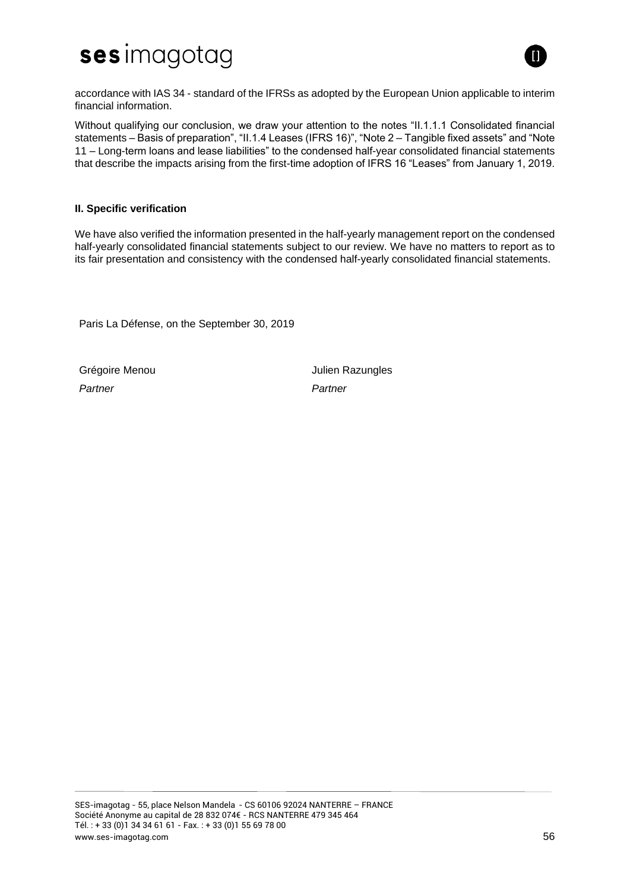accordance with IAS 34 - standard of the IFRSs as adopted by the European Union applicable to interim financial information.

Without qualifying our conclusion, we draw your attention to the notes "II.1.1.1 Consolidated financial statements – Basis of preparation", "II.1.4 Leases (IFRS 16)", "Note 2 – Tangible fixed assets" and "Note 11 – Long-term loans and lease liabilities" to the condensed half-year consolidated financial statements that describe the impacts arising from the first-time adoption of IFRS 16 "Leases" from January 1, 2019.

**II. Specific verification**

We have also verified the information presented in the half-yearly management report on the condensed half-yearly consolidated financial statements subject to our review. We have no matters to report as to its fair presentation and consistency with the condensed half-yearly consolidated financial statements.

Paris La Défense, on the September 30, 2019

| Grégoire Menou | Julien Razungles |
| --- | --- |
| *Partner* | *Partner* |

SES-imagotag - 55, place Nelson Mandela - CS 60106 92024 NANTERRE – FRANCE
Société Anonyme au capital de 28 832 074€ - RCS NANTERRE 479 345 464
Tél. : + 33 (0)1 34 34 61 61 - Fax. : + 33 (0)1 55 69 78 00
www.ses-imagotag.com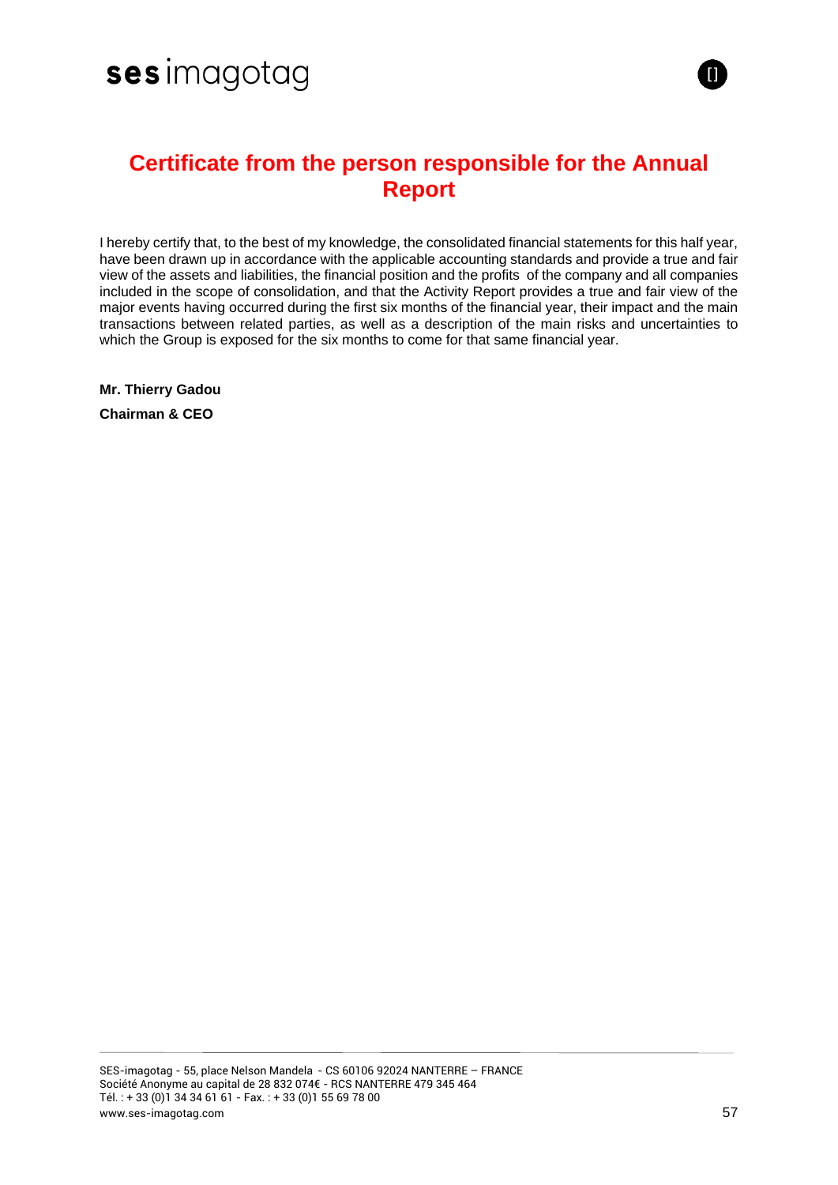# Certificate from the person responsible for the Annual Report

I hereby certify that, to the best of my knowledge, the consolidated financial statements for this half year, have been drawn up in accordance with the applicable accounting standards and provide a true and fair view of the assets and liabilities, the financial position and the profits of the company and all companies included in the scope of consolidation, and that the Activity Report provides a true and fair view of the major events having occurred during the first six months of the financial year, their impact and the main transactions between related parties, as well as a description of the main risks and uncertainties to which the Group is exposed for the six months to come for that same financial year.

**Mr. Thierry Gadou**

**Chairman & CEO**

SES-imagotag - 55, place Nelson Mandela - CS 60106 92024 NANTERRE – FRANCE
Société Anonyme au capital de 28 832 074€ - RCS NANTERRE 479 345 464
Tél. : + 33 (0)1 34 34 61 61 - Fax. : + 33 (0)1 55 69 78 00
www.ses-imagotag.com